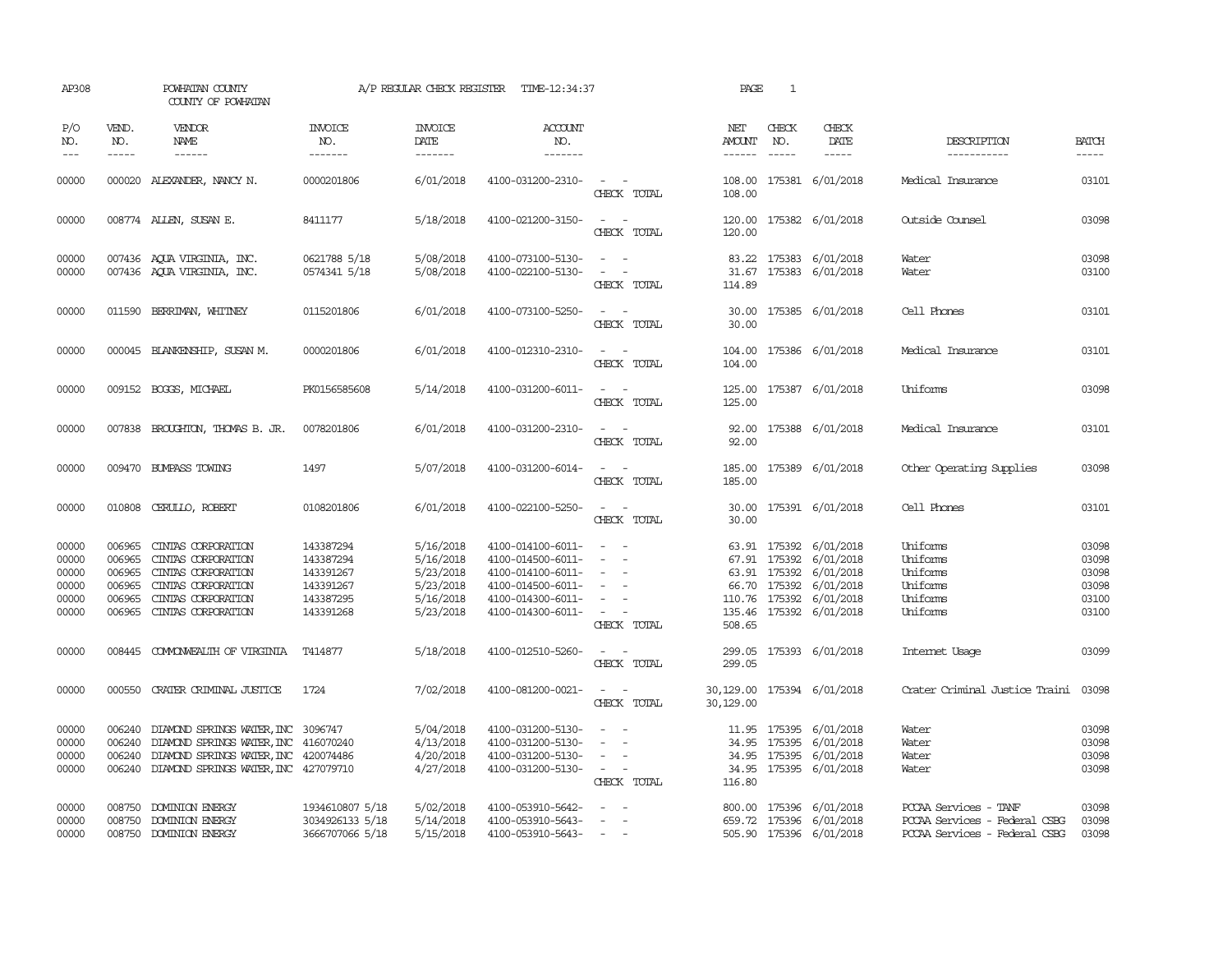AP308 POWHATAN COUNTY A/P REGULAR CHECK REGISTER TIME-12:34:37 PAGE 1

COUNTY OF POWHATAN

| P/O NO. | VEND. NO. | VENDOR NAME | INVOICE NO. | INVOICE DATE | ACCOUNT NO. | | NET AMOUNT | CHECK NO. | CHECK DATE | DESCRIPTION | BATCH |
|---|---|---|---|---|---|---|---|---|---|---|---|
| --- | ----- | ------ | ------- | ------- | ------- | | ------ | ----- | ----- | ----------- | ----- |
| 00000 | 000020 | ALEXANDER, NANCY N. | 0000201806 | 6/01/2018 | 4100-031200-2310- | - - | 108.00 | 175381 | 6/01/2018 | Medical Insurance | 03101 |
| | | | | | | CHECK TOTAL | 108.00 | | | | |
| 00000 | 008774 | ALLEN, SUSAN E. | 8411177 | 5/18/2018 | 4100-021200-3150- | - - | 120.00 | 175382 | 6/01/2018 | Outside Counsel | 03098 |
| | | | | | | CHECK TOTAL | 120.00 | | | | |
| 00000 | 007436 | AQUA VIRGINIA, INC. | 0621788 5/18 | 5/08/2018 | 4100-073100-5130- | - - | 83.22 | 175383 | 6/01/2018 | Water | 03098 |
| 00000 | 007436 | AQUA VIRGINIA, INC. | 0574341 5/18 | 5/08/2018 | 4100-022100-5130- | - - | 31.67 | 175383 | 6/01/2018 | Water | 03100 |
| | | | | | | CHECK TOTAL | 114.89 | | | | |
| 00000 | 011590 | BERRIMAN, WHITNEY | 0115201806 | 6/01/2018 | 4100-073100-5250- | - - | 30.00 | 175385 | 6/01/2018 | Cell Phones | 03101 |
| | | | | | | CHECK TOTAL | 30.00 | | | | |
| 00000 | 000045 | BLANKENSHIP, SUSAN M. | 0000201806 | 6/01/2018 | 4100-012310-2310- | - - | 104.00 | 175386 | 6/01/2018 | Medical Insurance | 03101 |
| | | | | | | CHECK TOTAL | 104.00 | | | | |
| 00000 | 009152 | BOGGS, MICHAEL | PK0156585608 | 5/14/2018 | 4100-031200-6011- | - - | 125.00 | 175387 | 6/01/2018 | Uniforms | 03098 |
| | | | | | | CHECK TOTAL | 125.00 | | | | |
| 00000 | 007838 | BROUGHTON, THOMAS B. JR. | 0078201806 | 6/01/2018 | 4100-031200-2310- | - - | 92.00 | 175388 | 6/01/2018 | Medical Insurance | 03101 |
| | | | | | | CHECK TOTAL | 92.00 | | | | |
| 00000 | 009470 | BUMPASS TOWING | 1497 | 5/07/2018 | 4100-031200-6014- | - - | 185.00 | 175389 | 6/01/2018 | Other Operating Supplies | 03098 |
| | | | | | | CHECK TOTAL | 185.00 | | | | |
| 00000 | 010808 | CERULLO, ROBERT | 0108201806 | 6/01/2018 | 4100-022100-5250- | - - | 30.00 | 175391 | 6/01/2018 | Cell Phones | 03101 |
| | | | | | | CHECK TOTAL | 30.00 | | | | |
| 00000 | 006965 | CINTAS CORPORATION | 143387294 | 5/16/2018 | 4100-014100-6011- | - - | 63.91 | 175392 | 6/01/2018 | Uniforms | 03098 |
| 00000 | 006965 | CINTAS CORPORATION | 143387294 | 5/16/2018 | 4100-014500-6011- | - - | 67.91 | 175392 | 6/01/2018 | Uniforms | 03098 |
| 00000 | 006965 | CINTAS CORPORATION | 143391267 | 5/23/2018 | 4100-014100-6011- | - - | 63.91 | 175392 | 6/01/2018 | Uniforms | 03098 |
| 00000 | 006965 | CINTAS CORPORATION | 143391267 | 5/23/2018 | 4100-014500-6011- | - - | 66.70 | 175392 | 6/01/2018 | Uniforms | 03098 |
| 00000 | 006965 | CINTAS CORPORATION | 143387295 | 5/16/2018 | 4100-014300-6011- | - - | 110.76 | 175392 | 6/01/2018 | Uniforms | 03100 |
| 00000 | 006965 | CINTAS CORPORATION | 143391268 | 5/23/2018 | 4100-014300-6011- | - - | 135.46 | 175392 | 6/01/2018 | Uniforms | 03100 |
| | | | | | | CHECK TOTAL | 508.65 | | | | |
| 00000 | 008445 | COMMONWEALTH OF VIRGINIA | T414877 | 5/18/2018 | 4100-012510-5260- | - - | 299.05 | 175393 | 6/01/2018 | Internet Usage | 03099 |
| | | | | | | CHECK TOTAL | 299.05 | | | | |
| 00000 | 000550 | CRATER CRIMINAL JUSTICE | 1724 | 7/02/2018 | 4100-081200-0021- | - - | 30,129.00 | 175394 | 6/01/2018 | Crater Criminal Justice Traini | 03098 |
| | | | | | | CHECK TOTAL | 30,129.00 | | | | |
| 00000 | 006240 | DIAMOND SPRINGS WATER, INC | 3096747 | 5/04/2018 | 4100-031200-5130- | - - | 11.95 | 175395 | 6/01/2018 | Water | 03098 |
| 00000 | 006240 | DIAMOND SPRINGS WATER, INC | 416070240 | 4/13/2018 | 4100-031200-5130- | - - | 34.95 | 175395 | 6/01/2018 | Water | 03098 |
| 00000 | 006240 | DIAMOND SPRINGS WATER, INC | 420074486 | 4/20/2018 | 4100-031200-5130- | - - | 34.95 | 175395 | 6/01/2018 | Water | 03098 |
| 00000 | 006240 | DIAMOND SPRINGS WATER, INC | 427079710 | 4/27/2018 | 4100-031200-5130- | - - | 34.95 | 175395 | 6/01/2018 | Water | 03098 |
| | | | | | | CHECK TOTAL | 116.80 | | | | |
| 00000 | 008750 | DOMINION ENERGY | 1934610807 5/18 | 5/02/2018 | 4100-053910-5642- | - - | 800.00 | 175396 | 6/01/2018 | PCCAA Services - TANF | 03098 |
| 00000 | 008750 | DOMINION ENERGY | 3034926133 5/18 | 5/14/2018 | 4100-053910-5643- | - - | 659.72 | 175396 | 6/01/2018 | PCCAA Services - Federal CSBG | 03098 |
| 00000 | 008750 | DOMINION ENERGY | 3666707066 5/18 | 5/15/2018 | 4100-053910-5643- | - - | 505.90 | 175396 | 6/01/2018 | PCCAA Services - Federal CSBG | 03098 |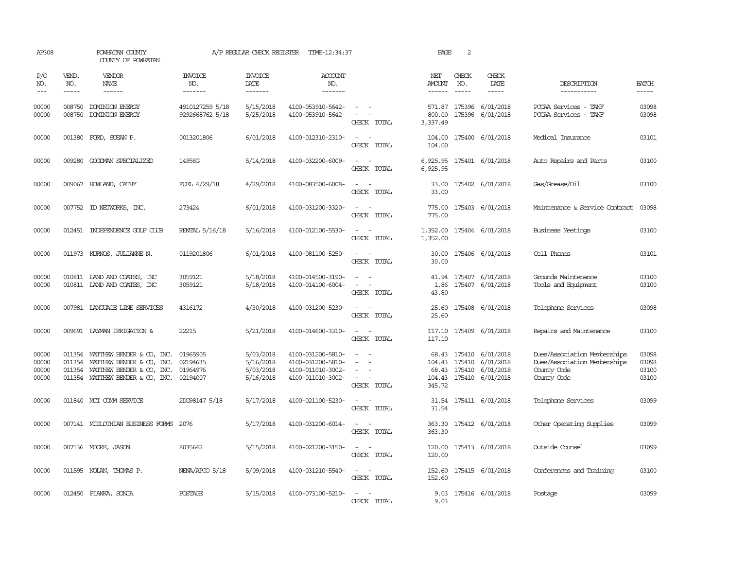AP308 POWHATAN COUNTY A/P REGULAR CHECK REGISTER TIME-12:34:37
COUNTY OF POWHATAN

| P/O NO. | VEND. NO. | VENDOR NAME | INVOICE NO. | INVOICE DATE | ACCOUNT NO. | | NET AMOUNT | CHECK NO. | CHECK DATE | DESCRIPTION | BATCH |
|---|---|---|---|---|---|---|---|---|---|---|---|
| 00000 | 008750 | DOMINION ENERGY | 4910127259 5/18 | 5/15/2018 | 4100-053910-5642- | - - | 571.87 | 175396 | 6/01/2018 | PCCAA Services - TANF | 03098 |
| 00000 | 008750 | DOMINION ENERGY | 9292668762 5/18 | 5/25/2018 | 4100-053910-5642- | - - | 800.00 | 175396 | 6/01/2018 | PCCAA Services - TANF | 03098 |
| | | | | | | CHECK TOTAL | 3,337.49 | | | | |
| 00000 | 001380 | FORD, SUSAN P. | 0013201806 | 6/01/2018 | 4100-012310-2310- | - - | 104.00 | 175400 | 6/01/2018 | Medical Insurance | 03101 |
| | | | | | | CHECK TOTAL | 104.00 | | | | |
| 00000 | 009280 | GOODMAN SPECIALIZED | 14956G | 5/14/2018 | 4100-032200-6009- | - - | 6,925.95 | 175401 | 6/01/2018 | Auto Repairs and Parts | 03100 |
| | | | | | | CHECK TOTAL | 6,925.95 | | | | |
| 00000 | 009067 | HOWLAND, CATHY | FUEL 4/29/18 | 4/29/2018 | 4100-083500-6008- | - - | 33.00 | 175402 | 6/01/2018 | Gas/Grease/Oil | 03100 |
| | | | | | | CHECK TOTAL | 33.00 | | | | |
| 00000 | 007752 | ID NETWORKS, INC. | 273424 | 6/01/2018 | 4100-031200-3320- | - - | 775.00 | 175403 | 6/01/2018 | Maintenance & Service Contract | 03098 |
| | | | | | | CHECK TOTAL | 775.00 | | | | |
| 00000 | 012451 | INDEPENDENCE GOLF CLUB | RENTAL 5/16/18 | 5/16/2018 | 4100-012100-5530- | - - | 1,352.00 | 175404 | 6/01/2018 | Business Meetings | 03100 |
| | | | | | | CHECK TOTAL | 1,352.00 | | | | |
| 00000 | 011973 | KURNOS, JULIANNE N. | 0119201806 | 6/01/2018 | 4100-081100-5250- | - - | 30.00 | 175406 | 6/01/2018 | Cell Phones | 03101 |
| | | | | | | CHECK TOTAL | 30.00 | | | | |
| 00000 | 010811 | LAND AND COATES, INC | 3059121 | 5/18/2018 | 4100-014500-3190- | - - | 41.94 | 175407 | 6/01/2018 | Grounds Maintenance | 03100 |
| 00000 | 010811 | LAND AND COATES, INC | 3059121 | 5/18/2018 | 4100-014100-6004- | - - | 1.86 | 175407 | 6/01/2018 | Tools and Equipment | 03100 |
| | | | | | | CHECK TOTAL | 43.80 | | | | |
| 00000 | 007981 | LANGUAGE LINE SERVICES | 4316172 | 4/30/2018 | 4100-031200-5230- | - - | 25.60 | 175408 | 6/01/2018 | Telephone Services | 03098 |
| | | | | | | CHECK TOTAL | 25.60 | | | | |
| 00000 | 009691 | LAYMAN IRRIGATION & | 22215 | 5/21/2018 | 4100-014600-3310- | - - | 117.10 | 175409 | 6/01/2018 | Repairs and Maintenance | 03100 |
| | | | | | | CHECK TOTAL | 117.10 | | | | |
| 00000 | 011354 | MATTHEW BENDER & CO, INC. | 01965905 | 5/03/2018 | 4100-031200-5810- | - - | 68.43 | 175410 | 6/01/2018 | Dues/Association Memberships | 03098 |
| 00000 | 011354 | MATTHEW BENDER & CO, INC. | 02194635 | 5/16/2018 | 4100-031200-5810- | - - | 104.43 | 175410 | 6/01/2018 | Dues/Association Memberships | 03098 |
| 00000 | 011354 | MATTHEW BENDER & CO, INC. | 01964976 | 5/03/2018 | 4100-011010-3002- | - - | 68.43 | 175410 | 6/01/2018 | County Code | 03100 |
| 00000 | 011354 | MATTHEW BENDER & CO, INC. | 02194007 | 5/16/2018 | 4100-011010-3002- | - - | 104.43 | 175410 | 6/01/2018 | County Code | 03100 |
| | | | | | | CHECK TOTAL | 345.72 | | | | |
| 00000 | 011840 | MCI COMM SERVICE | 2DG98147 5/18 | 5/17/2018 | 4100-021100-5230- | - - | 31.54 | 175411 | 6/01/2018 | Telephone Services | 03099 |
| | | | | | | CHECK TOTAL | 31.54 | | | | |
| 00000 | 007141 | MIDLOTHIAN BUSINESS FORMS | 2076 | 5/17/2018 | 4100-031200-6014- | - - | 363.30 | 175412 | 6/01/2018 | Other Operating Supplies | 03099 |
| | | | | | | CHECK TOTAL | 363.30 | | | | |
| 00000 | 007136 | MOORE, JASON | 8035642 | 5/15/2018 | 4100-021200-3150- | - - | 120.00 | 175413 | 6/01/2018 | Outside Counsel | 03099 |
| | | | | | | CHECK TOTAL | 120.00 | | | | |
| 00000 | 011595 | NOLAN, THOMAS P. | NENA/APCO 5/18 | 5/09/2018 | 4100-031210-5540- | - - | 152.60 | 175415 | 6/01/2018 | Conferences and Training | 03100 |
| | | | | | | CHECK TOTAL | 152.60 | | | | |
| 00000 | 012450 | PIANKA, SONJA | POSTAGE | 5/15/2018 | 4100-073100-5210- | - - | 9.03 | 175416 | 6/01/2018 | Postage | 03099 |
| | | | | | | CHECK TOTAL | 9.03 | | | | |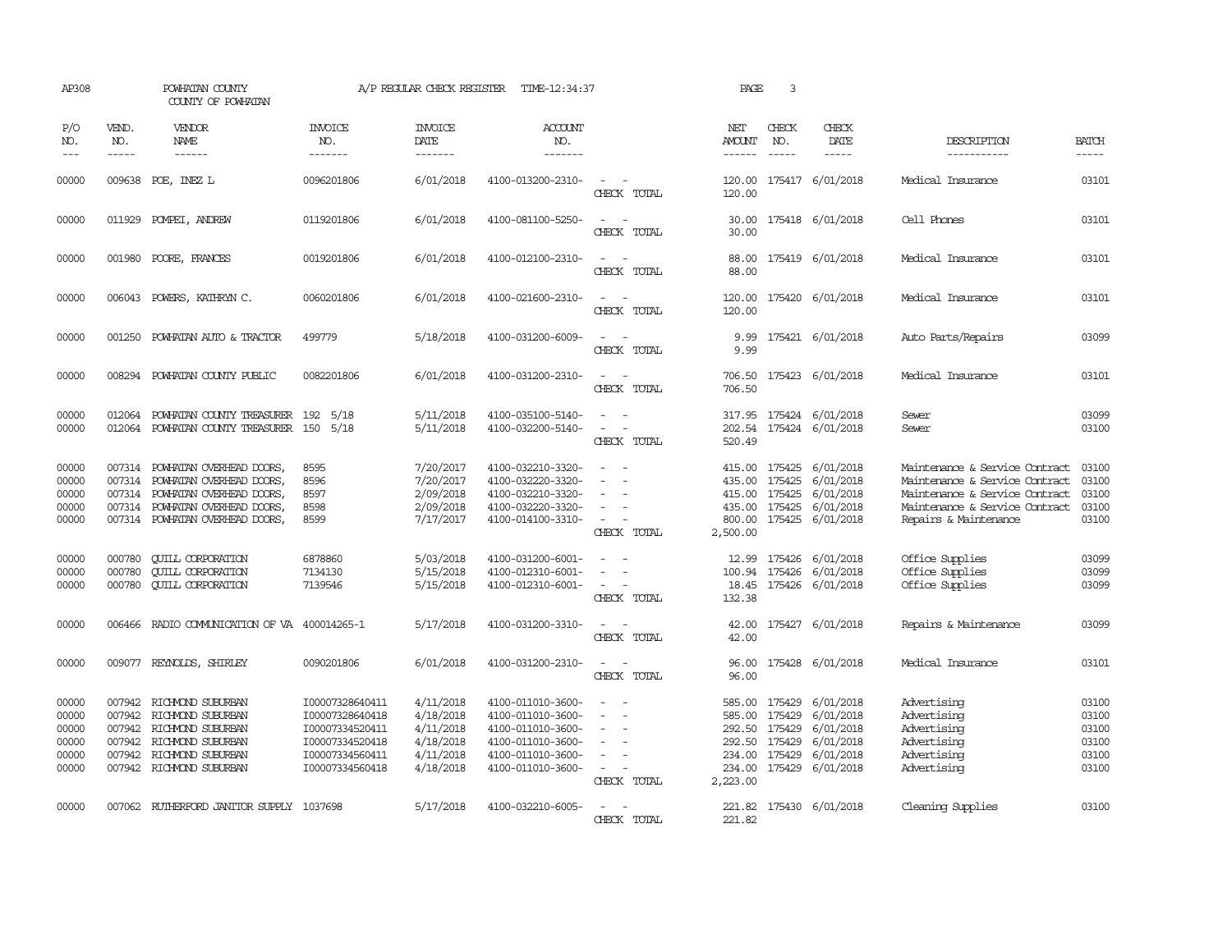AP308 POWHATAN COUNTY A/P REGULAR CHECK REGISTER TIME-12:34:37 PAGE 3

COUNTY OF POWHATAN

| P/O NO. | VEND. NO. | VENDOR NAME | INVOICE NO. | INVOICE DATE | ACCOUNT NO. | | NET AMOUNT | CHECK NO. | CHECK DATE | DESCRIPTION | BATCH |
|---|---|---|---|---|---|---|---|---|---|---|---|
| 00000 | 009638 | POE, INEZ L | 0096201806 | 6/01/2018 | 4100-013200-2310- | - - | 120.00 | 175417 | 6/01/2018 | Medical Insurance | 03101 |
| | | | | | | CHECK TOTAL | 120.00 | | | | |
| 00000 | 011929 | POMPEI, ANDREW | 0119201806 | 6/01/2018 | 4100-081100-5250- | - - | 30.00 | 175418 | 6/01/2018 | Cell Phones | 03101 |
| | | | | | | CHECK TOTAL | 30.00 | | | | |
| 00000 | 001980 | POORE, FRANCES | 0019201806 | 6/01/2018 | 4100-012100-2310- | - - | 88.00 | 175419 | 6/01/2018 | Medical Insurance | 03101 |
| | | | | | | CHECK TOTAL | 88.00 | | | | |
| 00000 | 006043 | POWERS, KATHRYN C. | 0060201806 | 6/01/2018 | 4100-021600-2310- | - - | 120.00 | 175420 | 6/01/2018 | Medical Insurance | 03101 |
| | | | | | | CHECK TOTAL | 120.00 | | | | |
| 00000 | 001250 | POWHATAN AUTO & TRACTOR | 499779 | 5/18/2018 | 4100-031200-6009- | - - | 9.99 | 175421 | 6/01/2018 | Auto Parts/Repairs | 03099 |
| | | | | | | CHECK TOTAL | 9.99 | | | | |
| 00000 | 008294 | POWHATAN COUNTY PUBLIC | 0082201806 | 6/01/2018 | 4100-031200-2310- | - - | 706.50 | 175423 | 6/01/2018 | Medical Insurance | 03101 |
| | | | | | | CHECK TOTAL | 706.50 | | | | |
| 00000 | 012064 | POWHATAN COUNTY TREASURER | 192 5/18 | 5/11/2018 | 4100-035100-5140- | - - | 317.95 | 175424 | 6/01/2018 | Sewer | 03099 |
| 00000 | 012064 | POWHATAN COUNTY TREASURER | 150 5/18 | 5/11/2018 | 4100-032200-5140- | - - | 202.54 | 175424 | 6/01/2018 | Sewer | 03100 |
| | | | | | | CHECK TOTAL | 520.49 | | | | |
| 00000 | 007314 | POWHATAN OVERHEAD DOORS, | 8595 | 7/20/2017 | 4100-032210-3320- | - - | 415.00 | 175425 | 6/01/2018 | Maintenance & Service Contract | 03100 |
| 00000 | 007314 | POWHATAN OVERHEAD DOORS, | 8596 | 7/20/2017 | 4100-032220-3320- | - - | 435.00 | 175425 | 6/01/2018 | Maintenance & Service Contract | 03100 |
| 00000 | 007314 | POWHATAN OVERHEAD DOORS, | 8597 | 2/09/2018 | 4100-032210-3320- | - - | 415.00 | 175425 | 6/01/2018 | Maintenance & Service Contract | 03100 |
| 00000 | 007314 | POWHATAN OVERHEAD DOORS, | 8598 | 2/09/2018 | 4100-032220-3320- | - - | 435.00 | 175425 | 6/01/2018 | Maintenance & Service Contract | 03100 |
| 00000 | 007314 | POWHATAN OVERHEAD DOORS, | 8599 | 7/17/2017 | 4100-014100-3310- | - - | 800.00 | 175425 | 6/01/2018 | Repairs & Maintenance | 03100 |
| | | | | | | CHECK TOTAL | 2,500.00 | | | | |
| 00000 | 000780 | QUILL CORPORATION | 6878860 | 5/03/2018 | 4100-031200-6001- | - - | 12.99 | 175426 | 6/01/2018 | Office Supplies | 03099 |
| 00000 | 000780 | QUILL CORPORATION | 7134130 | 5/15/2018 | 4100-012310-6001- | - - | 100.94 | 175426 | 6/01/2018 | Office Supplies | 03099 |
| 00000 | 000780 | QUILL CORPORATION | 7139546 | 5/15/2018 | 4100-012310-6001- | - - | 18.45 | 175426 | 6/01/2018 | Office Supplies | 03099 |
| | | | | | | CHECK TOTAL | 132.38 | | | | |
| 00000 | 006466 | RADIO COMMUNICATION OF VA | 400014265-1 | 5/17/2018 | 4100-031200-3310- | - - | 42.00 | 175427 | 6/01/2018 | Repairs & Maintenance | 03099 |
| | | | | | | CHECK TOTAL | 42.00 | | | | |
| 00000 | 009077 | REYNOLDS, SHIRLEY | 0090201806 | 6/01/2018 | 4100-031200-2310- | - - | 96.00 | 175428 | 6/01/2018 | Medical Insurance | 03101 |
| | | | | | | CHECK TOTAL | 96.00 | | | | |
| 00000 | 007942 | RICHMOND SUBURBAN | I00007328640411 | 4/11/2018 | 4100-011010-3600- | - - | 585.00 | 175429 | 6/01/2018 | Advertising | 03100 |
| 00000 | 007942 | RICHMOND SUBURBAN | I00007328640418 | 4/18/2018 | 4100-011010-3600- | - - | 585.00 | 175429 | 6/01/2018 | Advertising | 03100 |
| 00000 | 007942 | RICHMOND SUBURBAN | I00007334520411 | 4/11/2018 | 4100-011010-3600- | - - | 292.50 | 175429 | 6/01/2018 | Advertising | 03100 |
| 00000 | 007942 | RICHMOND SUBURBAN | I00007334520418 | 4/18/2018 | 4100-011010-3600- | - - | 292.50 | 175429 | 6/01/2018 | Advertising | 03100 |
| 00000 | 007942 | RICHMOND SUBURBAN | I00007334560411 | 4/11/2018 | 4100-011010-3600- | - - | 234.00 | 175429 | 6/01/2018 | Advertising | 03100 |
| 00000 | 007942 | RICHMOND SUBURBAN | I00007334560418 | 4/18/2018 | 4100-011010-3600- | - - | 234.00 | 175429 | 6/01/2018 | Advertising | 03100 |
| | | | | | | CHECK TOTAL | 2,223.00 | | | | |
| 00000 | 007062 | RUTHERFORD JANITOR SUPPLY | 1037698 | 5/17/2018 | 4100-032210-6005- | - - | 221.82 | 175430 | 6/01/2018 | Cleaning Supplies | 03100 |
| | | | | | | CHECK TOTAL | 221.82 | | | | |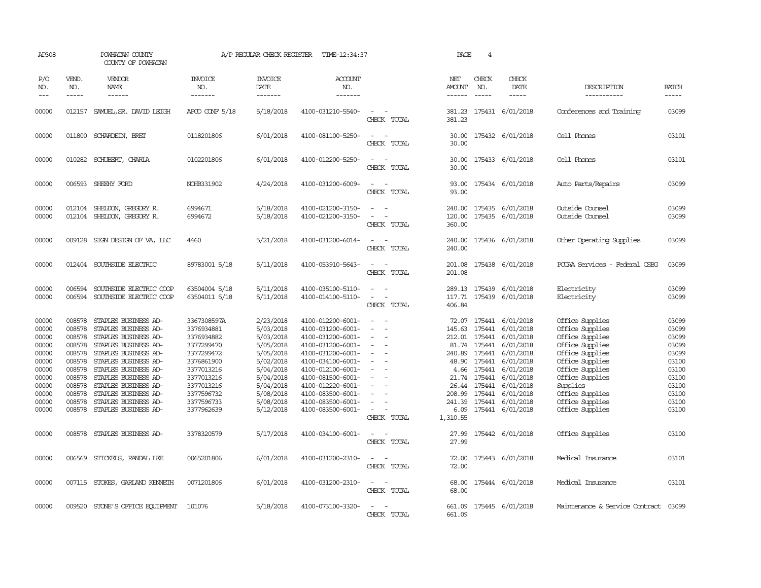AP308 POWHATAN COUNTY COUNTY OF POWHATAN A/P REGULAR CHECK REGISTER TIME-12:34:37 PAGE 4

| P/O NO. | VEND. NO. | VENDOR NAME | INVOICE NO. | INVOICE DATE | ACCOUNT NO. | | NET AMOUNT | CHECK NO. | CHECK DATE | DESCRIPTION | BATCH |
|---|---|---|---|---|---|---|---|---|---|---|---|
| 00000 | 012157 | SAMUEL,SR. DAVID LEIGH | APCO CONF 5/18 | 5/18/2018 | 4100-031210-5540- | - - | 381.23 | 175431 | 6/01/2018 | Conferences and Training | 03099 |
| | | | | | | CHECK TOTAL | 381.23 | | | | |
| 00000 | 011800 | SCHARDEIN, BRET | 0118201806 | 6/01/2018 | 4100-081100-5250- | - - | 30.00 | 175432 | 6/01/2018 | Cell Phones | 03101 |
| | | | | | | CHECK TOTAL | 30.00 | | | | |
| 00000 | 010282 | SCHUBERT, CHARLA | 0102201806 | 6/01/2018 | 4100-012200-5250- | - - | 30.00 | 175433 | 6/01/2018 | Cell Phones | 03101 |
| | | | | | | CHECK TOTAL | 30.00 | | | | |
| 00000 | 006593 | SHEEHY FORD | NOHB331902 | 4/24/2018 | 4100-031200-6009- | - - | 93.00 | 175434 | 6/01/2018 | Auto Parts/Repairs | 03099 |
| | | | | | | CHECK TOTAL | 93.00 | | | | |
| 00000 | 012104 | SHELDON, GREGORY R. | 6994671 | 5/18/2018 | 4100-021200-3150- | - - | 240.00 | 175435 | 6/01/2018 | Outside Counsel | 03099 |
| 00000 | 012104 | SHELDON, GREGORY R. | 6994672 | 5/18/2018 | 4100-021200-3150- | - - | 120.00 | 175435 | 6/01/2018 | Outside Counsel | 03099 |
| | | | | | | CHECK TOTAL | 360.00 | | | | |
| 00000 | 009128 | SIGN DESIGN OF VA, LLC | 4460 | 5/21/2018 | 4100-031200-6014- | - - | 240.00 | 175436 | 6/01/2018 | Other Operating Supplies | 03099 |
| | | | | | | CHECK TOTAL | 240.00 | | | | |
| 00000 | 012404 | SOUTHSIDE ELECTRIC | 89783001 5/18 | 5/11/2018 | 4100-053910-5643- | - - | 201.08 | 175438 | 6/01/2018 | PCCAA Services - Federal CSBG | 03099 |
| | | | | | | CHECK TOTAL | 201.08 | | | | |
| 00000 | 006594 | SOUTHSIDE ELECTRIC COOP | 63504004 5/18 | 5/11/2018 | 4100-035100-5110- | - - | 289.13 | 175439 | 6/01/2018 | Electricity | 03099 |
| 00000 | 006594 | SOUTHSIDE ELECTRIC COOP | 63504011 5/18 | 5/11/2018 | 4100-014100-5110- | - - | 117.71 | 175439 | 6/01/2018 | Electricity | 03099 |
| | | | | | | CHECK TOTAL | 406.84 | | | | |
| 00000 | 008578 | STAPLES BUSINESS AD- | 3367308597A | 2/23/2018 | 4100-012200-6001- | - - | 72.07 | 175441 | 6/01/2018 | Office Supplies | 03099 |
| 00000 | 008578 | STAPLES BUSINESS AD- | 3376934881 | 5/03/2018 | 4100-031200-6001- | - - | 145.63 | 175441 | 6/01/2018 | Office Supplies | 03099 |
| 00000 | 008578 | STAPLES BUSINESS AD- | 3376934882 | 5/03/2018 | 4100-031200-6001- | - - | 212.01 | 175441 | 6/01/2018 | Office Supplies | 03099 |
| 00000 | 008578 | STAPLES BUSINESS AD- | 3377299470 | 5/05/2018 | 4100-031200-6001- | - - | 81.74 | 175441 | 6/01/2018 | Office Supplies | 03099 |
| 00000 | 008578 | STAPLES BUSINESS AD- | 3377299472 | 5/05/2018 | 4100-031200-6001- | - - | 240.89 | 175441 | 6/01/2018 | Office Supplies | 03099 |
| 00000 | 008578 | STAPLES BUSINESS AD- | 3376861900 | 5/02/2018 | 4100-034100-6001- | - - | 48.90 | 175441 | 6/01/2018 | Office Supplies | 03100 |
| 00000 | 008578 | STAPLES BUSINESS AD- | 3377013216 | 5/04/2018 | 4100-012100-6001- | - - | 4.66 | 175441 | 6/01/2018 | Office Supplies | 03100 |
| 00000 | 008578 | STAPLES BUSINESS AD- | 3377013216 | 5/04/2018 | 4100-081500-6001- | - - | 21.74 | 175441 | 6/01/2018 | Office Supplies | 03100 |
| 00000 | 008578 | STAPLES BUSINESS AD- | 3377013216 | 5/04/2018 | 4100-012220-6001- | - - | 26.44 | 175441 | 6/01/2018 | Supplies | 03100 |
| 00000 | 008578 | STAPLES BUSINESS AD- | 3377596732 | 5/08/2018 | 4100-083500-6001- | - - | 208.99 | 175441 | 6/01/2018 | Office Supplies | 03100 |
| 00000 | 008578 | STAPLES BUSINESS AD- | 3377596733 | 5/08/2018 | 4100-083500-6001- | - - | 241.39 | 175441 | 6/01/2018 | Office Supplies | 03100 |
| 00000 | 008578 | STAPLES BUSINESS AD- | 3377962639 | 5/12/2018 | 4100-083500-6001- | - - | 6.09 | 175441 | 6/01/2018 | Office Supplies | 03100 |
| | | | | | | CHECK TOTAL | 1,310.55 | | | | |
| 00000 | 008578 | STAPLES BUSINESS AD- | 3378320579 | 5/17/2018 | 4100-034100-6001- | - - | 27.99 | 175442 | 6/01/2018 | Office Supplies | 03100 |
| | | | | | | CHECK TOTAL | 27.99 | | | | |
| 00000 | 006569 | STICKELS, RANDAL LEE | 0065201806 | 6/01/2018 | 4100-031200-2310- | - - | 72.00 | 175443 | 6/01/2018 | Medical Insurance | 03101 |
| | | | | | | CHECK TOTAL | 72.00 | | | | |
| 00000 | 007115 | STOKES, GARLAND KENNETH | 0071201806 | 6/01/2018 | 4100-031200-2310- | - - | 68.00 | 175444 | 6/01/2018 | Medical Insurance | 03101 |
| | | | | | | CHECK TOTAL | 68.00 | | | | |
| 00000 | 009520 | STONE'S OFFICE EQUIPMENT | 101076 | 5/18/2018 | 4100-073100-3320- | - - | 661.09 | 175445 | 6/01/2018 | Maintenance & Service Contract | 03099 |
| | | | | | | CHECK TOTAL | 661.09 | | | | |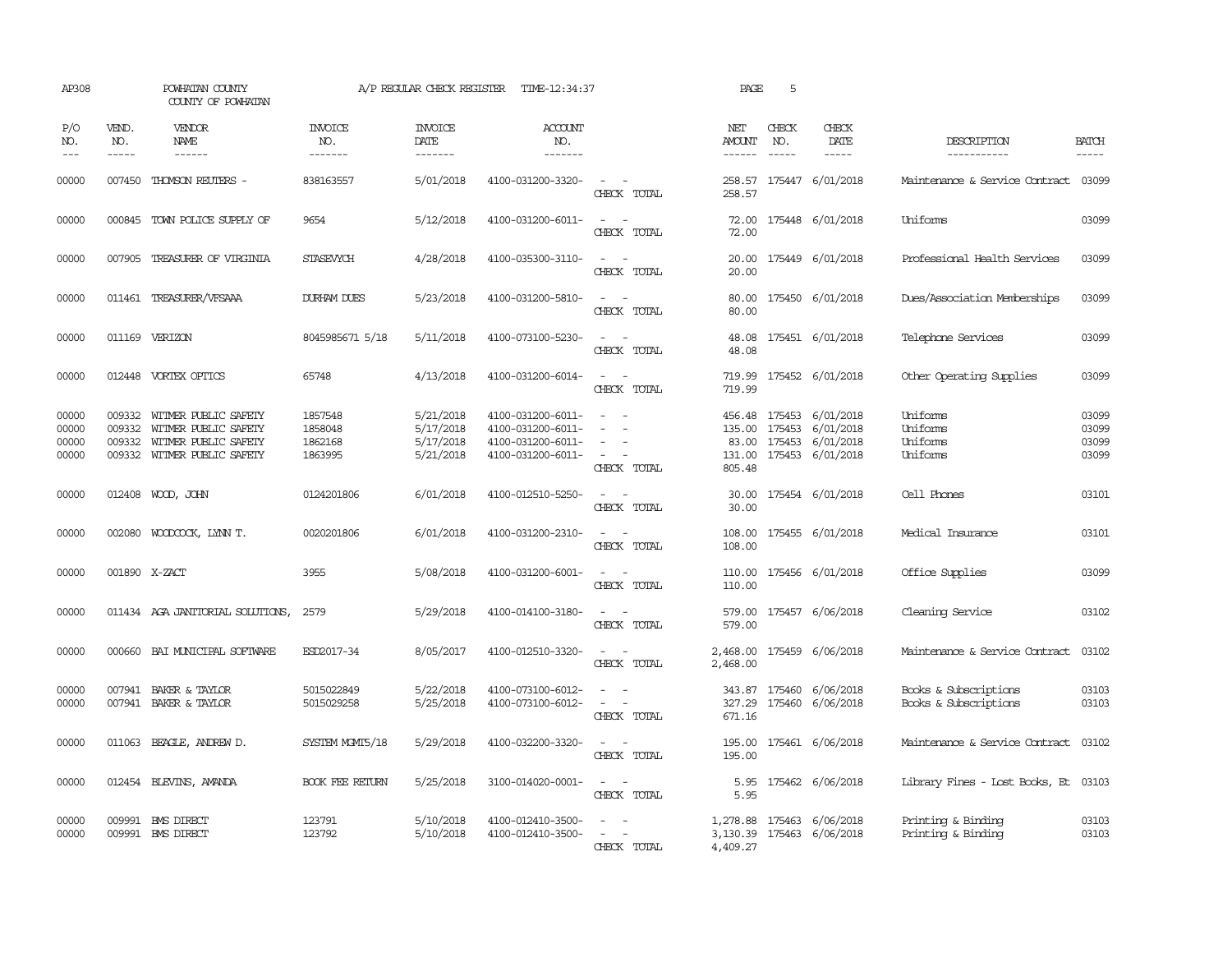AP308 POWHATAN COUNTY A/P REGULAR CHECK REGISTER TIME-12:34:37 PAGE 5

COUNTY OF POWHATAN

| P/O NO. | VEND. NO. | VENDOR NAME | INVOICE NO. | INVOICE DATE | ACCOUNT NO. | | NET AMOUNT | CHECK NO. | CHECK DATE | DESCRIPTION | BATCH |
|---|---|---|---|---|---|---|---|---|---|---|---|
| --- | ----- | ------ | ------- | ------- | ------- | | ------ | ----- | ----- | ----------- | ----- |
| 00000 | 007450 | THOMSON REUTERS - | 838163557 | 5/01/2018 | 4100-031200-3320- | - - | 258.57 | 175447 | 6/01/2018 | Maintenance & Service Contract | 03099 |
| | | | | | | CHECK TOTAL | 258.57 | | | | |
| 00000 | 000845 | TOWN POLICE SUPPLY OF | 9654 | 5/12/2018 | 4100-031200-6011- | - - | 72.00 | 175448 | 6/01/2018 | Uniforms | 03099 |
| | | | | | | CHECK TOTAL | 72.00 | | | | |
| 00000 | 007905 | TREASURER OF VIRGINIA | STASEVYCH | 4/28/2018 | 4100-035300-3110- | - - | 20.00 | 175449 | 6/01/2018 | Professional Health Services | 03099 |
| | | | | | | CHECK TOTAL | 20.00 | | | | |
| 00000 | 011461 | TREASURER/VFSAAA | DURHAM DUES | 5/23/2018 | 4100-031200-5810- | - - | 80.00 | 175450 | 6/01/2018 | Dues/Association Memberships | 03099 |
| | | | | | | CHECK TOTAL | 80.00 | | | | |
| 00000 | 011169 | VERIZON | 8045985671 5/18 | 5/11/2018 | 4100-073100-5230- | - - | 48.08 | 175451 | 6/01/2018 | Telephone Services | 03099 |
| | | | | | | CHECK TOTAL | 48.08 | | | | |
| 00000 | 012448 | VORTEX OPTICS | 65748 | 4/13/2018 | 4100-031200-6014- | - - | 719.99 | 175452 | 6/01/2018 | Other Operating Supplies | 03099 |
| | | | | | | CHECK TOTAL | 719.99 | | | | |
| 00000 | 009332 | WITMER PUBLIC SAFETY | 1857548 | 5/21/2018 | 4100-031200-6011- | - - | 456.48 | 175453 | 6/01/2018 | Uniforms | 03099 |
| 00000 | 009332 | WITMER PUBLIC SAFETY | 1858048 | 5/17/2018 | 4100-031200-6011- | - - | 135.00 | 175453 | 6/01/2018 | Uniforms | 03099 |
| 00000 | 009332 | WITMER PUBLIC SAFETY | 1862168 | 5/17/2018 | 4100-031200-6011- | - - | 83.00 | 175453 | 6/01/2018 | Uniforms | 03099 |
| 00000 | 009332 | WITMER PUBLIC SAFETY | 1863995 | 5/21/2018 | 4100-031200-6011- | - - | 131.00 | 175453 | 6/01/2018 | Uniforms | 03099 |
| | | | | | | CHECK TOTAL | 805.48 | | | | |
| 00000 | 012408 | WOOD, JOHN | 0124201806 | 6/01/2018 | 4100-012510-5250- | - - | 30.00 | 175454 | 6/01/2018 | Cell Phones | 03101 |
| | | | | | | CHECK TOTAL | 30.00 | | | | |
| 00000 | 002080 | WOODCOCK, LYNN T. | 0020201806 | 6/01/2018 | 4100-031200-2310- | - - | 108.00 | 175455 | 6/01/2018 | Medical Insurance | 03101 |
| | | | | | | CHECK TOTAL | 108.00 | | | | |
| 00000 | 001890 | X-ZACT | 3955 | 5/08/2018 | 4100-031200-6001- | - - | 110.00 | 175456 | 6/01/2018 | Office Supplies | 03099 |
| | | | | | | CHECK TOTAL | 110.00 | | | | |
| 00000 | 011434 | AGA JANITORIAL SOLUTIONS, | 2579 | 5/29/2018 | 4100-014100-3180- | - - | 579.00 | 175457 | 6/06/2018 | Cleaning Service | 03102 |
| | | | | | | CHECK TOTAL | 579.00 | | | | |
| 00000 | 000660 | BAI MUNICIPAL SOFTWARE | ESD2017-34 | 8/05/2017 | 4100-012510-3320- | - - | 2,468.00 | 175459 | 6/06/2018 | Maintenance & Service Contract | 03102 |
| | | | | | | CHECK TOTAL | 2,468.00 | | | | |
| 00000 | 007941 | BAKER & TAYLOR | 5015022849 | 5/22/2018 | 4100-073100-6012- | - - | 343.87 | 175460 | 6/06/2018 | Books & Subscriptions | 03103 |
| 00000 | 007941 | BAKER & TAYLOR | 5015029258 | 5/25/2018 | 4100-073100-6012- | - - | 327.29 | 175460 | 6/06/2018 | Books & Subscriptions | 03103 |
| | | | | | | CHECK TOTAL | 671.16 | | | | |
| 00000 | 011063 | BEAGLE, ANDREW D. | SYSTEM MGMT5/18 | 5/29/2018 | 4100-032200-3320- | - - | 195.00 | 175461 | 6/06/2018 | Maintenance & Service Contract | 03102 |
| | | | | | | CHECK TOTAL | 195.00 | | | | |
| 00000 | 012454 | BLEVINS, AMANDA | BOOK FEE RETURN | 5/25/2018 | 3100-014020-0001- | - - | 5.95 | 175462 | 6/06/2018 | Library Fines - Lost Books, Et | 03103 |
| | | | | | | CHECK TOTAL | 5.95 | | | | |
| 00000 | 009991 | BMS DIRECT | 123791 | 5/10/2018 | 4100-012410-3500- | - - | 1,278.88 | 175463 | 6/06/2018 | Printing & Binding | 03103 |
| 00000 | 009991 | BMS DIRECT | 123792 | 5/10/2018 | 4100-012410-3500- | - - | 3,130.39 | 175463 | 6/06/2018 | Printing & Binding | 03103 |
| | | | | | | CHECK TOTAL | 4,409.27 | | | | |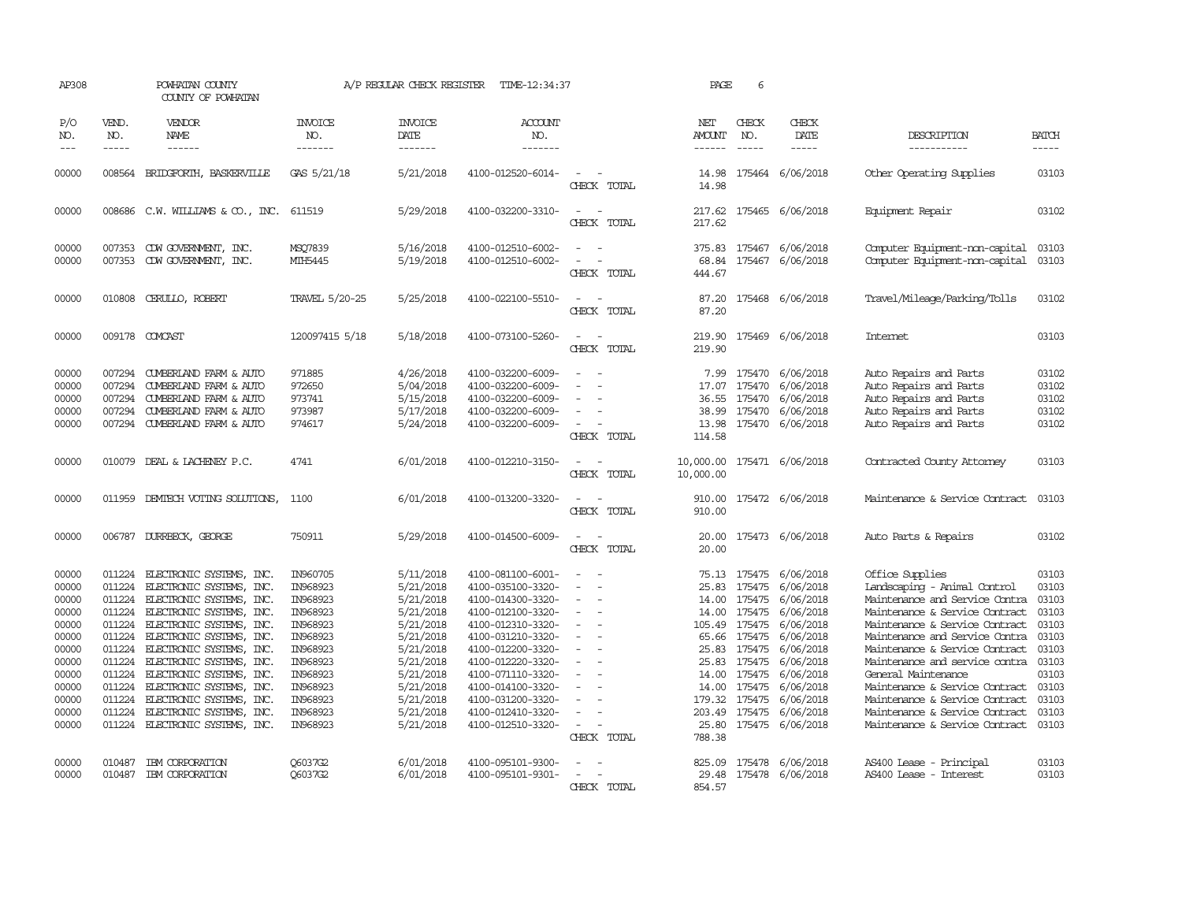AP308 POWHATAN COUNTY A/P REGULAR CHECK REGISTER TIME-12:34:37 PAGE 6

COUNTY OF POWHATAN

| P/O NO. | VEND. NO. | VENDOR NAME | INVOICE NO. | INVOICE DATE | ACCOUNT NO. | | NET AMOUNT | CHECK NO. | CHECK DATE | DESCRIPTION | BATCH |
|---|---|---|---|---|---|---|---|---|---|---|---|
| 00000 | 008564 | BRIDGFORTH, BASKERVILLE | GAS 5/21/18 | 5/21/2018 | 4100-012520-6014- | - - | 14.98 | 175464 | 6/06/2018 | Other Operating Supplies | 03103 |
| | | | | | | CHECK TOTAL | 14.98 | | | | |
| 00000 | 008686 | C.W. WILLIAMS & CO., INC. | 611519 | 5/29/2018 | 4100-032200-3310- | - - | 217.62 | 175465 | 6/06/2018 | Equipment Repair | 03102 |
| | | | | | | CHECK TOTAL | 217.62 | | | | |
| 00000 | 007353 | CDW GOVERNMENT, INC. | MSQ7839 | 5/16/2018 | 4100-012510-6002- | - - | 375.83 | 175467 | 6/06/2018 | Computer Equipment-non-capital | 03103 |
| 00000 | 007353 | CDW GOVERNMENT, INC. | MTH5445 | 5/19/2018 | 4100-012510-6002- | - - | 68.84 | 175467 | 6/06/2018 | Computer Equipment-non-capital | 03103 |
| | | | | | | CHECK TOTAL | 444.67 | | | | |
| 00000 | 010808 | CERULLO, ROBERT | TRAVEL 5/20-25 | 5/25/2018 | 4100-022100-5510- | - - | 87.20 | 175468 | 6/06/2018 | Travel/Mileage/Parking/Tolls | 03102 |
| | | | | | | CHECK TOTAL | 87.20 | | | | |
| 00000 | 009178 | COMCAST | 120097415 5/18 | 5/18/2018 | 4100-073100-5260- | - - | 219.90 | 175469 | 6/06/2018 | Internet | 03103 |
| | | | | | | CHECK TOTAL | 219.90 | | | | |
| 00000 | 007294 | CUMBERLAND FARM & AUTO | 971885 | 4/26/2018 | 4100-032200-6009- | - - | 7.99 | 175470 | 6/06/2018 | Auto Repairs and Parts | 03102 |
| 00000 | 007294 | CUMBERLAND FARM & AUTO | 972650 | 5/04/2018 | 4100-032200-6009- | - - | 17.07 | 175470 | 6/06/2018 | Auto Repairs and Parts | 03102 |
| 00000 | 007294 | CUMBERLAND FARM & AUTO | 973741 | 5/15/2018 | 4100-032200-6009- | - - | 36.55 | 175470 | 6/06/2018 | Auto Repairs and Parts | 03102 |
| 00000 | 007294 | CUMBERLAND FARM & AUTO | 973987 | 5/17/2018 | 4100-032200-6009- | - - | 38.99 | 175470 | 6/06/2018 | Auto Repairs and Parts | 03102 |
| 00000 | 007294 | CUMBERLAND FARM & AUTO | 974617 | 5/24/2018 | 4100-032200-6009- | - - | 13.98 | 175470 | 6/06/2018 | Auto Repairs and Parts | 03102 |
| | | | | | | CHECK TOTAL | 114.58 | | | | |
| 00000 | 010079 | DEAL & LACHENEY P.C. | 4741 | 6/01/2018 | 4100-012210-3150- | - - | 10,000.00 | 175471 | 6/06/2018 | Contracted County Attorney | 03103 |
| | | | | | | CHECK TOTAL | 10,000.00 | | | | |
| 00000 | 011959 | DEMTECH VOTING SOLUTIONS, | 1100 | 6/01/2018 | 4100-013200-3320- | - - | 910.00 | 175472 | 6/06/2018 | Maintenance & Service Contract | 03103 |
| | | | | | | CHECK TOTAL | 910.00 | | | | |
| 00000 | 006787 | DURRBECK, GEORGE | 750911 | 5/29/2018 | 4100-014500-6009- | - - | 20.00 | 175473 | 6/06/2018 | Auto Parts & Repairs | 03102 |
| | | | | | | CHECK TOTAL | 20.00 | | | | |
| 00000 | 011224 | ELECTRONIC SYSTEMS, INC. | IN960705 | 5/11/2018 | 4100-081100-6001- | - - | 75.13 | 175475 | 6/06/2018 | Office Supplies | 03103 |
| 00000 | 011224 | ELECTRONIC SYSTEMS, INC. | IN968923 | 5/21/2018 | 4100-035100-3320- | - - | 25.83 | 175475 | 6/06/2018 | Landscaping - Animal Control | 03103 |
| 00000 | 011224 | ELECTRONIC SYSTEMS, INC. | IN968923 | 5/21/2018 | 4100-014300-3320- | - - | 14.00 | 175475 | 6/06/2018 | Maintenance and Service Contra | 03103 |
| 00000 | 011224 | ELECTRONIC SYSTEMS, INC. | IN968923 | 5/21/2018 | 4100-012100-3320- | - - | 14.00 | 175475 | 6/06/2018 | Maintenance & Service Contract | 03103 |
| 00000 | 011224 | ELECTRONIC SYSTEMS, INC. | IN968923 | 5/21/2018 | 4100-012310-3320- | - - | 105.49 | 175475 | 6/06/2018 | Maintenance & Service Contract | 03103 |
| 00000 | 011224 | ELECTRONIC SYSTEMS, INC. | IN968923 | 5/21/2018 | 4100-031210-3320- | - - | 65.66 | 175475 | 6/06/2018 | Maintenance and Service Contra | 03103 |
| 00000 | 011224 | ELECTRONIC SYSTEMS, INC. | IN968923 | 5/21/2018 | 4100-012200-3320- | - - | 25.83 | 175475 | 6/06/2018 | Maintenance & Service Contract | 03103 |
| 00000 | 011224 | ELECTRONIC SYSTEMS, INC. | IN968923 | 5/21/2018 | 4100-012220-3320- | - - | 25.83 | 175475 | 6/06/2018 | Maintenance and service contra | 03103 |
| 00000 | 011224 | ELECTRONIC SYSTEMS, INC. | IN968923 | 5/21/2018 | 4100-071110-3320- | - - | 14.00 | 175475 | 6/06/2018 | General Maintenance | 03103 |
| 00000 | 011224 | ELECTRONIC SYSTEMS, INC. | IN968923 | 5/21/2018 | 4100-014100-3320- | - - | 14.00 | 175475 | 6/06/2018 | Maintenance & Service Contract | 03103 |
| 00000 | 011224 | ELECTRONIC SYSTEMS, INC. | IN968923 | 5/21/2018 | 4100-031200-3320- | - - | 179.32 | 175475 | 6/06/2018 | Maintenance & Service Contract | 03103 |
| 00000 | 011224 | ELECTRONIC SYSTEMS, INC. | IN968923 | 5/21/2018 | 4100-012410-3320- | - - | 203.49 | 175475 | 6/06/2018 | Maintenance & Service Contract | 03103 |
| 00000 | 011224 | ELECTRONIC SYSTEMS, INC. | IN968923 | 5/21/2018 | 4100-012510-3320- | - - | 25.80 | 175475 | 6/06/2018 | Maintenance & Service Contract | 03103 |
| | | | | | | CHECK TOTAL | 788.38 | | | | |
| 00000 | 010487 | IBM CORPORATION | Q6037G2 | 6/01/2018 | 4100-095101-9300- | - - | 825.09 | 175478 | 6/06/2018 | AS400 Lease - Principal | 03103 |
| 00000 | 010487 | IBM CORPORATION | Q6037G2 | 6/01/2018 | 4100-095101-9301- | - - | 29.48 | 175478 | 6/06/2018 | AS400 Lease - Interest | 03103 |
| | | | | | | CHECK TOTAL | 854.57 | | | | |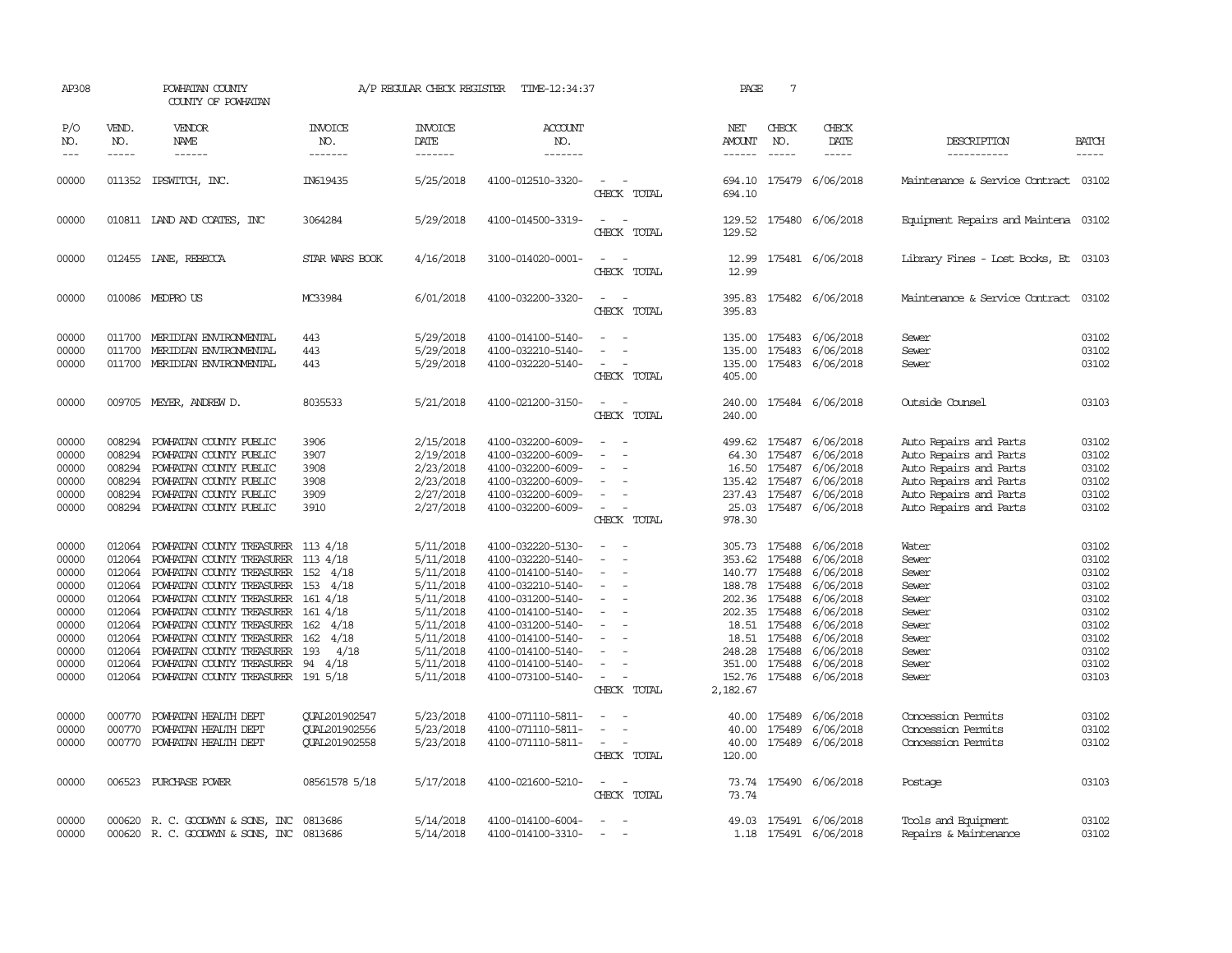AP308 POWHATAN COUNTY COUNTY OF POWHATAN A/P REGULAR CHECK REGISTER TIME-12:34:37 PAGE 7

| P/O NO. | VEND. NO. | VENDOR NAME | INVOICE NO. | INVOICE DATE | ACCOUNT NO. | | NET AMOUNT | CHECK NO. | CHECK DATE | DESCRIPTION | BATCH |
|---|---|---|---|---|---|---|---|---|---|---|---|
| 00000 | 011352 | IPSWITCH, INC. | IN619435 | 5/25/2018 | 4100-012510-3320- | - - | 694.10 | 175479 | 6/06/2018 | Maintenance & Service Contract | 03102 |
| | | | | | | CHECK TOTAL | 694.10 | | | | |
| 00000 | 010811 | LAND AND COATES, INC | 3064284 | 5/29/2018 | 4100-014500-3319- | - - | 129.52 | 175480 | 6/06/2018 | Equipment Repairs and Maintena | 03102 |
| | | | | | | CHECK TOTAL | 129.52 | | | | |
| 00000 | 012455 | LANE, REBECCA | STAR WARS BOOK | 4/16/2018 | 3100-014020-0001- | - - | 12.99 | 175481 | 6/06/2018 | Library Fines - Lost Books, Et | 03103 |
| | | | | | | CHECK TOTAL | 12.99 | | | | |
| 00000 | 010086 | MEDPRO US | MC33984 | 6/01/2018 | 4100-032200-3320- | - - | 395.83 | 175482 | 6/06/2018 | Maintenance & Service Contract | 03102 |
| | | | | | | CHECK TOTAL | 395.83 | | | | |
| 00000 | 011700 | MERIDIAN ENVIRONMENTAL | 443 | 5/29/2018 | 4100-014100-5140- | - - | 135.00 | 175483 | 6/06/2018 | Sewer | 03102 |
| 00000 | 011700 | MERIDIAN ENVIRONMENTAL | 443 | 5/29/2018 | 4100-032210-5140- | - - | 135.00 | 175483 | 6/06/2018 | Sewer | 03102 |
| 00000 | 011700 | MERIDIAN ENVIRONMENTAL | 443 | 5/29/2018 | 4100-032220-5140- | - - | 135.00 | 175483 | 6/06/2018 | Sewer | 03102 |
| | | | | | | CHECK TOTAL | 405.00 | | | | |
| 00000 | 009705 | MEYER, ANDREW D. | 8035533 | 5/21/2018 | 4100-021200-3150- | - - | 240.00 | 175484 | 6/06/2018 | Outside Counsel | 03103 |
| | | | | | | CHECK TOTAL | 240.00 | | | | |
| 00000 | 008294 | POWHATAN COUNTY PUBLIC | 3906 | 2/15/2018 | 4100-032200-6009- | - - | 499.62 | 175487 | 6/06/2018 | Auto Repairs and Parts | 03102 |
| 00000 | 008294 | POWHATAN COUNTY PUBLIC | 3907 | 2/19/2018 | 4100-032200-6009- | - - | 64.30 | 175487 | 6/06/2018 | Auto Repairs and Parts | 03102 |
| 00000 | 008294 | POWHATAN COUNTY PUBLIC | 3908 | 2/23/2018 | 4100-032200-6009- | - - | 16.50 | 175487 | 6/06/2018 | Auto Repairs and Parts | 03102 |
| 00000 | 008294 | POWHATAN COUNTY PUBLIC | 3908 | 2/23/2018 | 4100-032200-6009- | - - | 135.42 | 175487 | 6/06/2018 | Auto Repairs and Parts | 03102 |
| 00000 | 008294 | POWHATAN COUNTY PUBLIC | 3909 | 2/27/2018 | 4100-032200-6009- | - - | 237.43 | 175487 | 6/06/2018 | Auto Repairs and Parts | 03102 |
| 00000 | 008294 | POWHATAN COUNTY PUBLIC | 3910 | 2/27/2018 | 4100-032200-6009- | - - | 25.03 | 175487 | 6/06/2018 | Auto Repairs and Parts | 03102 |
| | | | | | | CHECK TOTAL | 978.30 | | | | |
| 00000 | 012064 | POWHATAN COUNTY TREASURER | 113 4/18 | 5/11/2018 | 4100-032220-5130- | - - | 305.73 | 175488 | 6/06/2018 | Water | 03102 |
| 00000 | 012064 | POWHATAN COUNTY TREASURER | 113 4/18 | 5/11/2018 | 4100-032220-5140- | - - | 353.62 | 175488 | 6/06/2018 | Sewer | 03102 |
| 00000 | 012064 | POWHATAN COUNTY TREASURER | 152 4/18 | 5/11/2018 | 4100-014100-5140- | - - | 140.77 | 175488 | 6/06/2018 | Sewer | 03102 |
| 00000 | 012064 | POWHATAN COUNTY TREASURER | 153 4/18 | 5/11/2018 | 4100-032210-5140- | - - | 188.78 | 175488 | 6/06/2018 | Sewer | 03102 |
| 00000 | 012064 | POWHATAN COUNTY TREASURER | 161 4/18 | 5/11/2018 | 4100-031200-5140- | - - | 202.36 | 175488 | 6/06/2018 | Sewer | 03102 |
| 00000 | 012064 | POWHATAN COUNTY TREASURER | 161 4/18 | 5/11/2018 | 4100-014100-5140- | - - | 202.35 | 175488 | 6/06/2018 | Sewer | 03102 |
| 00000 | 012064 | POWHATAN COUNTY TREASURER | 162 4/18 | 5/11/2018 | 4100-031200-5140- | - - | 18.51 | 175488 | 6/06/2018 | Sewer | 03102 |
| 00000 | 012064 | POWHATAN COUNTY TREASURER | 162 4/18 | 5/11/2018 | 4100-014100-5140- | - - | 18.51 | 175488 | 6/06/2018 | Sewer | 03102 |
| 00000 | 012064 | POWHATAN COUNTY TREASURER | 193 4/18 | 5/11/2018 | 4100-014100-5140- | - - | 248.28 | 175488 | 6/06/2018 | Sewer | 03102 |
| 00000 | 012064 | POWHATAN COUNTY TREASURER | 94 4/18 | 5/11/2018 | 4100-014100-5140- | - - | 351.00 | 175488 | 6/06/2018 | Sewer | 03102 |
| 00000 | 012064 | POWHATAN COUNTY TREASURER | 191 5/18 | 5/11/2018 | 4100-073100-5140- | - - | 152.76 | 175488 | 6/06/2018 | Sewer | 03103 |
| | | | | | | CHECK TOTAL | 2,182.67 | | | | |
| 00000 | 000770 | POWHATAN HEALTH DEPT | QUAL201902547 | 5/23/2018 | 4100-071110-5811- | - - | 40.00 | 175489 | 6/06/2018 | Concession Permits | 03102 |
| 00000 | 000770 | POWHATAN HEALTH DEPT | QUAL201902556 | 5/23/2018 | 4100-071110-5811- | - - | 40.00 | 175489 | 6/06/2018 | Concession Permits | 03102 |
| 00000 | 000770 | POWHATAN HEALTH DEPT | QUAL201902558 | 5/23/2018 | 4100-071110-5811- | - - | 40.00 | 175489 | 6/06/2018 | Concession Permits | 03102 |
| | | | | | | CHECK TOTAL | 120.00 | | | | |
| 00000 | 006523 | PURCHASE POWER | 08561578 5/18 | 5/17/2018 | 4100-021600-5210- | - - | 73.74 | 175490 | 6/06/2018 | Postage | 03103 |
| | | | | | | CHECK TOTAL | 73.74 | | | | |
| 00000 | 000620 | R. C. GOODWYN & SONS, INC | 0813686 | 5/14/2018 | 4100-014100-6004- | - - | 49.03 | 175491 | 6/06/2018 | Tools and Equipment | 03102 |
| 00000 | 000620 | R. C. GOODWYN & SONS, INC | 0813686 | 5/14/2018 | 4100-014100-3310- | - - | 1.18 | 175491 | 6/06/2018 | Repairs & Maintenance | 03102 |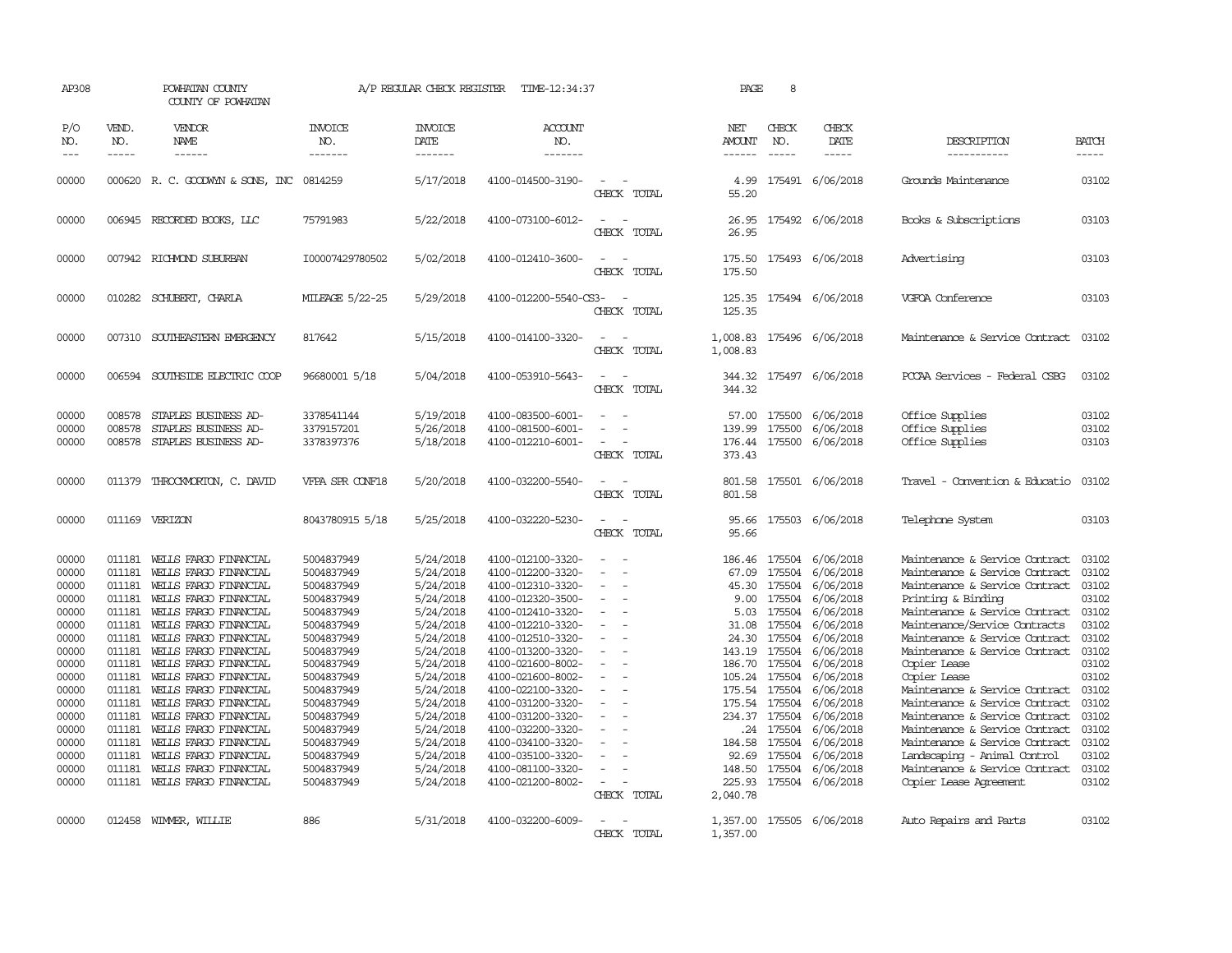AP308 POWHATAN COUNTY A/P REGULAR CHECK REGISTER TIME-12:34:37 PAGE 8

COUNTY OF POWHATAN

| P/O NO. | VEND. NO. | VENDOR NAME | INVOICE NO. | INVOICE DATE | ACCOUNT NO. | | NET AMOUNT | CHECK NO. | CHECK DATE | DESCRIPTION | BATCH |
|---|---|---|---|---|---|---|---|---|---|---|---|
| 00000 | 000620 | R. C. GOODWYN & SONS, INC | 0814259 | 5/17/2018 | 4100-014500-3190- | - - | 4.99 | 175491 | 6/06/2018 | Grounds Maintenance | 03102 |
| | | | | | | CHECK TOTAL | 55.20 | | | | |
| 00000 | 006945 | RECORDED BOOKS, LLC | 75791983 | 5/22/2018 | 4100-073100-6012- | - - | 26.95 | 175492 | 6/06/2018 | Books & Subscriptions | 03103 |
| | | | | | | CHECK TOTAL | 26.95 | | | | |
| 00000 | 007942 | RICHMOND SUBURBAN | I00007429780502 | 5/02/2018 | 4100-012410-3600- | - - | 175.50 | 175493 | 6/06/2018 | Advertising | 03103 |
| | | | | | | CHECK TOTAL | 175.50 | | | | |
| 00000 | 010282 | SCHUBERT, CHARLA | MILEAGE 5/22-25 | 5/29/2018 | 4100-012200-5540-CS3- | - | 125.35 | 175494 | 6/06/2018 | VGFOA Conference | 03103 |
| | | | | | | CHECK TOTAL | 125.35 | | | | |
| 00000 | 007310 | SOUTHEASTERN EMERGENCY | 817642 | 5/15/2018 | 4100-014100-3320- | - - | 1,008.83 | 175496 | 6/06/2018 | Maintenance & Service Contract | 03102 |
| | | | | | | CHECK TOTAL | 1,008.83 | | | | |
| 00000 | 006594 | SOUTHSIDE ELECTRIC COOP | 96680001 5/18 | 5/04/2018 | 4100-053910-5643- | - - | 344.32 | 175497 | 6/06/2018 | PCCAA Services - Federal CSBG | 03102 |
| | | | | | | CHECK TOTAL | 344.32 | | | | |
| 00000 | 008578 | STAPLES BUSINESS AD- | 3378541144 | 5/19/2018 | 4100-083500-6001- | - - | 57.00 | 175500 | 6/06/2018 | Office Supplies | 03102 |
| 00000 | 008578 | STAPLES BUSINESS AD- | 3379157201 | 5/26/2018 | 4100-081500-6001- | - - | 139.99 | 175500 | 6/06/2018 | Office Supplies | 03102 |
| 00000 | 008578 | STAPLES BUSINESS AD- | 3378397376 | 5/18/2018 | 4100-012210-6001- | - - | 176.44 | 175500 | 6/06/2018 | Office Supplies | 03103 |
| | | | | | | CHECK TOTAL | 373.43 | | | | |
| 00000 | 011379 | THROCKMORTON, C. DAVID | VFPA SPR CONF18 | 5/20/2018 | 4100-032200-5540- | - - | 801.58 | 175501 | 6/06/2018 | Travel - Convention & Educatio | 03102 |
| | | | | | | CHECK TOTAL | 801.58 | | | | |
| 00000 | 011169 | VERIZON | 8043780915 5/18 | 5/25/2018 | 4100-032220-5230- | - - | 95.66 | 175503 | 6/06/2018 | Telephone System | 03103 |
| | | | | | | CHECK TOTAL | 95.66 | | | | |
| 00000 | 011181 | WELLS FARGO FINANCIAL | 5004837949 | 5/24/2018 | 4100-012100-3320- | - - | 186.46 | 175504 | 6/06/2018 | Maintenance & Service Contract | 03102 |
| 00000 | 011181 | WELLS FARGO FINANCIAL | 5004837949 | 5/24/2018 | 4100-012200-3320- | - - | 67.09 | 175504 | 6/06/2018 | Maintenance & Service Contract | 03102 |
| 00000 | 011181 | WELLS FARGO FINANCIAL | 5004837949 | 5/24/2018 | 4100-012310-3320- | - - | 45.30 | 175504 | 6/06/2018 | Maintenance & Service Contract | 03102 |
| 00000 | 011181 | WELLS FARGO FINANCIAL | 5004837949 | 5/24/2018 | 4100-012320-3500- | - - | 9.00 | 175504 | 6/06/2018 | Printing & Binding | 03102 |
| 00000 | 011181 | WELLS FARGO FINANCIAL | 5004837949 | 5/24/2018 | 4100-012410-3320- | - - | 5.03 | 175504 | 6/06/2018 | Maintenance & Service Contract | 03102 |
| 00000 | 011181 | WELLS FARGO FINANCIAL | 5004837949 | 5/24/2018 | 4100-012210-3320- | - - | 31.08 | 175504 | 6/06/2018 | Maintenance/Service Contracts | 03102 |
| 00000 | 011181 | WELLS FARGO FINANCIAL | 5004837949 | 5/24/2018 | 4100-012510-3320- | - - | 24.30 | 175504 | 6/06/2018 | Maintenance & Service Contract | 03102 |
| 00000 | 011181 | WELLS FARGO FINANCIAL | 5004837949 | 5/24/2018 | 4100-013200-3320- | - - | 143.19 | 175504 | 6/06/2018 | Maintenance & Service Contract | 03102 |
| 00000 | 011181 | WELLS FARGO FINANCIAL | 5004837949 | 5/24/2018 | 4100-021600-8002- | - - | 186.70 | 175504 | 6/06/2018 | Copier Lease | 03102 |
| 00000 | 011181 | WELLS FARGO FINANCIAL | 5004837949 | 5/24/2018 | 4100-021600-8002- | - - | 105.24 | 175504 | 6/06/2018 | Copier Lease | 03102 |
| 00000 | 011181 | WELLS FARGO FINANCIAL | 5004837949 | 5/24/2018 | 4100-022100-3320- | - - | 175.54 | 175504 | 6/06/2018 | Maintenance & Service Contract | 03102 |
| 00000 | 011181 | WELLS FARGO FINANCIAL | 5004837949 | 5/24/2018 | 4100-031200-3320- | - - | 175.54 | 175504 | 6/06/2018 | Maintenance & Service Contract | 03102 |
| 00000 | 011181 | WELLS FARGO FINANCIAL | 5004837949 | 5/24/2018 | 4100-031200-3320- | - - | 234.37 | 175504 | 6/06/2018 | Maintenance & Service Contract | 03102 |
| 00000 | 011181 | WELLS FARGO FINANCIAL | 5004837949 | 5/24/2018 | 4100-032200-3320- | - - | .24 | 175504 | 6/06/2018 | Maintenance & Service Contract | 03102 |
| 00000 | 011181 | WELLS FARGO FINANCIAL | 5004837949 | 5/24/2018 | 4100-034100-3320- | - - | 184.58 | 175504 | 6/06/2018 | Maintenance & Service Contract | 03102 |
| 00000 | 011181 | WELLS FARGO FINANCIAL | 5004837949 | 5/24/2018 | 4100-035100-3320- | - - | 92.69 | 175504 | 6/06/2018 | Landscaping - Animal Control | 03102 |
| 00000 | 011181 | WELLS FARGO FINANCIAL | 5004837949 | 5/24/2018 | 4100-081100-3320- | - - | 148.50 | 175504 | 6/06/2018 | Maintenance & Service Contract | 03102 |
| 00000 | 011181 | WELLS FARGO FINANCIAL | 5004837949 | 5/24/2018 | 4100-021200-8002- | - - | 225.93 | 175504 | 6/06/2018 | Copier Lease Agreement | 03102 |
| | | | | | | CHECK TOTAL | 2,040.78 | | | | |
| 00000 | 012458 | WIMMER, WILLIE | 886 | 5/31/2018 | 4100-032200-6009- | - - | 1,357.00 | 175505 | 6/06/2018 | Auto Repairs and Parts | 03102 |
| | | | | | | CHECK TOTAL | 1,357.00 | | | | |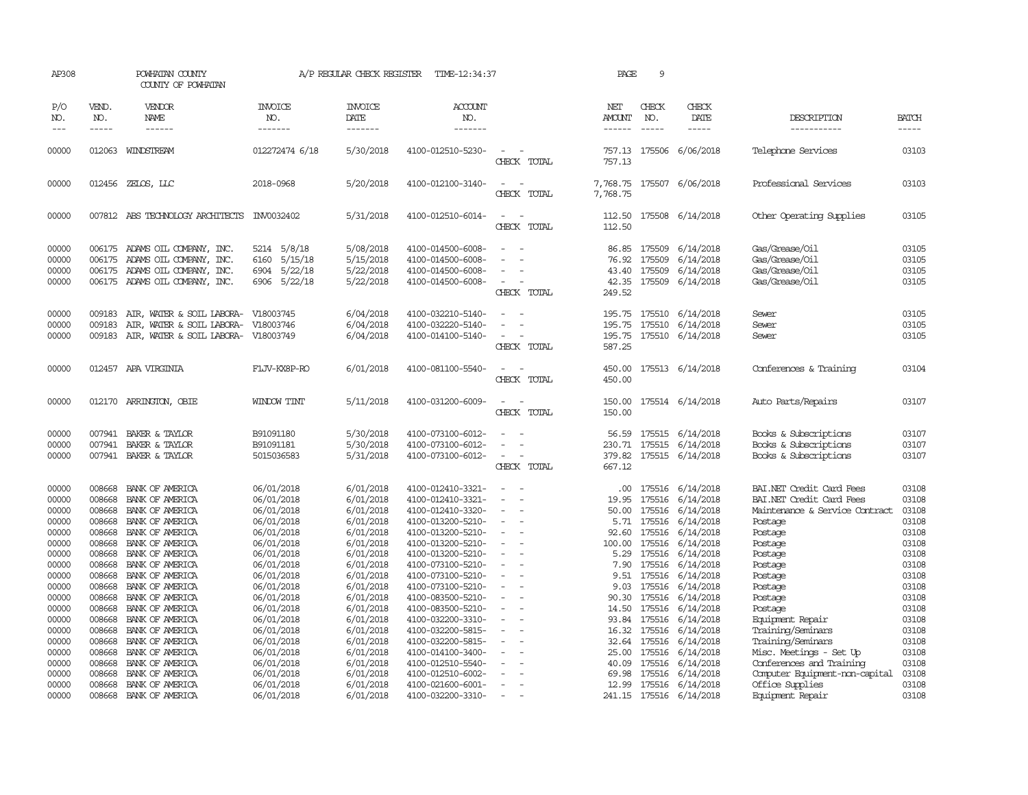AP308 POWHATAN COUNTY A/P REGULAR CHECK REGISTER TIME-12:34:37

COUNTY OF POWHATAN

| P/O NO. | VEND. NO. | VENDOR NAME | INVOICE NO. | INVOICE DATE | ACCOUNT NO. | | NET AMOUNT | CHECK NO. | CHECK DATE | DESCRIPTION | BATCH |
|---|---|---|---|---|---|---|---|---|---|---|---|
| 00000 | 012063 | WINDSTREAM | 012272474 6/18 | 5/30/2018 | 4100-012510-5230- | - - | 757.13 | 175506 | 6/06/2018 | Telephone Services | 03103 |
| | | | | | | CHECK TOTAL | 757.13 | | | | |
| 00000 | 012456 | ZELOS, LLC | 2018-0968 | 5/20/2018 | 4100-012100-3140- | - - | 7,768.75 | 175507 | 6/06/2018 | Professional Services | 03103 |
| | | | | | | CHECK TOTAL | 7,768.75 | | | | |
| 00000 | 007812 | ABS TECHNOLOGY ARCHITECTS | INV0032402 | 5/31/2018 | 4100-012510-6014- | - - | 112.50 | 175508 | 6/14/2018 | Other Operating Supplies | 03105 |
| | | | | | | CHECK TOTAL | 112.50 | | | | |
| 00000 | 006175 | ADAMS OIL COMPANY, INC. | 5214 5/8/18 | 5/08/2018 | 4100-014500-6008- | - - | 86.85 | 175509 | 6/14/2018 | Gas/Grease/Oil | 03105 |
| 00000 | 006175 | ADAMS OIL COMPANY, INC. | 6160 5/15/18 | 5/15/2018 | 4100-014500-6008- | - - | 76.92 | 175509 | 6/14/2018 | Gas/Grease/Oil | 03105 |
| 00000 | 006175 | ADAMS OIL COMPANY, INC. | 6904 5/22/18 | 5/22/2018 | 4100-014500-6008- | - - | 43.40 | 175509 | 6/14/2018 | Gas/Grease/Oil | 03105 |
| 00000 | 006175 | ADAMS OIL COMPANY, INC. | 6906 5/22/18 | 5/22/2018 | 4100-014500-6008- | - - | 42.35 | 175509 | 6/14/2018 | Gas/Grease/Oil | 03105 |
| | | | | | | CHECK TOTAL | 249.52 | | | | |
| 00000 | 009183 | AIR, WATER & SOIL LABORA- | V18003745 | 6/04/2018 | 4100-032210-5140- | - - | 195.75 | 175510 | 6/14/2018 | Sewer | 03105 |
| 00000 | 009183 | AIR, WATER & SOIL LABORA- | V18003746 | 6/04/2018 | 4100-032220-5140- | - - | 195.75 | 175510 | 6/14/2018 | Sewer | 03105 |
| 00000 | 009183 | AIR, WATER & SOIL LABORA- | V18003749 | 6/04/2018 | 4100-014100-5140- | - - | 195.75 | 175510 | 6/14/2018 | Sewer | 03105 |
| | | | | | | CHECK TOTAL | 587.25 | | | | |
| 00000 | 012457 | APA VIRGINIA | F1JV-KX8P-RO | 6/01/2018 | 4100-081100-5540- | - - | 450.00 | 175513 | 6/14/2018 | Conferences & Training | 03104 |
| | | | | | | CHECK TOTAL | 450.00 | | | | |
| 00000 | 012170 | ARRINGTON, OBIE | WINDOW TINT | 5/11/2018 | 4100-031200-6009- | - - | 150.00 | 175514 | 6/14/2018 | Auto Parts/Repairs | 03107 |
| | | | | | | CHECK TOTAL | 150.00 | | | | |
| 00000 | 007941 | BAKER & TAYLOR | B91091180 | 5/30/2018 | 4100-073100-6012- | - - | 56.59 | 175515 | 6/14/2018 | Books & Subscriptions | 03107 |
| 00000 | 007941 | BAKER & TAYLOR | B91091181 | 5/30/2018 | 4100-073100-6012- | - - | 230.71 | 175515 | 6/14/2018 | Books & Subscriptions | 03107 |
| 00000 | 007941 | BAKER & TAYLOR | 5015036583 | 5/31/2018 | 4100-073100-6012- | - - | 379.82 | 175515 | 6/14/2018 | Books & Subscriptions | 03107 |
| | | | | | | CHECK TOTAL | 667.12 | | | | |
| 00000 | 008668 | BANK OF AMERICA | 06/01/2018 | 6/01/2018 | 4100-012410-3321- | - - | .00 | 175516 | 6/14/2018 | BAI.NET Credit Card Fees | 03108 |
| 00000 | 008668 | BANK OF AMERICA | 06/01/2018 | 6/01/2018 | 4100-012410-3321- | - - | 19.95 | 175516 | 6/14/2018 | BAI.NET Credit Card Fees | 03108 |
| 00000 | 008668 | BANK OF AMERICA | 06/01/2018 | 6/01/2018 | 4100-012410-3320- | - - | 50.00 | 175516 | 6/14/2018 | Maintenance & Service Contract | 03108 |
| 00000 | 008668 | BANK OF AMERICA | 06/01/2018 | 6/01/2018 | 4100-013200-5210- | - - | 5.71 | 175516 | 6/14/2018 | Postage | 03108 |
| 00000 | 008668 | BANK OF AMERICA | 06/01/2018 | 6/01/2018 | 4100-013200-5210- | - - | 92.60 | 175516 | 6/14/2018 | Postage | 03108 |
| 00000 | 008668 | BANK OF AMERICA | 06/01/2018 | 6/01/2018 | 4100-013200-5210- | - - | 100.00 | 175516 | 6/14/2018 | Postage | 03108 |
| 00000 | 008668 | BANK OF AMERICA | 06/01/2018 | 6/01/2018 | 4100-013200-5210- | - - | 5.29 | 175516 | 6/14/2018 | Postage | 03108 |
| 00000 | 008668 | BANK OF AMERICA | 06/01/2018 | 6/01/2018 | 4100-073100-5210- | - - | 7.90 | 175516 | 6/14/2018 | Postage | 03108 |
| 00000 | 008668 | BANK OF AMERICA | 06/01/2018 | 6/01/2018 | 4100-073100-5210- | - - | 9.51 | 175516 | 6/14/2018 | Postage | 03108 |
| 00000 | 008668 | BANK OF AMERICA | 06/01/2018 | 6/01/2018 | 4100-073100-5210- | - - | 9.03 | 175516 | 6/14/2018 | Postage | 03108 |
| 00000 | 008668 | BANK OF AMERICA | 06/01/2018 | 6/01/2018 | 4100-083500-5210- | - - | 90.30 | 175516 | 6/14/2018 | Postage | 03108 |
| 00000 | 008668 | BANK OF AMERICA | 06/01/2018 | 6/01/2018 | 4100-083500-5210- | - - | 14.50 | 175516 | 6/14/2018 | Postage | 03108 |
| 00000 | 008668 | BANK OF AMERICA | 06/01/2018 | 6/01/2018 | 4100-032200-3310- | - - | 93.84 | 175516 | 6/14/2018 | Equipment Repair | 03108 |
| 00000 | 008668 | BANK OF AMERICA | 06/01/2018 | 6/01/2018 | 4100-032200-5815- | - - | 16.32 | 175516 | 6/14/2018 | Training/Seminars | 03108 |
| 00000 | 008668 | BANK OF AMERICA | 06/01/2018 | 6/01/2018 | 4100-032200-5815- | - - | 32.64 | 175516 | 6/14/2018 | Training/Seminars | 03108 |
| 00000 | 008668 | BANK OF AMERICA | 06/01/2018 | 6/01/2018 | 4100-014100-3400- | - - | 25.00 | 175516 | 6/14/2018 | Misc. Meetings - Set Up | 03108 |
| 00000 | 008668 | BANK OF AMERICA | 06/01/2018 | 6/01/2018 | 4100-012510-5540- | - - | 40.09 | 175516 | 6/14/2018 | Conferences and Training | 03108 |
| 00000 | 008668 | BANK OF AMERICA | 06/01/2018 | 6/01/2018 | 4100-012510-6002- | - - | 69.98 | 175516 | 6/14/2018 | Computer Equipment-non-capital | 03108 |
| 00000 | 008668 | BANK OF AMERICA | 06/01/2018 | 6/01/2018 | 4100-021600-6001- | - - | 12.99 | 175516 | 6/14/2018 | Office Supplies | 03108 |
| 00000 | 008668 | BANK OF AMERICA | 06/01/2018 | 6/01/2018 | 4100-032200-3310- | - - | 241.15 | 175516 | 6/14/2018 | Equipment Repair | 03108 |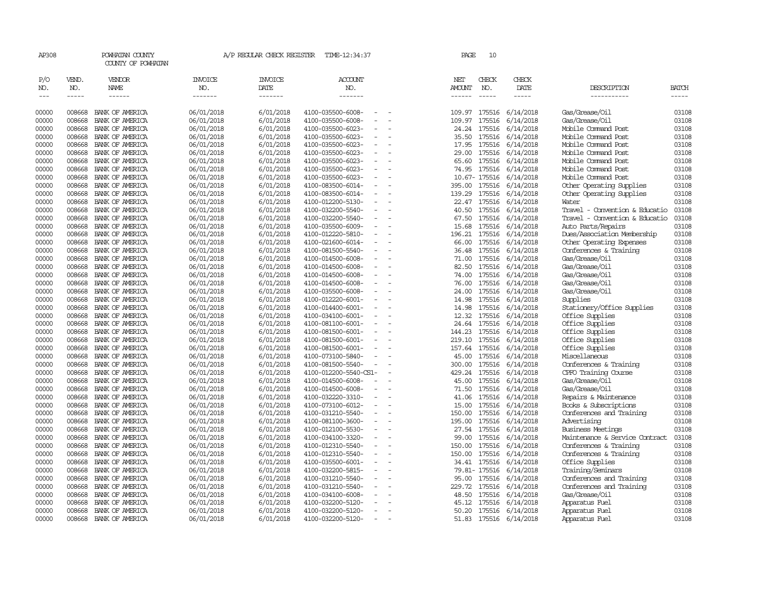AP308 POWHATAN COUNTY A/P REGULAR CHECK REGISTER TIME-12:34:37

COUNTY OF POWHATAN

| P/O NO. | VEND. NO. | VENDOR NAME | INVOICE NO. | INVOICE DATE | ACCOUNT NO. | NET AMOUNT | CHECK NO. | CHECK DATE | DESCRIPTION | BATCH |
|---|---|---|---|---|---|---|---|---|---|---|
| 00000 | 008668 | BANK OF AMERICA | 06/01/2018 | 6/01/2018 | 4100-035500-6008- - - | 109.97 | 175516 | 6/14/2018 | Gas/Grease/Oil | 03108 |
| 00000 | 008668 | BANK OF AMERICA | 06/01/2018 | 6/01/2018 | 4100-035500-6008- - - | 109.97 | 175516 | 6/14/2018 | Gas/Grease/Oil | 03108 |
| 00000 | 008668 | BANK OF AMERICA | 06/01/2018 | 6/01/2018 | 4100-035500-6023- - - | 24.24 | 175516 | 6/14/2018 | Mobile Command Post | 03108 |
| 00000 | 008668 | BANK OF AMERICA | 06/01/2018 | 6/01/2018 | 4100-035500-6023- - - | 35.50 | 175516 | 6/14/2018 | Mobile Command Post | 03108 |
| 00000 | 008668 | BANK OF AMERICA | 06/01/2018 | 6/01/2018 | 4100-035500-6023- - - | 17.95 | 175516 | 6/14/2018 | Mobile Command Post | 03108 |
| 00000 | 008668 | BANK OF AMERICA | 06/01/2018 | 6/01/2018 | 4100-035500-6023- - - | 29.00 | 175516 | 6/14/2018 | Mobile Command Post | 03108 |
| 00000 | 008668 | BANK OF AMERICA | 06/01/2018 | 6/01/2018 | 4100-035500-6023- - - | 65.60 | 175516 | 6/14/2018 | Mobile Command Post | 03108 |
| 00000 | 008668 | BANK OF AMERICA | 06/01/2018 | 6/01/2018 | 4100-035500-6023- - - | 74.95 | 175516 | 6/14/2018 | Mobile Command Post | 03108 |
| 00000 | 008668 | BANK OF AMERICA | 06/01/2018 | 6/01/2018 | 4100-035500-6023- - - | 10.67- | 175516 | 6/14/2018 | Mobile Command Post | 03108 |
| 00000 | 008668 | BANK OF AMERICA | 06/01/2018 | 6/01/2018 | 4100-083500-6014- - - | 395.00 | 175516 | 6/14/2018 | Other Operating Supplies | 03108 |
| 00000 | 008668 | BANK OF AMERICA | 06/01/2018 | 6/01/2018 | 4100-083500-6014- - - | 139.29 | 175516 | 6/14/2018 | Other Operating Supplies | 03108 |
| 00000 | 008668 | BANK OF AMERICA | 06/01/2018 | 6/01/2018 | 4100-012200-5130- - - | 22.47 | 175516 | 6/14/2018 | Water | 03108 |
| 00000 | 008668 | BANK OF AMERICA | 06/01/2018 | 6/01/2018 | 4100-032200-5540- - - | 40.50 | 175516 | 6/14/2018 | Travel - Convention & Educatio | 03108 |
| 00000 | 008668 | BANK OF AMERICA | 06/01/2018 | 6/01/2018 | 4100-032200-5540- - - | 67.50 | 175516 | 6/14/2018 | Travel - Convention & Educatio | 03108 |
| 00000 | 008668 | BANK OF AMERICA | 06/01/2018 | 6/01/2018 | 4100-035500-6009- - - | 15.68 | 175516 | 6/14/2018 | Auto Parts/Repairs | 03108 |
| 00000 | 008668 | BANK OF AMERICA | 06/01/2018 | 6/01/2018 | 4100-012220-5810- - - | 196.21 | 175516 | 6/14/2018 | Dues/Association Membership | 03108 |
| 00000 | 008668 | BANK OF AMERICA | 06/01/2018 | 6/01/2018 | 4100-021600-6014- - - | 66.00 | 175516 | 6/14/2018 | Other Operating Expenses | 03108 |
| 00000 | 008668 | BANK OF AMERICA | 06/01/2018 | 6/01/2018 | 4100-081500-5540- - - | 36.48 | 175516 | 6/14/2018 | Conferences & Training | 03108 |
| 00000 | 008668 | BANK OF AMERICA | 06/01/2018 | 6/01/2018 | 4100-014500-6008- - - | 71.00 | 175516 | 6/14/2018 | Gas/Grease/Oil | 03108 |
| 00000 | 008668 | BANK OF AMERICA | 06/01/2018 | 6/01/2018 | 4100-014500-6008- - - | 82.50 | 175516 | 6/14/2018 | Gas/Grease/Oil | 03108 |
| 00000 | 008668 | BANK OF AMERICA | 06/01/2018 | 6/01/2018 | 4100-014500-6008- - - | 74.00 | 175516 | 6/14/2018 | Gas/Grease/Oil | 03108 |
| 00000 | 008668 | BANK OF AMERICA | 06/01/2018 | 6/01/2018 | 4100-014500-6008- - - | 76.00 | 175516 | 6/14/2018 | Gas/Grease/Oil | 03108 |
| 00000 | 008668 | BANK OF AMERICA | 06/01/2018 | 6/01/2018 | 4100-035500-6008- - - | 24.00 | 175516 | 6/14/2018 | Gas/Grease/Oil | 03108 |
| 00000 | 008668 | BANK OF AMERICA | 06/01/2018 | 6/01/2018 | 4100-012220-6001- - - | 14.98 | 175516 | 6/14/2018 | Supplies | 03108 |
| 00000 | 008668 | BANK OF AMERICA | 06/01/2018 | 6/01/2018 | 4100-014400-6001- - - | 14.98 | 175516 | 6/14/2018 | Stationery/Office Supplies | 03108 |
| 00000 | 008668 | BANK OF AMERICA | 06/01/2018 | 6/01/2018 | 4100-034100-6001- - - | 12.32 | 175516 | 6/14/2018 | Office Supplies | 03108 |
| 00000 | 008668 | BANK OF AMERICA | 06/01/2018 | 6/01/2018 | 4100-081100-6001- - - | 24.64 | 175516 | 6/14/2018 | Office Supplies | 03108 |
| 00000 | 008668 | BANK OF AMERICA | 06/01/2018 | 6/01/2018 | 4100-081500-6001- - - | 144.23 | 175516 | 6/14/2018 | Office Supplies | 03108 |
| 00000 | 008668 | BANK OF AMERICA | 06/01/2018 | 6/01/2018 | 4100-081500-6001- - - | 219.10 | 175516 | 6/14/2018 | Office Supplies | 03108 |
| 00000 | 008668 | BANK OF AMERICA | 06/01/2018 | 6/01/2018 | 4100-081500-6001- - - | 157.64 | 175516 | 6/14/2018 | Office Supplies | 03108 |
| 00000 | 008668 | BANK OF AMERICA | 06/01/2018 | 6/01/2018 | 4100-073100-5840- - - | 45.00 | 175516 | 6/14/2018 | Miscellaneous | 03108 |
| 00000 | 008668 | BANK OF AMERICA | 06/01/2018 | 6/01/2018 | 4100-081500-5540- - - | 300.00 | 175516 | 6/14/2018 | Conferences & Training | 03108 |
| 00000 | 008668 | BANK OF AMERICA | 06/01/2018 | 6/01/2018 | 4100-012200-5540-CS1- - | 429.24 | 175516 | 6/14/2018 | CPFO Training Course | 03108 |
| 00000 | 008668 | BANK OF AMERICA | 06/01/2018 | 6/01/2018 | 4100-014500-6008- - - | 45.00 | 175516 | 6/14/2018 | Gas/Grease/Oil | 03108 |
| 00000 | 008668 | BANK OF AMERICA | 06/01/2018 | 6/01/2018 | 4100-014500-6008- - - | 71.50 | 175516 | 6/14/2018 | Gas/Grease/Oil | 03108 |
| 00000 | 008668 | BANK OF AMERICA | 06/01/2018 | 6/01/2018 | 4100-032220-3310- - - | 41.06 | 175516 | 6/14/2018 | Repairs & Maintenance | 03108 |
| 00000 | 008668 | BANK OF AMERICA | 06/01/2018 | 6/01/2018 | 4100-073100-6012- - - | 15.00 | 175516 | 6/14/2018 | Books & Subscriptions | 03108 |
| 00000 | 008668 | BANK OF AMERICA | 06/01/2018 | 6/01/2018 | 4100-031210-5540- - - | 150.00 | 175516 | 6/14/2018 | Conferences and Training | 03108 |
| 00000 | 008668 | BANK OF AMERICA | 06/01/2018 | 6/01/2018 | 4100-081100-3600- - - | 195.00 | 175516 | 6/14/2018 | Advertising | 03108 |
| 00000 | 008668 | BANK OF AMERICA | 06/01/2018 | 6/01/2018 | 4100-012100-5530- - - | 27.54 | 175516 | 6/14/2018 | Business Meetings | 03108 |
| 00000 | 008668 | BANK OF AMERICA | 06/01/2018 | 6/01/2018 | 4100-034100-3320- - - | 99.00 | 175516 | 6/14/2018 | Maintenance & Service Contract | 03108 |
| 00000 | 008668 | BANK OF AMERICA | 06/01/2018 | 6/01/2018 | 4100-012310-5540- - - | 150.00 | 175516 | 6/14/2018 | Conferences & Training | 03108 |
| 00000 | 008668 | BANK OF AMERICA | 06/01/2018 | 6/01/2018 | 4100-012310-5540- - - | 150.00 | 175516 | 6/14/2018 | Conferences & Training | 03108 |
| 00000 | 008668 | BANK OF AMERICA | 06/01/2018 | 6/01/2018 | 4100-035500-6001- - - | 34.41 | 175516 | 6/14/2018 | Office Supplies | 03108 |
| 00000 | 008668 | BANK OF AMERICA | 06/01/2018 | 6/01/2018 | 4100-032200-5815- - - | 79.81- | 175516 | 6/14/2018 | Training/Seminars | 03108 |
| 00000 | 008668 | BANK OF AMERICA | 06/01/2018 | 6/01/2018 | 4100-031210-5540- - - | 95.00 | 175516 | 6/14/2018 | Conferences and Training | 03108 |
| 00000 | 008668 | BANK OF AMERICA | 06/01/2018 | 6/01/2018 | 4100-031210-5540- - - | 229.72 | 175516 | 6/14/2018 | Conferences and Training | 03108 |
| 00000 | 008668 | BANK OF AMERICA | 06/01/2018 | 6/01/2018 | 4100-034100-6008- - - | 48.50 | 175516 | 6/14/2018 | Gas/Grease/Oil | 03108 |
| 00000 | 008668 | BANK OF AMERICA | 06/01/2018 | 6/01/2018 | 4100-032200-5120- - - | 45.12 | 175516 | 6/14/2018 | Apparatus Fuel | 03108 |
| 00000 | 008668 | BANK OF AMERICA | 06/01/2018 | 6/01/2018 | 4100-032200-5120- - - | 50.20 | 175516 | 6/14/2018 | Apparatus Fuel | 03108 |
| 00000 | 008668 | BANK OF AMERICA | 06/01/2018 | 6/01/2018 | 4100-032200-5120- - - | 51.83 | 175516 | 6/14/2018 | Apparatus Fuel | 03108 |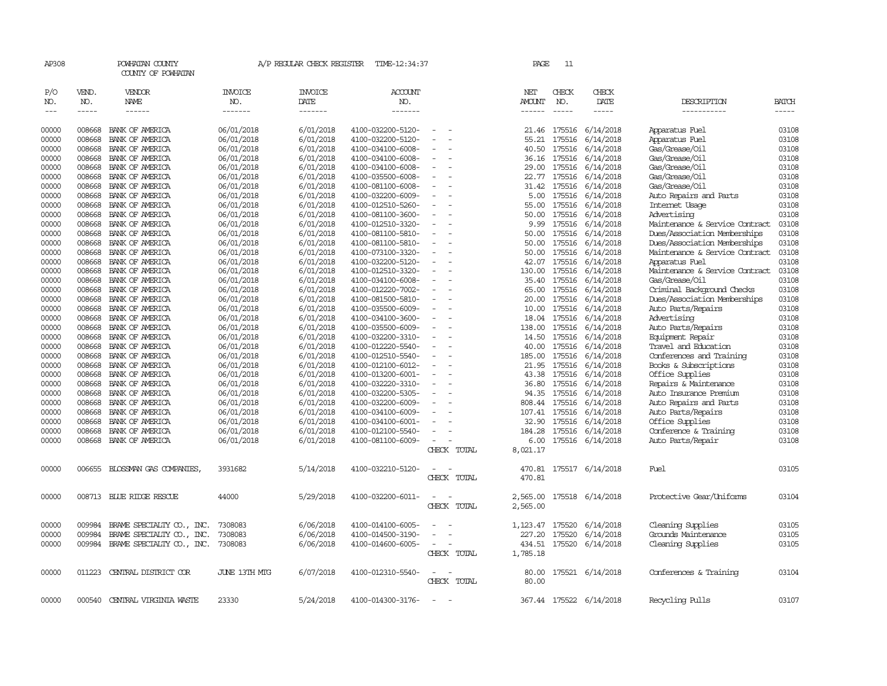AP308 POWHATAN COUNTY A/P REGULAR CHECK REGISTER TIME-12:34:37 PAGE 11

COUNTY OF POWHATAN

| P/O NO. | VEND. NO. | VENDOR NAME | INVOICE NO. | INVOICE DATE | ACCOUNT NO. | | NET AMOUNT | CHECK NO. | CHECK DATE | DESCRIPTION | BATCH |
|---|---|---|---|---|---|---|---|---|---|---|---|
| 00000 | 008668 | BANK OF AMERICA | 06/01/2018 | 6/01/2018 | 4100-032200-5120- | - - | 21.46 | 175516 | 6/14/2018 | Apparatus Fuel | 03108 |
| 00000 | 008668 | BANK OF AMERICA | 06/01/2018 | 6/01/2018 | 4100-032200-5120- | - - | 55.21 | 175516 | 6/14/2018 | Apparatus Fuel | 03108 |
| 00000 | 008668 | BANK OF AMERICA | 06/01/2018 | 6/01/2018 | 4100-034100-6008- | - - | 40.50 | 175516 | 6/14/2018 | Gas/Grease/Oil | 03108 |
| 00000 | 008668 | BANK OF AMERICA | 06/01/2018 | 6/01/2018 | 4100-034100-6008- | - - | 36.16 | 175516 | 6/14/2018 | Gas/Grease/Oil | 03108 |
| 00000 | 008668 | BANK OF AMERICA | 06/01/2018 | 6/01/2018 | 4100-034100-6008- | - - | 29.00 | 175516 | 6/14/2018 | Gas/Grease/Oil | 03108 |
| 00000 | 008668 | BANK OF AMERICA | 06/01/2018 | 6/01/2018 | 4100-035500-6008- | - - | 22.77 | 175516 | 6/14/2018 | Gas/Grease/Oil | 03108 |
| 00000 | 008668 | BANK OF AMERICA | 06/01/2018 | 6/01/2018 | 4100-081100-6008- | - - | 31.42 | 175516 | 6/14/2018 | Gas/Grease/Oil | 03108 |
| 00000 | 008668 | BANK OF AMERICA | 06/01/2018 | 6/01/2018 | 4100-032200-6009- | - - | 5.00 | 175516 | 6/14/2018 | Auto Repairs and Parts | 03108 |
| 00000 | 008668 | BANK OF AMERICA | 06/01/2018 | 6/01/2018 | 4100-012510-5260- | - - | 55.00 | 175516 | 6/14/2018 | Internet Usage | 03108 |
| 00000 | 008668 | BANK OF AMERICA | 06/01/2018 | 6/01/2018 | 4100-081100-3600- | - - | 50.00 | 175516 | 6/14/2018 | Advertising | 03108 |
| 00000 | 008668 | BANK OF AMERICA | 06/01/2018 | 6/01/2018 | 4100-012510-3320- | - - | 9.99 | 175516 | 6/14/2018 | Maintenance & Service Contract | 03108 |
| 00000 | 008668 | BANK OF AMERICA | 06/01/2018 | 6/01/2018 | 4100-081100-5810- | - - | 50.00 | 175516 | 6/14/2018 | Dues/Association Memberships | 03108 |
| 00000 | 008668 | BANK OF AMERICA | 06/01/2018 | 6/01/2018 | 4100-081100-5810- | - - | 50.00 | 175516 | 6/14/2018 | Dues/Association Memberships | 03108 |
| 00000 | 008668 | BANK OF AMERICA | 06/01/2018 | 6/01/2018 | 4100-073100-3320- | - - | 50.00 | 175516 | 6/14/2018 | Maintenance & Service Contract | 03108 |
| 00000 | 008668 | BANK OF AMERICA | 06/01/2018 | 6/01/2018 | 4100-032200-5120- | - - | 42.07 | 175516 | 6/14/2018 | Apparatus Fuel | 03108 |
| 00000 | 008668 | BANK OF AMERICA | 06/01/2018 | 6/01/2018 | 4100-012510-3320- | - - | 130.00 | 175516 | 6/14/2018 | Maintenance & Service Contract | 03108 |
| 00000 | 008668 | BANK OF AMERICA | 06/01/2018 | 6/01/2018 | 4100-034100-6008- | - - | 35.40 | 175516 | 6/14/2018 | Gas/Grease/Oil | 03108 |
| 00000 | 008668 | BANK OF AMERICA | 06/01/2018 | 6/01/2018 | 4100-012220-7002- | - - | 65.00 | 175516 | 6/14/2018 | Criminal Background Checks | 03108 |
| 00000 | 008668 | BANK OF AMERICA | 06/01/2018 | 6/01/2018 | 4100-081500-5810- | - - | 20.00 | 175516 | 6/14/2018 | Dues/Association Memberships | 03108 |
| 00000 | 008668 | BANK OF AMERICA | 06/01/2018 | 6/01/2018 | 4100-035500-6009- | - - | 10.00 | 175516 | 6/14/2018 | Auto Parts/Repairs | 03108 |
| 00000 | 008668 | BANK OF AMERICA | 06/01/2018 | 6/01/2018 | 4100-034100-3600- | - - | 18.04 | 175516 | 6/14/2018 | Advertising | 03108 |
| 00000 | 008668 | BANK OF AMERICA | 06/01/2018 | 6/01/2018 | 4100-035500-6009- | - - | 138.00 | 175516 | 6/14/2018 | Auto Parts/Repairs | 03108 |
| 00000 | 008668 | BANK OF AMERICA | 06/01/2018 | 6/01/2018 | 4100-032200-3310- | - - | 14.50 | 175516 | 6/14/2018 | Equipment Repair | 03108 |
| 00000 | 008668 | BANK OF AMERICA | 06/01/2018 | 6/01/2018 | 4100-012220-5540- | - - | 40.00 | 175516 | 6/14/2018 | Travel and Education | 03108 |
| 00000 | 008668 | BANK OF AMERICA | 06/01/2018 | 6/01/2018 | 4100-012510-5540- | - - | 185.00 | 175516 | 6/14/2018 | Conferences and Training | 03108 |
| 00000 | 008668 | BANK OF AMERICA | 06/01/2018 | 6/01/2018 | 4100-012100-6012- | - - | 21.95 | 175516 | 6/14/2018 | Books & Subscriptions | 03108 |
| 00000 | 008668 | BANK OF AMERICA | 06/01/2018 | 6/01/2018 | 4100-013200-6001- | - - | 43.38 | 175516 | 6/14/2018 | Office Supplies | 03108 |
| 00000 | 008668 | BANK OF AMERICA | 06/01/2018 | 6/01/2018 | 4100-032220-3310- | - - | 36.80 | 175516 | 6/14/2018 | Repairs & Maintenance | 03108 |
| 00000 | 008668 | BANK OF AMERICA | 06/01/2018 | 6/01/2018 | 4100-032200-5305- | - - | 94.35 | 175516 | 6/14/2018 | Auto Insurance Premium | 03108 |
| 00000 | 008668 | BANK OF AMERICA | 06/01/2018 | 6/01/2018 | 4100-032200-6009- | - - | 808.44 | 175516 | 6/14/2018 | Auto Repairs and Parts | 03108 |
| 00000 | 008668 | BANK OF AMERICA | 06/01/2018 | 6/01/2018 | 4100-034100-6009- | - - | 107.41 | 175516 | 6/14/2018 | Auto Parts/Repairs | 03108 |
| 00000 | 008668 | BANK OF AMERICA | 06/01/2018 | 6/01/2018 | 4100-034100-6001- | - - | 32.90 | 175516 | 6/14/2018 | Office Supplies | 03108 |
| 00000 | 008668 | BANK OF AMERICA | 06/01/2018 | 6/01/2018 | 4100-012100-5540- | - - | 184.28 | 175516 | 6/14/2018 | Conference & Training | 03108 |
| 00000 | 008668 | BANK OF AMERICA | 06/01/2018 | 6/01/2018 | 4100-081100-6009- | - - | 6.00 | 175516 | 6/14/2018 | Auto Parts/Repair | 03108 |
| | | | | | | CHECK TOTAL | 8,021.17 | | | | |
| 00000 | 006655 | BLOSSMAN GAS COMPANIES, | 3931682 | 5/14/2018 | 4100-032210-5120- | - - | 470.81 | 175517 | 6/14/2018 | Fuel | 03105 |
| | | | | | | CHECK TOTAL | 470.81 | | | | |
| 00000 | 008713 | BLUE RIDGE RESCUE | 44000 | 5/29/2018 | 4100-032200-6011- | - - | 2,565.00 | 175518 | 6/14/2018 | Protective Gear/Uniforms | 03104 |
| | | | | | | CHECK TOTAL | 2,565.00 | | | | |
| 00000 | 009984 | BRAME SPECIALTY CO., INC. | 7308083 | 6/06/2018 | 4100-014100-6005- | - - | 1,123.47 | 175520 | 6/14/2018 | Cleaning Supplies | 03105 |
| 00000 | 009984 | BRAME SPECIALTY CO., INC. | 7308083 | 6/06/2018 | 4100-014500-3190- | - - | 227.20 | 175520 | 6/14/2018 | Grounds Maintenance | 03105 |
| 00000 | 009984 | BRAME SPECIALTY CO., INC. | 7308083 | 6/06/2018 | 4100-014600-6005- | - - | 434.51 | 175520 | 6/14/2018 | Cleaning Supplies | 03105 |
| | | | | | | CHECK TOTAL | 1,785.18 | | | | |
| 00000 | 011223 | CENTRAL DISTRICT COR | JUNE 13TH MTG | 6/07/2018 | 4100-012310-5540- | - - | 80.00 | 175521 | 6/14/2018 | Conferences & Training | 03104 |
| | | | | | | CHECK TOTAL | 80.00 | | | | |
| 00000 | 000540 | CENTRAL VIRGINIA WASTE | 23330 | 5/24/2018 | 4100-014300-3176- | - - | 367.44 | 175522 | 6/14/2018 | Recycling Pulls | 03107 |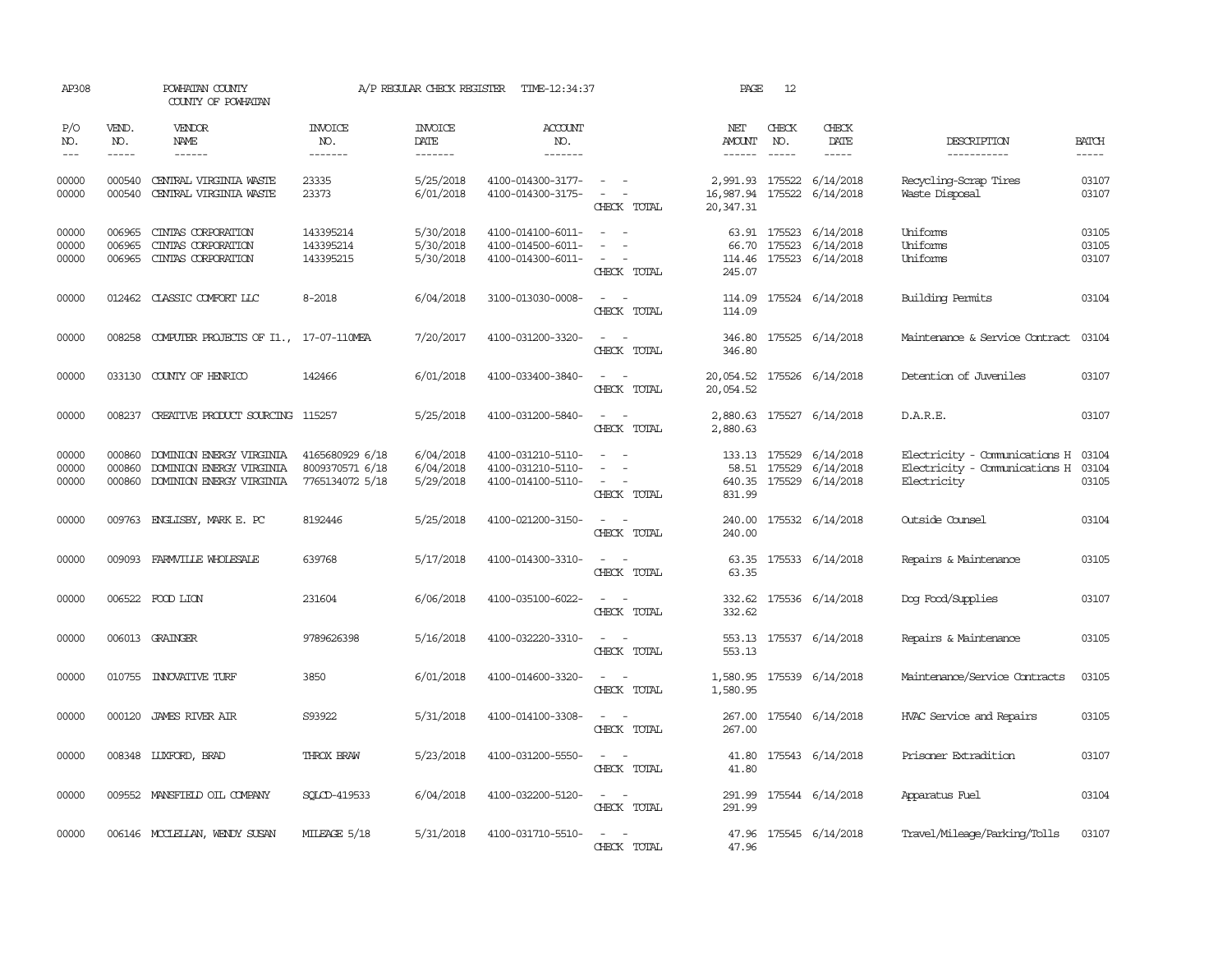AP308 POWHATAN COUNTY A/P REGULAR CHECK REGISTER TIME-12:34:37 PAGE 12

COUNTY OF POWHATAN

| P/O NO. | VEND. NO. | VENDOR NAME | INVOICE NO. | INVOICE DATE | ACCOUNT NO. | | NET AMOUNT | CHECK NO. | CHECK DATE | DESCRIPTION | BATCH |
|---|---|---|---|---|---|---|---|---|---|---|---|
| 00000 | 000540 | CENTRAL VIRGINIA WASTE | 23335 | 5/25/2018 | 4100-014300-3177- | - - | 2,991.93 | 175522 | 6/14/2018 | Recycling-Scrap Tires | 03107 |
| 00000 | 000540 | CENTRAL VIRGINIA WASTE | 23373 | 6/01/2018 | 4100-014300-3175- | - - | 16,987.94 | 175522 | 6/14/2018 | Waste Disposal | 03107 |
| | | | | | | CHECK TOTAL | 20,347.31 | | | | |
| 00000 | 006965 | CINTAS CORPORATION | 143395214 | 5/30/2018 | 4100-014100-6011- | - - | 63.91 | 175523 | 6/14/2018 | Uniforms | 03105 |
| 00000 | 006965 | CINTAS CORPORATION | 143395214 | 5/30/2018 | 4100-014500-6011- | - - | 66.70 | 175523 | 6/14/2018 | Uniforms | 03105 |
| 00000 | 006965 | CINTAS CORPORATION | 143395215 | 5/30/2018 | 4100-014300-6011- | - - | 114.46 | 175523 | 6/14/2018 | Uniforms | 03107 |
| | | | | | | CHECK TOTAL | 245.07 | | | | |
| 00000 | 012462 | CLASSIC COMFORT LLC | 8-2018 | 6/04/2018 | 3100-013030-0008- | - - | 114.09 | 175524 | 6/14/2018 | Building Permits | 03104 |
| | | | | | | CHECK TOTAL | 114.09 | | | | |
| 00000 | 008258 | COMPUTER PROJECTS OF IL., | 17-07-110MEA | 7/20/2017 | 4100-031200-3320- | - - | 346.80 | 175525 | 6/14/2018 | Maintenance & Service Contract | 03104 |
| | | | | | | CHECK TOTAL | 346.80 | | | | |
| 00000 | 033130 | COUNTY OF HENRICO | 142466 | 6/01/2018 | 4100-033400-3840- | - - | 20,054.52 | 175526 | 6/14/2018 | Detention of Juveniles | 03107 |
| | | | | | | CHECK TOTAL | 20,054.52 | | | | |
| 00000 | 008237 | CREATIVE PRODUCT SOURCING | 115257 | 5/25/2018 | 4100-031200-5840- | - - | 2,880.63 | 175527 | 6/14/2018 | D.A.R.E. | 03107 |
| | | | | | | CHECK TOTAL | 2,880.63 | | | | |
| 00000 | 000860 | DOMINION ENERGY VIRGINIA | 4165680929 6/18 | 6/04/2018 | 4100-031210-5110- | - - | 133.13 | 175529 | 6/14/2018 | Electricity - Communications H | 03104 |
| 00000 | 000860 | DOMINION ENERGY VIRGINIA | 8009370571 6/18 | 6/04/2018 | 4100-031210-5110- | - - | 58.51 | 175529 | 6/14/2018 | Electricity - Communications H | 03104 |
| 00000 | 000860 | DOMINION ENERGY VIRGINIA | 7765134072 5/18 | 5/29/2018 | 4100-014100-5110- | - - | 640.35 | 175529 | 6/14/2018 | Electricity | 03105 |
| | | | | | | CHECK TOTAL | 831.99 | | | | |
| 00000 | 009763 | ENGLISBY, MARK E. PC | 8192446 | 5/25/2018 | 4100-021200-3150- | - - | 240.00 | 175532 | 6/14/2018 | Outside Counsel | 03104 |
| | | | | | | CHECK TOTAL | 240.00 | | | | |
| 00000 | 009093 | FARMVILLE WHOLESALE | 639768 | 5/17/2018 | 4100-014300-3310- | - - | 63.35 | 175533 | 6/14/2018 | Repairs & Maintenance | 03105 |
| | | | | | | CHECK TOTAL | 63.35 | | | | |
| 00000 | 006522 | FOOD LION | 231604 | 6/06/2018 | 4100-035100-6022- | - - | 332.62 | 175536 | 6/14/2018 | Dog Food/Supplies | 03107 |
| | | | | | | CHECK TOTAL | 332.62 | | | | |
| 00000 | 006013 | GRAINGER | 9789626398 | 5/16/2018 | 4100-032220-3310- | - - | 553.13 | 175537 | 6/14/2018 | Repairs & Maintenance | 03105 |
| | | | | | | CHECK TOTAL | 553.13 | | | | |
| 00000 | 010755 | INNOVATIVE TURF | 3850 | 6/01/2018 | 4100-014600-3320- | - - | 1,580.95 | 175539 | 6/14/2018 | Maintenance/Service Contracts | 03105 |
| | | | | | | CHECK TOTAL | 1,580.95 | | | | |
| 00000 | 000120 | JAMES RIVER AIR | S93922 | 5/31/2018 | 4100-014100-3308- | - - | 267.00 | 175540 | 6/14/2018 | HVAC Service and Repairs | 03105 |
| | | | | | | CHECK TOTAL | 267.00 | | | | |
| 00000 | 008348 | LUXFORD, BRAD | THROX BRAW | 5/23/2018 | 4100-031200-5550- | - - | 41.80 | 175543 | 6/14/2018 | Prisoner Extradition | 03107 |
| | | | | | | CHECK TOTAL | 41.80 | | | | |
| 00000 | 009552 | MANSFIELD OIL COMPANY | SQLCD-419533 | 6/04/2018 | 4100-032200-5120- | - - | 291.99 | 175544 | 6/14/2018 | Apparatus Fuel | 03104 |
| | | | | | | CHECK TOTAL | 291.99 | | | | |
| 00000 | 006146 | MCCLELLAN, WENDY SUSAN | MILEAGE 5/18 | 5/31/2018 | 4100-031710-5510- | - - | 47.96 | 175545 | 6/14/2018 | Travel/Mileage/Parking/Tolls | 03107 |
| | | | | | | CHECK TOTAL | 47.96 | | | | |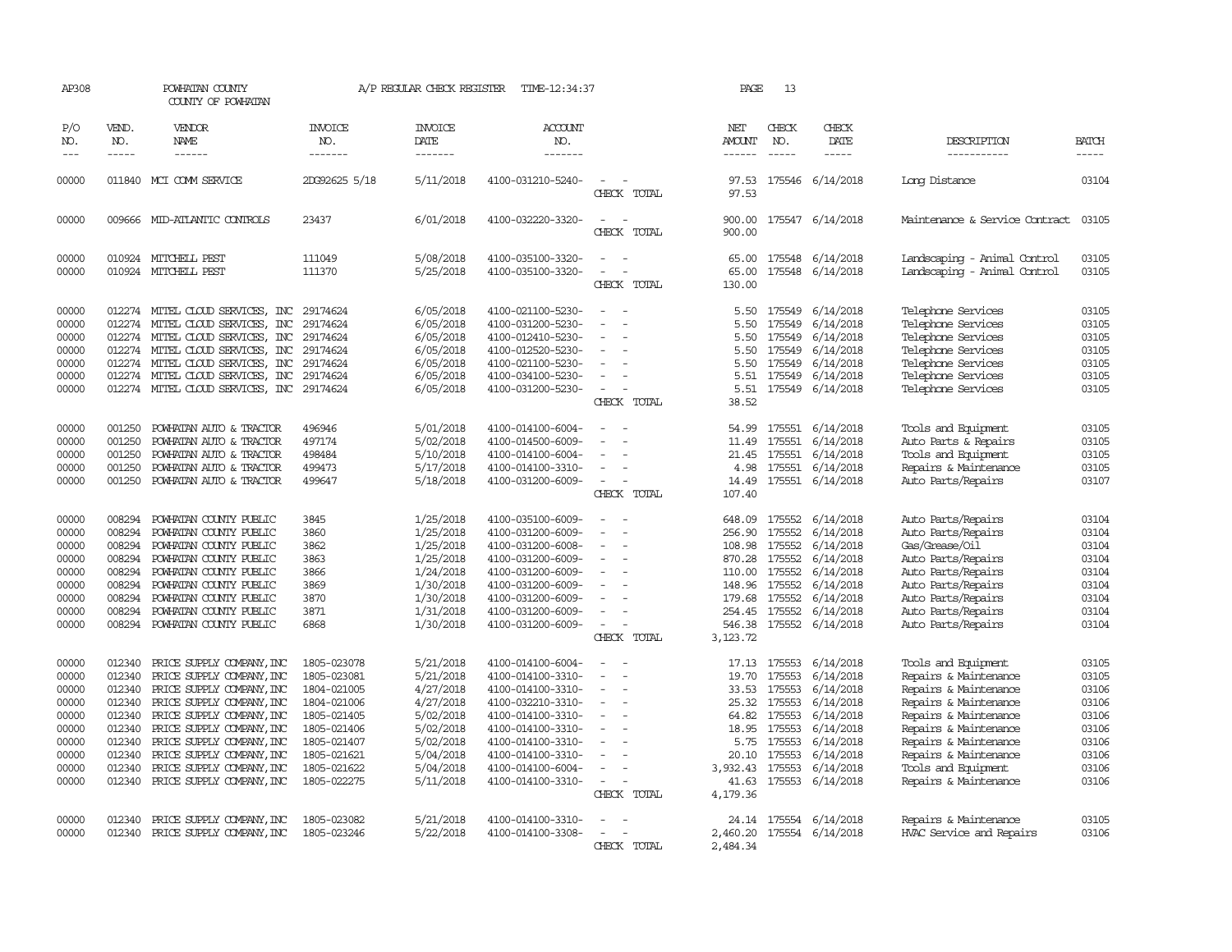AP308 POWHATAN COUNTY A/P REGULAR CHECK REGISTER TIME-12:34:37 PAGE 13
COUNTY OF POWHATAN

| P/O NO. | VEND. NO. | VENDOR NAME | INVOICE NO. | INVOICE DATE | ACCOUNT NO. | | NET AMOUNT | CHECK NO. | CHECK DATE | DESCRIPTION | BATCH |
|---|---|---|---|---|---|---|---|---|---|---|---|
| 00000 | 011840 | MCI COMM SERVICE | 2DG92625 5/18 | 5/11/2018 | 4100-031210-5240- | - - | 97.53 | 175546 | 6/14/2018 | Long Distance | 03104 |
| | | | | | | CHECK TOTAL | 97.53 | | | | |
| 00000 | 009666 | MID-ATLANTIC CONTROLS | 23437 | 6/01/2018 | 4100-032220-3320- | - - | 900.00 | 175547 | 6/14/2018 | Maintenance & Service Contract | 03105 |
| | | | | | | CHECK TOTAL | 900.00 | | | | |
| 00000 | 010924 | MITCHELL PEST | 111049 | 5/08/2018 | 4100-035100-3320- | - - | 65.00 | 175548 | 6/14/2018 | Landscaping - Animal Control | 03105 |
| 00000 | 010924 | MITCHELL PEST | 111370 | 5/25/2018 | 4100-035100-3320- | - - | 65.00 | 175548 | 6/14/2018 | Landscaping - Animal Control | 03105 |
| | | | | | | CHECK TOTAL | 130.00 | | | | |
| 00000 | 012274 | MITEL CLOUD SERVICES, INC | 29174624 | 6/05/2018 | 4100-021100-5230- | - - | 5.50 | 175549 | 6/14/2018 | Telephone Services | 03105 |
| 00000 | 012274 | MITEL CLOUD SERVICES, INC | 29174624 | 6/05/2018 | 4100-031200-5230- | - - | 5.50 | 175549 | 6/14/2018 | Telephone Services | 03105 |
| 00000 | 012274 | MITEL CLOUD SERVICES, INC | 29174624 | 6/05/2018 | 4100-012410-5230- | - - | 5.50 | 175549 | 6/14/2018 | Telephone Services | 03105 |
| 00000 | 012274 | MITEL CLOUD SERVICES, INC | 29174624 | 6/05/2018 | 4100-012520-5230- | - - | 5.50 | 175549 | 6/14/2018 | Telephone Services | 03105 |
| 00000 | 012274 | MITEL CLOUD SERVICES, INC | 29174624 | 6/05/2018 | 4100-021100-5230- | - - | 5.50 | 175549 | 6/14/2018 | Telephone Services | 03105 |
| 00000 | 012274 | MITEL CLOUD SERVICES, INC | 29174624 | 6/05/2018 | 4100-034100-5230- | - - | 5.51 | 175549 | 6/14/2018 | Telephone Services | 03105 |
| 00000 | 012274 | MITEL CLOUD SERVICES, INC | 29174624 | 6/05/2018 | 4100-031200-5230- | - - | 5.51 | 175549 | 6/14/2018 | Telephone Services | 03105 |
| | | | | | | CHECK TOTAL | 38.52 | | | | |
| 00000 | 001250 | POWHATAN AUTO & TRACTOR | 496946 | 5/01/2018 | 4100-014100-6004- | - - | 54.99 | 175551 | 6/14/2018 | Tools and Equipment | 03105 |
| 00000 | 001250 | POWHATAN AUTO & TRACTOR | 497174 | 5/02/2018 | 4100-014500-6009- | - - | 11.49 | 175551 | 6/14/2018 | Auto Parts & Repairs | 03105 |
| 00000 | 001250 | POWHATAN AUTO & TRACTOR | 498484 | 5/10/2018 | 4100-014100-6004- | - - | 21.45 | 175551 | 6/14/2018 | Tools and Equipment | 03105 |
| 00000 | 001250 | POWHATAN AUTO & TRACTOR | 499473 | 5/17/2018 | 4100-014100-3310- | - - | 4.98 | 175551 | 6/14/2018 | Repairs & Maintenance | 03105 |
| 00000 | 001250 | POWHATAN AUTO & TRACTOR | 499647 | 5/18/2018 | 4100-031200-6009- | - - | 14.49 | 175551 | 6/14/2018 | Auto Parts/Repairs | 03107 |
| | | | | | | CHECK TOTAL | 107.40 | | | | |
| 00000 | 008294 | POWHATAN COUNTY PUBLIC | 3845 | 1/25/2018 | 4100-035100-6009- | - - | 648.09 | 175552 | 6/14/2018 | Auto Parts/Repairs | 03104 |
| 00000 | 008294 | POWHATAN COUNTY PUBLIC | 3860 | 1/25/2018 | 4100-031200-6009- | - - | 256.90 | 175552 | 6/14/2018 | Auto Parts/Repairs | 03104 |
| 00000 | 008294 | POWHATAN COUNTY PUBLIC | 3862 | 1/25/2018 | 4100-031200-6008- | - - | 108.98 | 175552 | 6/14/2018 | Gas/Grease/Oil | 03104 |
| 00000 | 008294 | POWHATAN COUNTY PUBLIC | 3863 | 1/25/2018 | 4100-031200-6009- | - - | 870.28 | 175552 | 6/14/2018 | Auto Parts/Repairs | 03104 |
| 00000 | 008294 | POWHATAN COUNTY PUBLIC | 3866 | 1/24/2018 | 4100-031200-6009- | - - | 110.00 | 175552 | 6/14/2018 | Auto Parts/Repairs | 03104 |
| 00000 | 008294 | POWHATAN COUNTY PUBLIC | 3869 | 1/30/2018 | 4100-031200-6009- | - - | 148.96 | 175552 | 6/14/2018 | Auto Parts/Repairs | 03104 |
| 00000 | 008294 | POWHATAN COUNTY PUBLIC | 3870 | 1/30/2018 | 4100-031200-6009- | - - | 179.68 | 175552 | 6/14/2018 | Auto Parts/Repairs | 03104 |
| 00000 | 008294 | POWHATAN COUNTY PUBLIC | 3871 | 1/31/2018 | 4100-031200-6009- | - - | 254.45 | 175552 | 6/14/2018 | Auto Parts/Repairs | 03104 |
| 00000 | 008294 | POWHATAN COUNTY PUBLIC | 6868 | 1/30/2018 | 4100-031200-6009- | - - | 546.38 | 175552 | 6/14/2018 | Auto Parts/Repairs | 03104 |
| | | | | | | CHECK TOTAL | 3,123.72 | | | | |
| 00000 | 012340 | PRICE SUPPLY COMPANY, INC | 1805-023078 | 5/21/2018 | 4100-014100-6004- | - - | 17.13 | 175553 | 6/14/2018 | Tools and Equipment | 03105 |
| 00000 | 012340 | PRICE SUPPLY COMPANY, INC | 1805-023081 | 5/21/2018 | 4100-014100-3310- | - - | 19.70 | 175553 | 6/14/2018 | Repairs & Maintenance | 03105 |
| 00000 | 012340 | PRICE SUPPLY COMPANY, INC | 1804-021005 | 4/27/2018 | 4100-014100-3310- | - - | 33.53 | 175553 | 6/14/2018 | Repairs & Maintenance | 03106 |
| 00000 | 012340 | PRICE SUPPLY COMPANY, INC | 1804-021006 | 4/27/2018 | 4100-032210-3310- | - - | 25.32 | 175553 | 6/14/2018 | Repairs & Maintenance | 03106 |
| 00000 | 012340 | PRICE SUPPLY COMPANY, INC | 1805-021405 | 5/02/2018 | 4100-014100-3310- | - - | 64.82 | 175553 | 6/14/2018 | Repairs & Maintenance | 03106 |
| 00000 | 012340 | PRICE SUPPLY COMPANY, INC | 1805-021406 | 5/02/2018 | 4100-014100-3310- | - - | 18.95 | 175553 | 6/14/2018 | Repairs & Maintenance | 03106 |
| 00000 | 012340 | PRICE SUPPLY COMPANY, INC | 1805-021407 | 5/02/2018 | 4100-014100-3310- | - - | 5.75 | 175553 | 6/14/2018 | Repairs & Maintenance | 03106 |
| 00000 | 012340 | PRICE SUPPLY COMPANY, INC | 1805-021621 | 5/04/2018 | 4100-014100-3310- | - - | 20.10 | 175553 | 6/14/2018 | Repairs & Maintenance | 03106 |
| 00000 | 012340 | PRICE SUPPLY COMPANY, INC | 1805-021622 | 5/04/2018 | 4100-014100-6004- | - - | 3,932.43 | 175553 | 6/14/2018 | Tools and Equipment | 03106 |
| 00000 | 012340 | PRICE SUPPLY COMPANY, INC | 1805-022275 | 5/11/2018 | 4100-014100-3310- | - - | 41.63 | 175553 | 6/14/2018 | Repairs & Maintenance | 03106 |
| | | | | | | CHECK TOTAL | 4,179.36 | | | | |
| 00000 | 012340 | PRICE SUPPLY COMPANY, INC | 1805-023082 | 5/21/2018 | 4100-014100-3310- | - - | 24.14 | 175554 | 6/14/2018 | Repairs & Maintenance | 03105 |
| 00000 | 012340 | PRICE SUPPLY COMPANY, INC | 1805-023246 | 5/22/2018 | 4100-014100-3308- | - - | 2,460.20 | 175554 | 6/14/2018 | HVAC Service and Repairs | 03106 |
| | | | | | | CHECK TOTAL | 2,484.34 | | | | |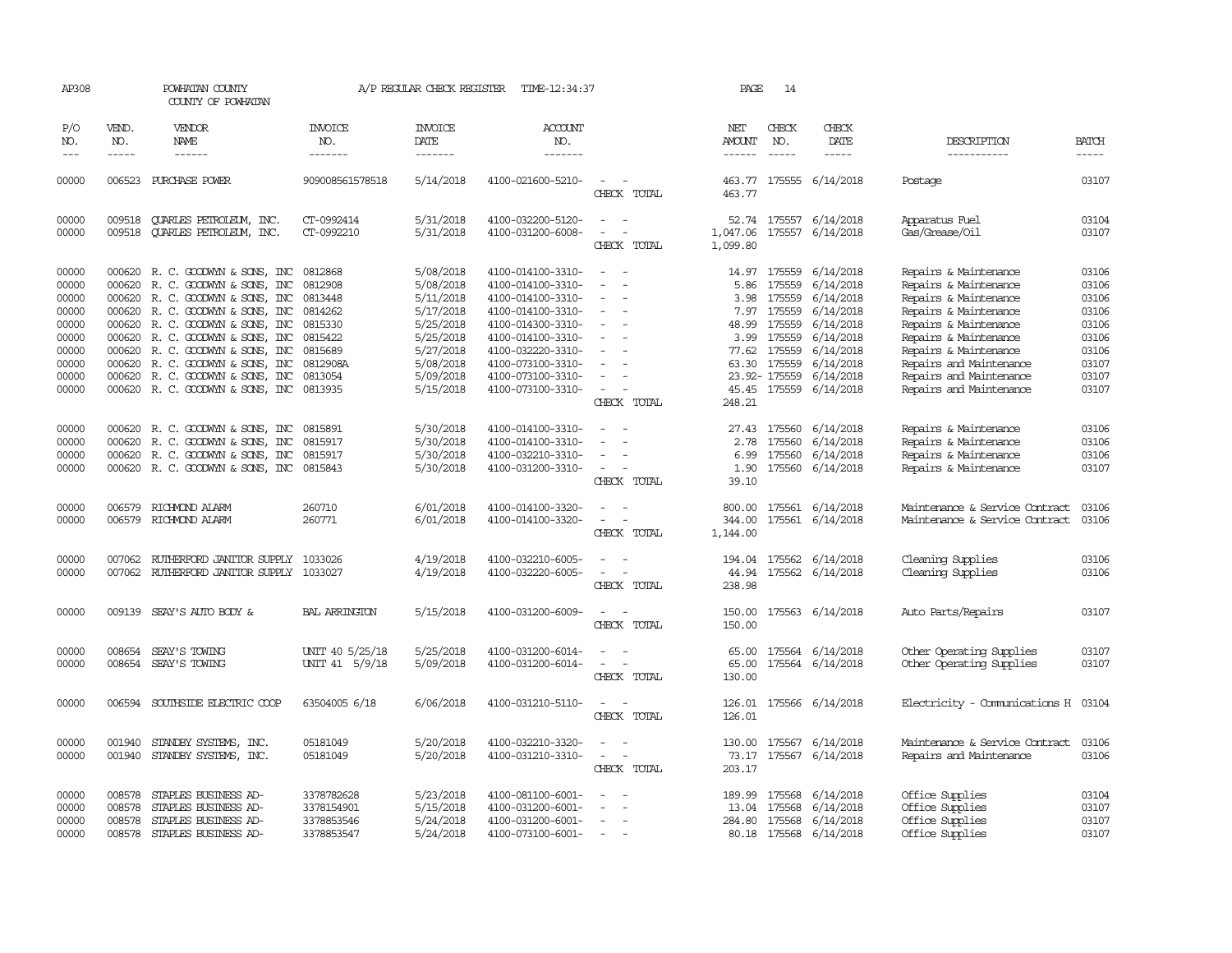AP308 POWHATAN COUNTY A/P REGULAR CHECK REGISTER TIME-12:34:37 PAGE 14

COUNTY OF POWHATAN

| P/O NO. | VEND. NO. | VENDOR NAME | INVOICE NO. | INVOICE DATE | ACCOUNT NO. | | NET AMOUNT | CHECK NO. | CHECK DATE | DESCRIPTION | BATCH |
|---|---|---|---|---|---|---|---|---|---|---|---|
| --- | ----- | ------ | ------- | ------- | ------- | | ------ | ----- | ----- | ----------- | ----- |
| 00000 | 006523 | PURCHASE POWER | 909008561578518 | 5/14/2018 | 4100-021600-5210- | - - | 463.77 | 175555 | 6/14/2018 | Postage | 03107 |
| | | | | | | CHECK TOTAL | 463.77 | | | | |
| 00000 | 009518 | QUARLES PETROLEUM, INC. | CT-0992414 | 5/31/2018 | 4100-032200-5120- | - - | 52.74 | 175557 | 6/14/2018 | Apparatus Fuel | 03104 |
| 00000 | 009518 | QUARLES PETROLEUM, INC. | CT-0992210 | 5/31/2018 | 4100-031200-6008- | - - | 1,047.06 | 175557 | 6/14/2018 | Gas/Grease/Oil | 03107 |
| | | | | | | CHECK TOTAL | 1,099.80 | | | | |
| 00000 | 000620 | R. C. GOODWYN & SONS, INC | 0812868 | 5/08/2018 | 4100-014100-3310- | - - | 14.97 | 175559 | 6/14/2018 | Repairs & Maintenance | 03106 |
| 00000 | 000620 | R. C. GOODWYN & SONS, INC | 0812908 | 5/08/2018 | 4100-014100-3310- | - - | 5.86 | 175559 | 6/14/2018 | Repairs & Maintenance | 03106 |
| 00000 | 000620 | R. C. GOODWYN & SONS, INC | 0813448 | 5/11/2018 | 4100-014100-3310- | - - | 3.98 | 175559 | 6/14/2018 | Repairs & Maintenance | 03106 |
| 00000 | 000620 | R. C. GOODWYN & SONS, INC | 0814262 | 5/17/2018 | 4100-014100-3310- | - - | 7.97 | 175559 | 6/14/2018 | Repairs & Maintenance | 03106 |
| 00000 | 000620 | R. C. GOODWYN & SONS, INC | 0815330 | 5/25/2018 | 4100-014300-3310- | - - | 48.99 | 175559 | 6/14/2018 | Repairs & Maintenance | 03106 |
| 00000 | 000620 | R. C. GOODWYN & SONS, INC | 0815422 | 5/25/2018 | 4100-014100-3310- | - - | 3.99 | 175559 | 6/14/2018 | Repairs & Maintenance | 03106 |
| 00000 | 000620 | R. C. GOODWYN & SONS, INC | 0815689 | 5/27/2018 | 4100-032220-3310- | - - | 77.62 | 175559 | 6/14/2018 | Repairs & Maintenance | 03106 |
| 00000 | 000620 | R. C. GOODWYN & SONS, INC | 0812908A | 5/08/2018 | 4100-073100-3310- | - - | 63.30 | 175559 | 6/14/2018 | Repairs and Maintenance | 03107 |
| 00000 | 000620 | R. C. GOODWYN & SONS, INC | 0813054 | 5/09/2018 | 4100-073100-3310- | - - | 23.92- | 175559 | 6/14/2018 | Repairs and Maintenance | 03107 |
| 00000 | 000620 | R. C. GOODWYN & SONS, INC | 0813935 | 5/15/2018 | 4100-073100-3310- | - - | 45.45 | 175559 | 6/14/2018 | Repairs and Maintenance | 03107 |
| | | | | | | CHECK TOTAL | 248.21 | | | | |
| 00000 | 000620 | R. C. GOODWYN & SONS, INC | 0815891 | 5/30/2018 | 4100-014100-3310- | - - | 27.43 | 175560 | 6/14/2018 | Repairs & Maintenance | 03106 |
| 00000 | 000620 | R. C. GOODWYN & SONS, INC | 0815917 | 5/30/2018 | 4100-014100-3310- | - - | 2.78 | 175560 | 6/14/2018 | Repairs & Maintenance | 03106 |
| 00000 | 000620 | R. C. GOODWYN & SONS, INC | 0815917 | 5/30/2018 | 4100-032210-3310- | - - | 6.99 | 175560 | 6/14/2018 | Repairs & Maintenance | 03106 |
| 00000 | 000620 | R. C. GOODWYN & SONS, INC | 0815843 | 5/30/2018 | 4100-031200-3310- | - - | 1.90 | 175560 | 6/14/2018 | Repairs & Maintenance | 03107 |
| | | | | | | CHECK TOTAL | 39.10 | | | | |
| 00000 | 006579 | RICHMOND ALARM | 260710 | 6/01/2018 | 4100-014100-3320- | - - | 800.00 | 175561 | 6/14/2018 | Maintenance & Service Contract | 03106 |
| 00000 | 006579 | RICHMOND ALARM | 260771 | 6/01/2018 | 4100-014100-3320- | - - | 344.00 | 175561 | 6/14/2018 | Maintenance & Service Contract | 03106 |
| | | | | | | CHECK TOTAL | 1,144.00 | | | | |
| 00000 | 007062 | RUTHERFORD JANITOR SUPPLY | 1033026 | 4/19/2018 | 4100-032210-6005- | - - | 194.04 | 175562 | 6/14/2018 | Cleaning Supplies | 03106 |
| 00000 | 007062 | RUTHERFORD JANITOR SUPPLY | 1033027 | 4/19/2018 | 4100-032220-6005- | - - | 44.94 | 175562 | 6/14/2018 | Cleaning Supplies | 03106 |
| | | | | | | CHECK TOTAL | 238.98 | | | | |
| 00000 | 009139 | SEAY'S AUTO BODY & | BAL ARRINGTON | 5/15/2018 | 4100-031200-6009- | - - | 150.00 | 175563 | 6/14/2018 | Auto Parts/Repairs | 03107 |
| | | | | | | CHECK TOTAL | 150.00 | | | | |
| 00000 | 008654 | SEAY'S TOWING | UNIT 40 5/25/18 | 5/25/2018 | 4100-031200-6014- | - - | 65.00 | 175564 | 6/14/2018 | Other Operating Supplies | 03107 |
| 00000 | 008654 | SEAY'S TOWING | UNIT 41 5/9/18 | 5/09/2018 | 4100-031200-6014- | - - | 65.00 | 175564 | 6/14/2018 | Other Operating Supplies | 03107 |
| | | | | | | CHECK TOTAL | 130.00 | | | | |
| 00000 | 006594 | SOUTHSIDE ELECTRIC COOP | 63504005 6/18 | 6/06/2018 | 4100-031210-5110- | - - | 126.01 | 175566 | 6/14/2018 | Electricity - Communications H | 03104 |
| | | | | | | CHECK TOTAL | 126.01 | | | | |
| 00000 | 001940 | STANDBY SYSTEMS, INC. | 05181049 | 5/20/2018 | 4100-032210-3320- | - - | 130.00 | 175567 | 6/14/2018 | Maintenance & Service Contract | 03106 |
| 00000 | 001940 | STANDBY SYSTEMS, INC. | 05181049 | 5/20/2018 | 4100-031210-3310- | - - | 73.17 | 175567 | 6/14/2018 | Repairs and Maintenance | 03106 |
| | | | | | | CHECK TOTAL | 203.17 | | | | |
| 00000 | 008578 | STAPLES BUSINESS AD- | 3378782628 | 5/23/2018 | 4100-081100-6001- | - - | 189.99 | 175568 | 6/14/2018 | Office Supplies | 03104 |
| 00000 | 008578 | STAPLES BUSINESS AD- | 3378154901 | 5/15/2018 | 4100-031200-6001- | - - | 13.04 | 175568 | 6/14/2018 | Office Supplies | 03107 |
| 00000 | 008578 | STAPLES BUSINESS AD- | 3378853546 | 5/24/2018 | 4100-031200-6001- | - - | 284.80 | 175568 | 6/14/2018 | Office Supplies | 03107 |
| 00000 | 008578 | STAPLES BUSINESS AD- | 3378853547 | 5/24/2018 | 4100-073100-6001- | - - | 80.18 | 175568 | 6/14/2018 | Office Supplies | 03107 |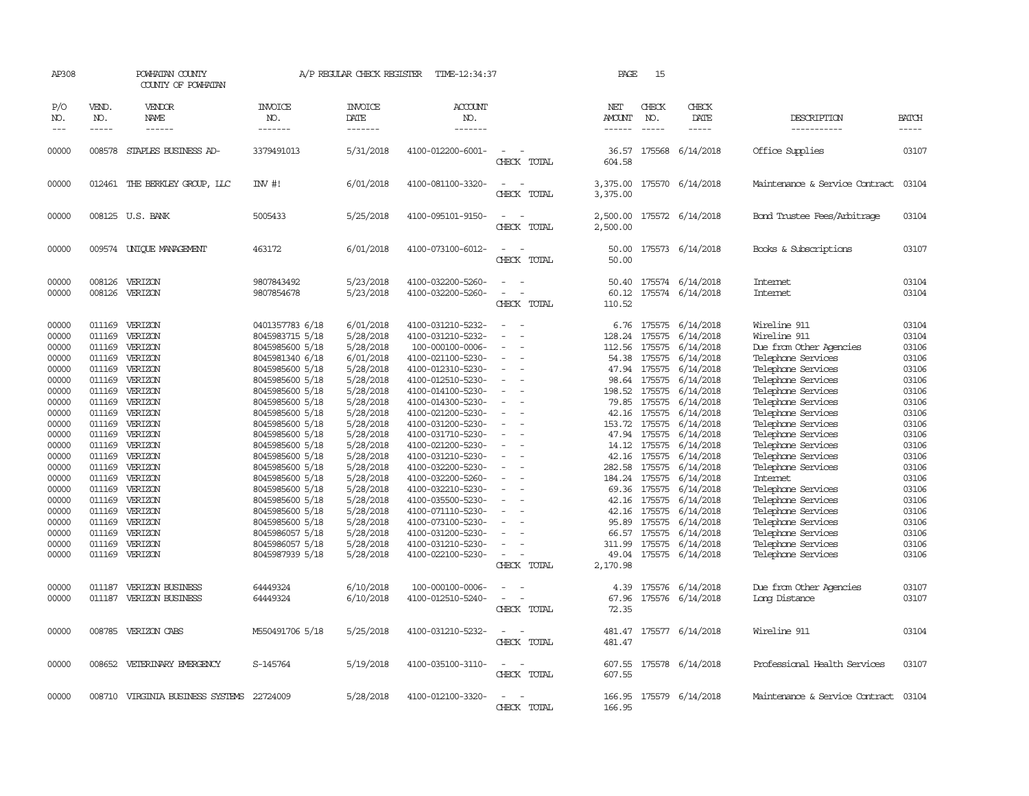AP308 POWHATAN COUNTY COUNTY OF POWHATAN A/P REGULAR CHECK REGISTER TIME-12:34:37 PAGE 15

| P/O NO. | VEND. NO. | VENDOR NAME | INVOICE NO. | INVOICE DATE | ACCOUNT NO. | | NET AMOUNT | CHECK NO. | CHECK DATE | DESCRIPTION | BATCH |
|---|---|---|---|---|---|---|---|---|---|---|---|
| 00000 | 008578 | STAPLES BUSINESS AD- | 3379491013 | 5/31/2018 | 4100-012200-6001- | - - | 36.57 | 175568 | 6/14/2018 | Office Supplies | 03107 |
| | | | | | | CHECK TOTAL | 604.58 | | | | |
| 00000 | 012461 | THE BERKLEY GROUP, LLC | INV #! | 6/01/2018 | 4100-081100-3320- | - - | 3,375.00 | 175570 | 6/14/2018 | Maintenance & Service Contract | 03104 |
| | | | | | | CHECK TOTAL | 3,375.00 | | | | |
| 00000 | 008125 | U.S. BANK | 5005433 | 5/25/2018 | 4100-095101-9150- | - - | 2,500.00 | 175572 | 6/14/2018 | Bond Trustee Fees/Arbitrage | 03104 |
| | | | | | | CHECK TOTAL | 2,500.00 | | | | |
| 00000 | 009574 | UNIQUE MANAGEMENT | 463172 | 6/01/2018 | 4100-073100-6012- | - - | 50.00 | 175573 | 6/14/2018 | Books & Subscriptions | 03107 |
| | | | | | | CHECK TOTAL | 50.00 | | | | |
| 00000 | 008126 | VERIZON | 9807843492 | 5/23/2018 | 4100-032200-5260- | - - | 50.40 | 175574 | 6/14/2018 | Internet | 03104 |
| 00000 | 008126 | VERIZON | 9807854678 | 5/23/2018 | 4100-032200-5260- | - - | 60.12 | 175574 | 6/14/2018 | Internet | 03104 |
| | | | | | | CHECK TOTAL | 110.52 | | | | |
| 00000 | 011169 | VERIZON | 0401357783 6/18 | 6/01/2018 | 4100-031210-5232- | - - | 6.76 | 175575 | 6/14/2018 | Wireline 911 | 03104 |
| 00000 | 011169 | VERIZON | 8045983715 5/18 | 5/28/2018 | 4100-031210-5232- | - - | 128.24 | 175575 | 6/14/2018 | Wireline 911 | 03104 |
| 00000 | 011169 | VERIZON | 8045985600 5/18 | 5/28/2018 | 100-000100-0006- | - - | 112.56 | 175575 | 6/14/2018 | Due from Other Agencies | 03106 |
| 00000 | 011169 | VERIZON | 8045981340 6/18 | 6/01/2018 | 4100-021100-5230- | - - | 54.38 | 175575 | 6/14/2018 | Telephone Services | 03106 |
| 00000 | 011169 | VERIZON | 8045985600 5/18 | 5/28/2018 | 4100-012310-5230- | - - | 47.94 | 175575 | 6/14/2018 | Telephone Services | 03106 |
| 00000 | 011169 | VERIZON | 8045985600 5/18 | 5/28/2018 | 4100-012510-5230- | - - | 98.64 | 175575 | 6/14/2018 | Telephone Services | 03106 |
| 00000 | 011169 | VERIZON | 8045985600 5/18 | 5/28/2018 | 4100-014100-5230- | - - | 198.52 | 175575 | 6/14/2018 | Telephone Services | 03106 |
| 00000 | 011169 | VERIZON | 8045985600 5/18 | 5/28/2018 | 4100-014300-5230- | - - | 79.85 | 175575 | 6/14/2018 | Telephone Services | 03106 |
| 00000 | 011169 | VERIZON | 8045985600 5/18 | 5/28/2018 | 4100-021200-5230- | - - | 42.16 | 175575 | 6/14/2018 | Telephone Services | 03106 |
| 00000 | 011169 | VERIZON | 8045985600 5/18 | 5/28/2018 | 4100-031200-5230- | - - | 153.72 | 175575 | 6/14/2018 | Telephone Services | 03106 |
| 00000 | 011169 | VERIZON | 8045985600 5/18 | 5/28/2018 | 4100-031710-5230- | - - | 47.94 | 175575 | 6/14/2018 | Telephone Services | 03106 |
| 00000 | 011169 | VERIZON | 8045985600 5/18 | 5/28/2018 | 4100-021200-5230- | - - | 14.12 | 175575 | 6/14/2018 | Telephone Services | 03106 |
| 00000 | 011169 | VERIZON | 8045985600 5/18 | 5/28/2018 | 4100-031210-5230- | - - | 42.16 | 175575 | 6/14/2018 | Telephone Services | 03106 |
| 00000 | 011169 | VERIZON | 8045985600 5/18 | 5/28/2018 | 4100-032200-5230- | - - | 282.58 | 175575 | 6/14/2018 | Telephone Services | 03106 |
| 00000 | 011169 | VERIZON | 8045985600 5/18 | 5/28/2018 | 4100-032200-5260- | - - | 184.24 | 175575 | 6/14/2018 | Internet | 03106 |
| 00000 | 011169 | VERIZON | 8045985600 5/18 | 5/28/2018 | 4100-032210-5230- | - - | 69.36 | 175575 | 6/14/2018 | Telephone Services | 03106 |
| 00000 | 011169 | VERIZON | 8045985600 5/18 | 5/28/2018 | 4100-035500-5230- | - - | 42.16 | 175575 | 6/14/2018 | Telephone Services | 03106 |
| 00000 | 011169 | VERIZON | 8045985600 5/18 | 5/28/2018 | 4100-071110-5230- | - - | 42.16 | 175575 | 6/14/2018 | Telephone Services | 03106 |
| 00000 | 011169 | VERIZON | 8045985600 5/18 | 5/28/2018 | 4100-073100-5230- | - - | 95.89 | 175575 | 6/14/2018 | Telephone Services | 03106 |
| 00000 | 011169 | VERIZON | 8045986057 5/18 | 5/28/2018 | 4100-031200-5230- | - - | 66.57 | 175575 | 6/14/2018 | Telephone Services | 03106 |
| 00000 | 011169 | VERIZON | 8045986057 5/18 | 5/28/2018 | 4100-031210-5230- | - - | 311.99 | 175575 | 6/14/2018 | Telephone Services | 03106 |
| 00000 | 011169 | VERIZON | 8045987939 5/18 | 5/28/2018 | 4100-022100-5230- | - - | 49.04 | 175575 | 6/14/2018 | Telephone Services | 03106 |
| | | | | | | CHECK TOTAL | 2,170.98 | | | | |
| 00000 | 011187 | VERIZON BUSINESS | 64449324 | 6/10/2018 | 100-000100-0006- | - - | 4.39 | 175576 | 6/14/2018 | Due from Other Agencies | 03107 |
| 00000 | 011187 | VERIZON BUSINESS | 64449324 | 6/10/2018 | 4100-012510-5240- | - - | 67.96 | 175576 | 6/14/2018 | Long Distance | 03107 |
| | | | | | | CHECK TOTAL | 72.35 | | | | |
| 00000 | 008785 | VERIZON CABS | M550491706 5/18 | 5/25/2018 | 4100-031210-5232- | - - | 481.47 | 175577 | 6/14/2018 | Wireline 911 | 03104 |
| | | | | | | CHECK TOTAL | 481.47 | | | | |
| 00000 | 008652 | VETERINARY EMERGENCY | S-145764 | 5/19/2018 | 4100-035100-3110- | - - | 607.55 | 175578 | 6/14/2018 | Professional Health Services | 03107 |
| | | | | | | CHECK TOTAL | 607.55 | | | | |
| 00000 | 008710 | VIRGINIA BUSINESS SYSTEMS | 22724009 | 5/28/2018 | 4100-012100-3320- | - - | 166.95 | 175579 | 6/14/2018 | Maintenance & Service Contract | 03104 |
| | | | | | | CHECK TOTAL | 166.95 | | | | |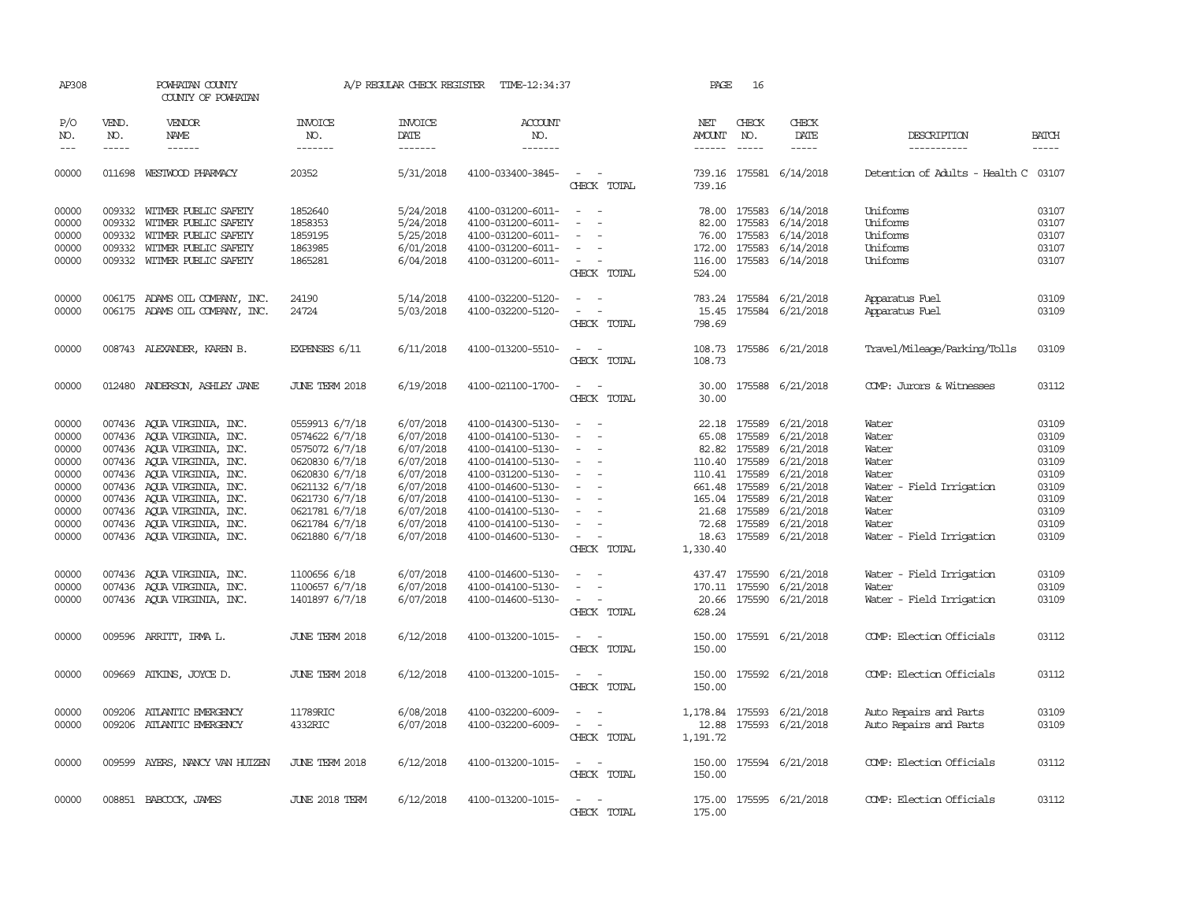AP308 POWHATAN COUNTY A/P REGULAR CHECK REGISTER TIME-12:34:37 PAGE 16

COUNTY OF POWHATAN

| P/O NO. | VEND. NO. | VENDOR NAME | INVOICE NO. | INVOICE DATE | ACCOUNT NO. | | NET AMOUNT | CHECK NO. | CHECK DATE | DESCRIPTION | BATCH |
|---|---|---|---|---|---|---|---|---|---|---|---|
| 00000 | 011698 | WESTWOOD PHARMACY | 20352 | 5/31/2018 | 4100-033400-3845- | - - | 739.16 | 175581 | 6/14/2018 | Detention of Adults - Health C | 03107 |
| | | | | | | CHECK TOTAL | 739.16 | | | | |
| 00000 | 009332 | WITMER PUBLIC SAFETY | 1852640 | 5/24/2018 | 4100-031200-6011- | - - | 78.00 | 175583 | 6/14/2018 | Uniforms | 03107 |
| 00000 | 009332 | WITMER PUBLIC SAFETY | 1858353 | 5/24/2018 | 4100-031200-6011- | - - | 82.00 | 175583 | 6/14/2018 | Uniforms | 03107 |
| 00000 | 009332 | WITMER PUBLIC SAFETY | 1859195 | 5/25/2018 | 4100-031200-6011- | - - | 76.00 | 175583 | 6/14/2018 | Uniforms | 03107 |
| 00000 | 009332 | WITMER PUBLIC SAFETY | 1863985 | 6/01/2018 | 4100-031200-6011- | - - | 172.00 | 175583 | 6/14/2018 | Uniforms | 03107 |
| 00000 | 009332 | WITMER PUBLIC SAFETY | 1865281 | 6/04/2018 | 4100-031200-6011- | - - | 116.00 | 175583 | 6/14/2018 | Uniforms | 03107 |
| | | | | | | CHECK TOTAL | 524.00 | | | | |
| 00000 | 006175 | ADAMS OIL COMPANY, INC. | 24190 | 5/14/2018 | 4100-032200-5120- | - - | 783.24 | 175584 | 6/21/2018 | Apparatus Fuel | 03109 |
| 00000 | 006175 | ADAMS OIL COMPANY, INC. | 24724 | 5/03/2018 | 4100-032200-5120- | - - | 15.45 | 175584 | 6/21/2018 | Apparatus Fuel | 03109 |
| | | | | | | CHECK TOTAL | 798.69 | | | | |
| 00000 | 008743 | ALEXANDER, KAREN B. | EXPENSES 6/11 | 6/11/2018 | 4100-013200-5510- | - - | 108.73 | 175586 | 6/21/2018 | Travel/Mileage/Parking/Tolls | 03109 |
| | | | | | | CHECK TOTAL | 108.73 | | | | |
| 00000 | 012480 | ANDERSON, ASHLEY JANE | JUNE TERM 2018 | 6/19/2018 | 4100-021100-1700- | - - | 30.00 | 175588 | 6/21/2018 | COMP: Jurors & Witnesses | 03112 |
| | | | | | | CHECK TOTAL | 30.00 | | | | |
| 00000 | 007436 | AQUA VIRGINIA, INC. | 0559913 6/7/18 | 6/07/2018 | 4100-014300-5130- | - - | 22.18 | 175589 | 6/21/2018 | Water | 03109 |
| 00000 | 007436 | AQUA VIRGINIA, INC. | 0574622 6/7/18 | 6/07/2018 | 4100-014100-5130- | - - | 65.08 | 175589 | 6/21/2018 | Water | 03109 |
| 00000 | 007436 | AQUA VIRGINIA, INC. | 0575072 6/7/18 | 6/07/2018 | 4100-014100-5130- | - - | 82.82 | 175589 | 6/21/2018 | Water | 03109 |
| 00000 | 007436 | AQUA VIRGINIA, INC. | 0620830 6/7/18 | 6/07/2018 | 4100-014100-5130- | - - | 110.40 | 175589 | 6/21/2018 | Water | 03109 |
| 00000 | 007436 | AQUA VIRGINIA, INC. | 0620830 6/7/18 | 6/07/2018 | 4100-031200-5130- | - - | 110.41 | 175589 | 6/21/2018 | Water | 03109 |
| 00000 | 007436 | AQUA VIRGINIA, INC. | 0621132 6/7/18 | 6/07/2018 | 4100-014600-5130- | - - | 661.48 | 175589 | 6/21/2018 | Water - Field Irrigation | 03109 |
| 00000 | 007436 | AQUA VIRGINIA, INC. | 0621730 6/7/18 | 6/07/2018 | 4100-014100-5130- | - - | 165.04 | 175589 | 6/21/2018 | Water | 03109 |
| 00000 | 007436 | AQUA VIRGINIA, INC. | 0621781 6/7/18 | 6/07/2018 | 4100-014100-5130- | - - | 21.68 | 175589 | 6/21/2018 | Water | 03109 |
| 00000 | 007436 | AQUA VIRGINIA, INC. | 0621784 6/7/18 | 6/07/2018 | 4100-014100-5130- | - - | 72.68 | 175589 | 6/21/2018 | Water | 03109 |
| 00000 | 007436 | AQUA VIRGINIA, INC. | 0621880 6/7/18 | 6/07/2018 | 4100-014600-5130- | - - | 18.63 | 175589 | 6/21/2018 | Water - Field Irrigation | 03109 |
| | | | | | | CHECK TOTAL | 1,330.40 | | | | |
| 00000 | 007436 | AQUA VIRGINIA, INC. | 1100656 6/18 | 6/07/2018 | 4100-014600-5130- | - - | 437.47 | 175590 | 6/21/2018 | Water - Field Irrigation | 03109 |
| 00000 | 007436 | AQUA VIRGINIA, INC. | 1100657 6/7/18 | 6/07/2018 | 4100-014100-5130- | - - | 170.11 | 175590 | 6/21/2018 | Water | 03109 |
| 00000 | 007436 | AQUA VIRGINIA, INC. | 1401897 6/7/18 | 6/07/2018 | 4100-014600-5130- | - - | 20.66 | 175590 | 6/21/2018 | Water - Field Irrigation | 03109 |
| | | | | | | CHECK TOTAL | 628.24 | | | | |
| 00000 | 009596 | ARRITT, IRMA L. | JUNE TERM 2018 | 6/12/2018 | 4100-013200-1015- | - - | 150.00 | 175591 | 6/21/2018 | COMP: Election Officials | 03112 |
| | | | | | | CHECK TOTAL | 150.00 | | | | |
| 00000 | 009669 | ATKINS, JOYCE D. | JUNE TERM 2018 | 6/12/2018 | 4100-013200-1015- | - - | 150.00 | 175592 | 6/21/2018 | COMP: Election Officials | 03112 |
| | | | | | | CHECK TOTAL | 150.00 | | | | |
| 00000 | 009206 | ATLANTIC EMERGENCY | 11789RIC | 6/08/2018 | 4100-032200-6009- | - - | 1,178.84 | 175593 | 6/21/2018 | Auto Repairs and Parts | 03109 |
| 00000 | 009206 | ATLANTIC EMERGENCY | 4332RIC | 6/07/2018 | 4100-032200-6009- | - - | 12.88 | 175593 | 6/21/2018 | Auto Repairs and Parts | 03109 |
| | | | | | | CHECK TOTAL | 1,191.72 | | | | |
| 00000 | 009599 | AYERS, NANCY VAN HUIZEN | JUNE TERM 2018 | 6/12/2018 | 4100-013200-1015- | - - | 150.00 | 175594 | 6/21/2018 | COMP: Election Officials | 03112 |
| | | | | | | CHECK TOTAL | 150.00 | | | | |
| 00000 | 008851 | BABCOCK, JAMES | JUNE 2018 TERM | 6/12/2018 | 4100-013200-1015- | - - | 175.00 | 175595 | 6/21/2018 | COMP: Election Officials | 03112 |
| | | | | | | CHECK TOTAL | 175.00 | | | | |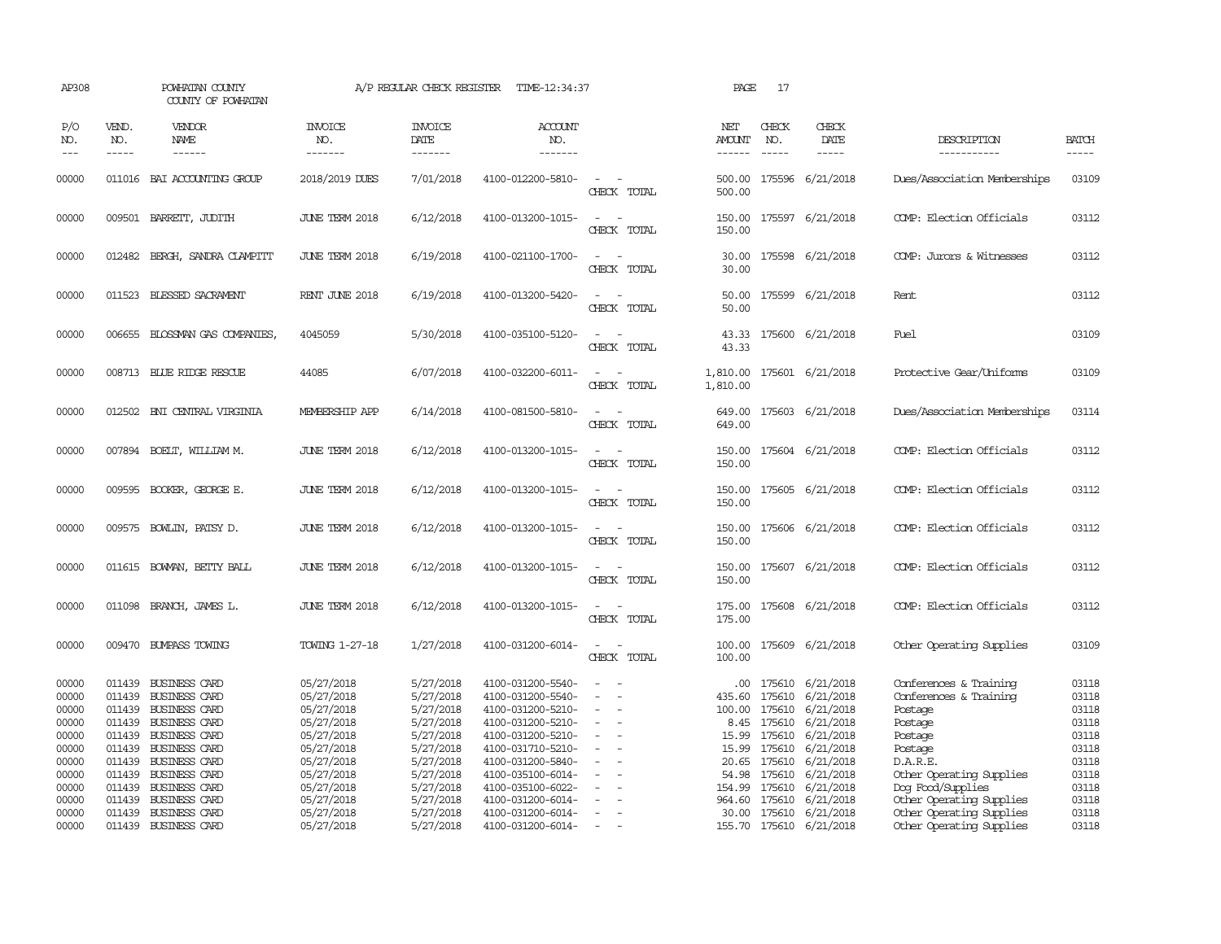AP308 POWHATAN COUNTY A/P REGULAR CHECK REGISTER TIME-12:34:37 PAGE 17
COUNTY OF POWHATAN

| P/O NO. | VEND. NO. | VENDOR NAME | INVOICE NO. | INVOICE DATE | ACCOUNT NO. | | NET AMOUNT | CHECK NO. | CHECK DATE | DESCRIPTION | BATCH |
|---|---|---|---|---|---|---|---|---|---|---|---|
| 00000 | 011016 | BAI ACCOUNTING GROUP | 2018/2019 DUES | 7/01/2018 | 4100-012200-5810- | - - | 500.00 | 175596 | 6/21/2018 | Dues/Association Memberships | 03109 |
| | | | | | | CHECK TOTAL | 500.00 | | | | |
| 00000 | 009501 | BARRETT, JUDITH | JUNE TERM 2018 | 6/12/2018 | 4100-013200-1015- | - - | 150.00 | 175597 | 6/21/2018 | COMP: Election Officials | 03112 |
| | | | | | | CHECK TOTAL | 150.00 | | | | |
| 00000 | 012482 | BERGH, SANDRA CLAMPITT | JUNE TERM 2018 | 6/19/2018 | 4100-021100-1700- | - - | 30.00 | 175598 | 6/21/2018 | COMP: Jurors & Witnesses | 03112 |
| | | | | | | CHECK TOTAL | 30.00 | | | | |
| 00000 | 011523 | BLESSED SACRAMENT | RENT JUNE 2018 | 6/19/2018 | 4100-013200-5420- | - - | 50.00 | 175599 | 6/21/2018 | Rent | 03112 |
| | | | | | | CHECK TOTAL | 50.00 | | | | |
| 00000 | 006655 | BLOSSMAN GAS COMPANIES, | 4045059 | 5/30/2018 | 4100-035100-5120- | - - | 43.33 | 175600 | 6/21/2018 | Fuel | 03109 |
| | | | | | | CHECK TOTAL | 43.33 | | | | |
| 00000 | 008713 | BLUE RIDGE RESCUE | 44085 | 6/07/2018 | 4100-032200-6011- | - - | 1,810.00 | 175601 | 6/21/2018 | Protective Gear/Uniforms | 03109 |
| | | | | | | CHECK TOTAL | 1,810.00 | | | | |
| 00000 | 012502 | BNI CENTRAL VIRGINIA | MEMBERSHIP APP | 6/14/2018 | 4100-081500-5810- | - - | 649.00 | 175603 | 6/21/2018 | Dues/Association Memberships | 03114 |
| | | | | | | CHECK TOTAL | 649.00 | | | | |
| 00000 | 007894 | BOELT, WILLIAM M. | JUNE TERM 2018 | 6/12/2018 | 4100-013200-1015- | - - | 150.00 | 175604 | 6/21/2018 | COMP: Election Officials | 03112 |
| | | | | | | CHECK TOTAL | 150.00 | | | | |
| 00000 | 009595 | BOOKER, GEORGE E. | JUNE TERM 2018 | 6/12/2018 | 4100-013200-1015- | - - | 150.00 | 175605 | 6/21/2018 | COMP: Election Officials | 03112 |
| | | | | | | CHECK TOTAL | 150.00 | | | | |
| 00000 | 009575 | BOWLIN, PATSY D. | JUNE TERM 2018 | 6/12/2018 | 4100-013200-1015- | - - | 150.00 | 175606 | 6/21/2018 | COMP: Election Officials | 03112 |
| | | | | | | CHECK TOTAL | 150.00 | | | | |
| 00000 | 011615 | BOWMAN, BETTY BALL | JUNE TERM 2018 | 6/12/2018 | 4100-013200-1015- | - - | 150.00 | 175607 | 6/21/2018 | COMP: Election Officials | 03112 |
| | | | | | | CHECK TOTAL | 150.00 | | | | |
| 00000 | 011098 | BRANCH, JAMES L. | JUNE TERM 2018 | 6/12/2018 | 4100-013200-1015- | - - | 175.00 | 175608 | 6/21/2018 | COMP: Election Officials | 03112 |
| | | | | | | CHECK TOTAL | 175.00 | | | | |
| 00000 | 009470 | BUMPASS TOWING | TOWING 1-27-18 | 1/27/2018 | 4100-031200-6014- | - - | 100.00 | 175609 | 6/21/2018 | Other Operating Supplies | 03109 |
| | | | | | | CHECK TOTAL | 100.00 | | | | |
| 00000 | 011439 | BUSINESS CARD | 05/27/2018 | 5/27/2018 | 4100-031200-5540- | - - | .00 | 175610 | 6/21/2018 | Conferences & Training | 03118 |
| 00000 | 011439 | BUSINESS CARD | 05/27/2018 | 5/27/2018 | 4100-031200-5540- | - - | 435.60 | 175610 | 6/21/2018 | Conferences & Training | 03118 |
| 00000 | 011439 | BUSINESS CARD | 05/27/2018 | 5/27/2018 | 4100-031200-5210- | - - | 100.00 | 175610 | 6/21/2018 | Postage | 03118 |
| 00000 | 011439 | BUSINESS CARD | 05/27/2018 | 5/27/2018 | 4100-031200-5210- | - - | 8.45 | 175610 | 6/21/2018 | Postage | 03118 |
| 00000 | 011439 | BUSINESS CARD | 05/27/2018 | 5/27/2018 | 4100-031200-5210- | - - | 15.99 | 175610 | 6/21/2018 | Postage | 03118 |
| 00000 | 011439 | BUSINESS CARD | 05/27/2018 | 5/27/2018 | 4100-031710-5210- | - - | 15.99 | 175610 | 6/21/2018 | Postage | 03118 |
| 00000 | 011439 | BUSINESS CARD | 05/27/2018 | 5/27/2018 | 4100-031200-5840- | - - | 20.65 | 175610 | 6/21/2018 | D.A.R.E. | 03118 |
| 00000 | 011439 | BUSINESS CARD | 05/27/2018 | 5/27/2018 | 4100-035100-6014- | - - | 54.98 | 175610 | 6/21/2018 | Other Operating Supplies | 03118 |
| 00000 | 011439 | BUSINESS CARD | 05/27/2018 | 5/27/2018 | 4100-035100-6022- | - - | 154.99 | 175610 | 6/21/2018 | Dog Food/Supplies | 03118 |
| 00000 | 011439 | BUSINESS CARD | 05/27/2018 | 5/27/2018 | 4100-031200-6014- | - - | 964.60 | 175610 | 6/21/2018 | Other Operating Supplies | 03118 |
| 00000 | 011439 | BUSINESS CARD | 05/27/2018 | 5/27/2018 | 4100-031200-6014- | - - | 30.00 | 175610 | 6/21/2018 | Other Operating Supplies | 03118 |
| 00000 | 011439 | BUSINESS CARD | 05/27/2018 | 5/27/2018 | 4100-031200-6014- | - - | 155.70 | 175610 | 6/21/2018 | Other Operating Supplies | 03118 |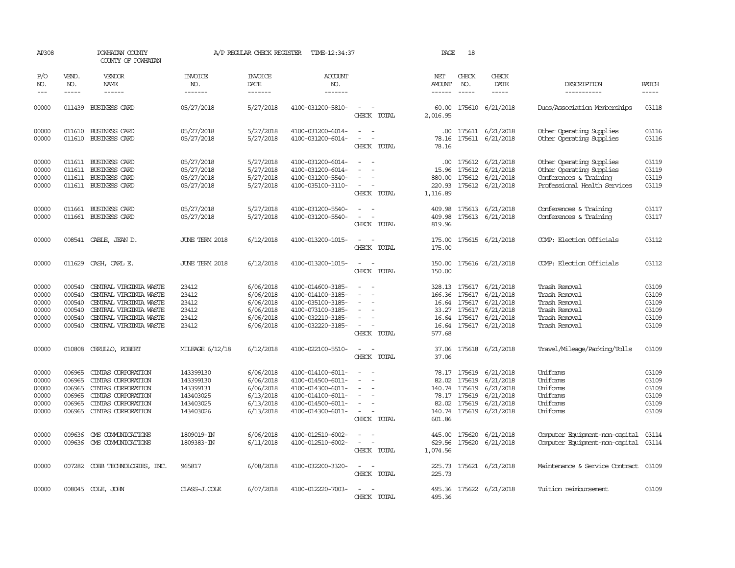AP308 POWHATAN COUNTY A/P REGULAR CHECK REGISTER TIME-12:34:37 PAGE 18

COUNTY OF POWHATAN

| P/O NO. | VEND. NO. | VENDOR NAME | INVOICE NO. | INVOICE DATE | ACCOUNT NO. | | NET AMOUNT | CHECK NO. | CHECK DATE | DESCRIPTION | BATCH |
|---|---|---|---|---|---|---|---|---|---|---|---|
| --- | ----- | ------ | ------- | ------- | ------- | | ------ | ----- | ----- | ----------- | ----- |
| 00000 | 011439 | BUSINESS CARD | 05/27/2018 | 5/27/2018 | 4100-031200-5810- | - - | 60.00 | 175610 | 6/21/2018 | Dues/Association Memberships | 03118 |
| | | | | | | CHECK TOTAL | 2,016.95 | | | | |
| 00000 | 011610 | BUSINESS CARD | 05/27/2018 | 5/27/2018 | 4100-031200-6014- | - - | .00 | 175611 | 6/21/2018 | Other Operating Supplies | 03116 |
| 00000 | 011610 | BUSINESS CARD | 05/27/2018 | 5/27/2018 | 4100-031200-6014- | - - | 78.16 | 175611 | 6/21/2018 | Other Operating Supplies | 03116 |
| | | | | | | CHECK TOTAL | 78.16 | | | | |
| 00000 | 011611 | BUSINESS CARD | 05/27/2018 | 5/27/2018 | 4100-031200-6014- | - - | .00 | 175612 | 6/21/2018 | Other Operating Supplies | 03119 |
| 00000 | 011611 | BUSINESS CARD | 05/27/2018 | 5/27/2018 | 4100-031200-6014- | - - | 15.96 | 175612 | 6/21/2018 | Other Operating Supplies | 03119 |
| 00000 | 011611 | BUSINESS CARD | 05/27/2018 | 5/27/2018 | 4100-031200-5540- | - - | 880.00 | 175612 | 6/21/2018 | Conferences & Training | 03119 |
| 00000 | 011611 | BUSINESS CARD | 05/27/2018 | 5/27/2018 | 4100-035100-3110- | - - | 220.93 | 175612 | 6/21/2018 | Professional Health Services | 03119 |
| | | | | | | CHECK TOTAL | 1,116.89 | | | | |
| 00000 | 011661 | BUSINESS CARD | 05/27/2018 | 5/27/2018 | 4100-031200-5540- | - - | 409.98 | 175613 | 6/21/2018 | Conferences & Training | 03117 |
| 00000 | 011661 | BUSINESS CARD | 05/27/2018 | 5/27/2018 | 4100-031200-5540- | - - | 409.98 | 175613 | 6/21/2018 | Conferences & Training | 03117 |
| | | | | | | CHECK TOTAL | 819.96 | | | | |
| 00000 | 008541 | CABLE, JEAN D. | JUNE TERM 2018 | 6/12/2018 | 4100-013200-1015- | - - | 175.00 | 175615 | 6/21/2018 | COMP: Election Officials | 03112 |
| | | | | | | CHECK TOTAL | 175.00 | | | | |
| 00000 | 011629 | CASH, CARL E. | JUNE TERM 2018 | 6/12/2018 | 4100-013200-1015- | - - | 150.00 | 175616 | 6/21/2018 | COMP: Election Officials | 03112 |
| | | | | | | CHECK TOTAL | 150.00 | | | | |
| 00000 | 000540 | CENTRAL VIRGINIA WASTE | 23412 | 6/06/2018 | 4100-014600-3185- | - - | 328.13 | 175617 | 6/21/2018 | Trash Removal | 03109 |
| 00000 | 000540 | CENTRAL VIRGINIA WASTE | 23412 | 6/06/2018 | 4100-014100-3185- | - - | 166.36 | 175617 | 6/21/2018 | Trash Removal | 03109 |
| 00000 | 000540 | CENTRAL VIRGINIA WASTE | 23412 | 6/06/2018 | 4100-035100-3185- | - - | 16.64 | 175617 | 6/21/2018 | Trash Removal | 03109 |
| 00000 | 000540 | CENTRAL VIRGINIA WASTE | 23412 | 6/06/2018 | 4100-073100-3185- | - - | 33.27 | 175617 | 6/21/2018 | Trash Removal | 03109 |
| 00000 | 000540 | CENTRAL VIRGINIA WASTE | 23412 | 6/06/2018 | 4100-032210-3185- | - - | 16.64 | 175617 | 6/21/2018 | Trash Removal | 03109 |
| 00000 | 000540 | CENTRAL VIRGINIA WASTE | 23412 | 6/06/2018 | 4100-032220-3185- | - - | 16.64 | 175617 | 6/21/2018 | Trash Removal | 03109 |
| | | | | | | CHECK TOTAL | 577.68 | | | | |
| 00000 | 010808 | CERULLO, ROBERT | MILEAGE 6/12/18 | 6/12/2018 | 4100-022100-5510- | - - | 37.06 | 175618 | 6/21/2018 | Travel/Mileage/Parking/Tolls | 03109 |
| | | | | | | CHECK TOTAL | 37.06 | | | | |
| 00000 | 006965 | CINTAS CORPORATION | 143399130 | 6/06/2018 | 4100-014100-6011- | - - | 78.17 | 175619 | 6/21/2018 | Uniforms | 03109 |
| 00000 | 006965 | CINTAS CORPORATION | 143399130 | 6/06/2018 | 4100-014500-6011- | - - | 82.02 | 175619 | 6/21/2018 | Uniforms | 03109 |
| 00000 | 006965 | CINTAS CORPORATION | 143399131 | 6/06/2018 | 4100-014300-6011- | - - | 140.74 | 175619 | 6/21/2018 | Uniforms | 03109 |
| 00000 | 006965 | CINTAS CORPORATION | 143403025 | 6/13/2018 | 4100-014100-6011- | - - | 78.17 | 175619 | 6/21/2018 | Uniforms | 03109 |
| 00000 | 006965 | CINTAS CORPORATION | 143403025 | 6/13/2018 | 4100-014500-6011- | - - | 82.02 | 175619 | 6/21/2018 | Uniforms | 03109 |
| 00000 | 006965 | CINTAS CORPORATION | 143403026 | 6/13/2018 | 4100-014300-6011- | - - | 140.74 | 175619 | 6/21/2018 | Uniforms | 03109 |
| | | | | | | CHECK TOTAL | 601.86 | | | | |
| 00000 | 009636 | CMS COMMUNICATIONS | 1809019-IN | 6/06/2018 | 4100-012510-6002- | - - | 445.00 | 175620 | 6/21/2018 | Computer Equipment-non-capital | 03114 |
| 00000 | 009636 | CMS COMMUNICATIONS | 1809383-IN | 6/11/2018 | 4100-012510-6002- | - - | 629.56 | 175620 | 6/21/2018 | Computer Equipment-non-capital | 03114 |
| | | | | | | CHECK TOTAL | 1,074.56 | | | | |
| 00000 | 007282 | COBB TECHNOLOGIES, INC. | 965817 | 6/08/2018 | 4100-032200-3320- | - - | 225.73 | 175621 | 6/21/2018 | Maintenance & Service Contract | 03109 |
| | | | | | | CHECK TOTAL | 225.73 | | | | |
| 00000 | 008045 | COLE, JOHN | CLASS-J.COLE | 6/07/2018 | 4100-012220-7003- | - - | 495.36 | 175622 | 6/21/2018 | Tuition reimbursement | 03109 |
| | | | | | | CHECK TOTAL | 495.36 | | | | |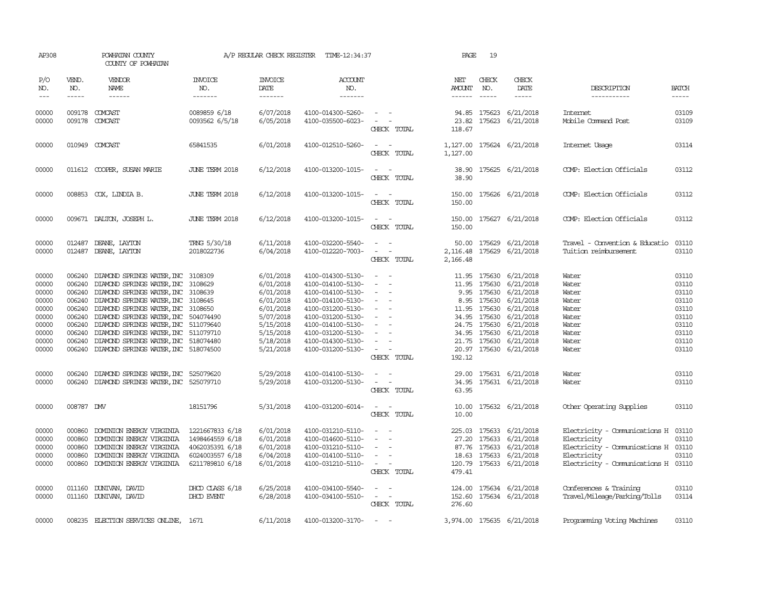AP308 POWHATAN COUNTY A/P REGULAR CHECK REGISTER TIME-12:34:37 PAGE 19

COUNTY OF POWHATAN

| P/O NO. | VEND. NO. | VENDOR NAME | INVOICE NO. | INVOICE DATE | ACCOUNT NO. | | NET AMOUNT | CHECK NO. | CHECK DATE | DESCRIPTION | BATCH |
|---|---|---|---|---|---|---|---|---|---|---|---|
| 00000 | 009178 | COMCAST | 0089859 6/18 | 6/07/2018 | 4100-014300-5260- | - - | 94.85 | 175623 | 6/21/2018 | Internet | 03109 |
| 00000 | 009178 | COMCAST | 0093562 6/5/18 | 6/05/2018 | 4100-035500-6023- | - - | 23.82 | 175623 | 6/21/2018 | Mobile Command Post | 03109 |
| | | | | | | CHECK TOTAL | 118.67 | | | | |
| 00000 | 010949 | COMCAST | 65841535 | 6/01/2018 | 4100-012510-5260- | - - | 1,127.00 | 175624 | 6/21/2018 | Internet Usage | 03114 |
| | | | | | | CHECK TOTAL | 1,127.00 | | | | |
| 00000 | 011612 | COOPER, SUSAN MARIE | JUNE TERM 2018 | 6/12/2018 | 4100-013200-1015- | - - | 38.90 | 175625 | 6/21/2018 | COMP: Election Officials | 03112 |
| | | | | | | CHECK TOTAL | 38.90 | | | | |
| 00000 | 008853 | COX, LINDIA B. | JUNE TERM 2018 | 6/12/2018 | 4100-013200-1015- | - - | 150.00 | 175626 | 6/21/2018 | COMP: Election Officials | 03112 |
| | | | | | | CHECK TOTAL | 150.00 | | | | |
| 00000 | 009671 | DALTON, JOSEPH L. | JUNE TERM 2018 | 6/12/2018 | 4100-013200-1015- | - - | 150.00 | 175627 | 6/21/2018 | COMP: Election Officials | 03112 |
| | | | | | | CHECK TOTAL | 150.00 | | | | |
| 00000 | 012487 | DEANE, LAYTON | TRNG 5/30/18 | 6/11/2018 | 4100-032200-5540- | - - | 50.00 | 175629 | 6/21/2018 | Travel - Convention & Educatio | 03110 |
| 00000 | 012487 | DEANE, LAYTON | 2018022736 | 6/04/2018 | 4100-012220-7003- | - - | 2,116.48 | 175629 | 6/21/2018 | Tuition reimbursement | 03110 |
| | | | | | | CHECK TOTAL | 2,166.48 | | | | |
| 00000 | 006240 | DIAMOND SPRINGS WATER, INC | 3108309 | 6/01/2018 | 4100-014300-5130- | - - | 11.95 | 175630 | 6/21/2018 | Water | 03110 |
| 00000 | 006240 | DIAMOND SPRINGS WATER, INC | 3108629 | 6/01/2018 | 4100-014100-5130- | - - | 11.95 | 175630 | 6/21/2018 | Water | 03110 |
| 00000 | 006240 | DIAMOND SPRINGS WATER, INC | 3108639 | 6/01/2018 | 4100-014100-5130- | - - | 9.95 | 175630 | 6/21/2018 | Water | 03110 |
| 00000 | 006240 | DIAMOND SPRINGS WATER, INC | 3108645 | 6/01/2018 | 4100-014100-5130- | - - | 8.95 | 175630 | 6/21/2018 | Water | 03110 |
| 00000 | 006240 | DIAMOND SPRINGS WATER, INC | 3108650 | 6/01/2018 | 4100-031200-5130- | - - | 11.95 | 175630 | 6/21/2018 | Water | 03110 |
| 00000 | 006240 | DIAMOND SPRINGS WATER, INC | 504074490 | 5/07/2018 | 4100-031200-5130- | - - | 34.95 | 175630 | 6/21/2018 | Water | 03110 |
| 00000 | 006240 | DIAMOND SPRINGS WATER, INC | 511079640 | 5/15/2018 | 4100-014100-5130- | - - | 24.75 | 175630 | 6/21/2018 | Water | 03110 |
| 00000 | 006240 | DIAMOND SPRINGS WATER, INC | 511079710 | 5/15/2018 | 4100-031200-5130- | - - | 34.95 | 175630 | 6/21/2018 | Water | 03110 |
| 00000 | 006240 | DIAMOND SPRINGS WATER, INC | 518074480 | 5/18/2018 | 4100-014300-5130- | - - | 21.75 | 175630 | 6/21/2018 | Water | 03110 |
| 00000 | 006240 | DIAMOND SPRINGS WATER, INC | 518074500 | 5/21/2018 | 4100-031200-5130- | - - | 20.97 | 175630 | 6/21/2018 | Water | 03110 |
| | | | | | | CHECK TOTAL | 192.12 | | | | |
| 00000 | 006240 | DIAMOND SPRINGS WATER, INC | 525079620 | 5/29/2018 | 4100-014100-5130- | - - | 29.00 | 175631 | 6/21/2018 | Water | 03110 |
| 00000 | 006240 | DIAMOND SPRINGS WATER, INC | 525079710 | 5/29/2018 | 4100-031200-5130- | - - | 34.95 | 175631 | 6/21/2018 | Water | 03110 |
| | | | | | | CHECK TOTAL | 63.95 | | | | |
| 00000 | 008787 | DMV | 18151796 | 5/31/2018 | 4100-031200-6014- | - - | 10.00 | 175632 | 6/21/2018 | Other Operating Supplies | 03110 |
| | | | | | | CHECK TOTAL | 10.00 | | | | |
| 00000 | 000860 | DOMINION ENERGY VIRGINIA | 1221667833 6/18 | 6/01/2018 | 4100-031210-5110- | - - | 225.03 | 175633 | 6/21/2018 | Electricity - Communications H | 03110 |
| 00000 | 000860 | DOMINION ENERGY VIRGINIA | 1498464559 6/18 | 6/01/2018 | 4100-014600-5110- | - - | 27.20 | 175633 | 6/21/2018 | Electricity | 03110 |
| 00000 | 000860 | DOMINION ENERGY VIRGINIA | 4062035391 6/18 | 6/01/2018 | 4100-031210-5110- | - - | 87.76 | 175633 | 6/21/2018 | Electricity - Communications H | 03110 |
| 00000 | 000860 | DOMINION ENERGY VIRGINIA | 6024003557 6/18 | 6/04/2018 | 4100-014100-5110- | - - | 18.63 | 175633 | 6/21/2018 | Electricity | 03110 |
| 00000 | 000860 | DOMINION ENERGY VIRGINIA | 6211789810 6/18 | 6/01/2018 | 4100-031210-5110- | - - | 120.79 | 175633 | 6/21/2018 | Electricity - Communications H | 03110 |
| | | | | | | CHECK TOTAL | 479.41 | | | | |
| 00000 | 011160 | DUNIVAN, DAVID | DHCD CLASS 6/18 | 6/25/2018 | 4100-034100-5540- | - - | 124.00 | 175634 | 6/21/2018 | Conferences & Training | 03110 |
| 00000 | 011160 | DUNIVAN, DAVID | DHCD EVENT | 6/28/2018 | 4100-034100-5510- | - - | 152.60 | 175634 | 6/21/2018 | Travel/Mileage/Parking/Tolls | 03114 |
| | | | | | | CHECK TOTAL | 276.60 | | | | |
| 00000 | 008235 | ELECTION SERVICES ONLINE, | 1671 | 6/11/2018 | 4100-013200-3170- | - - | 3,974.00 | 175635 | 6/21/2018 | Programming Voting Machines | 03110 |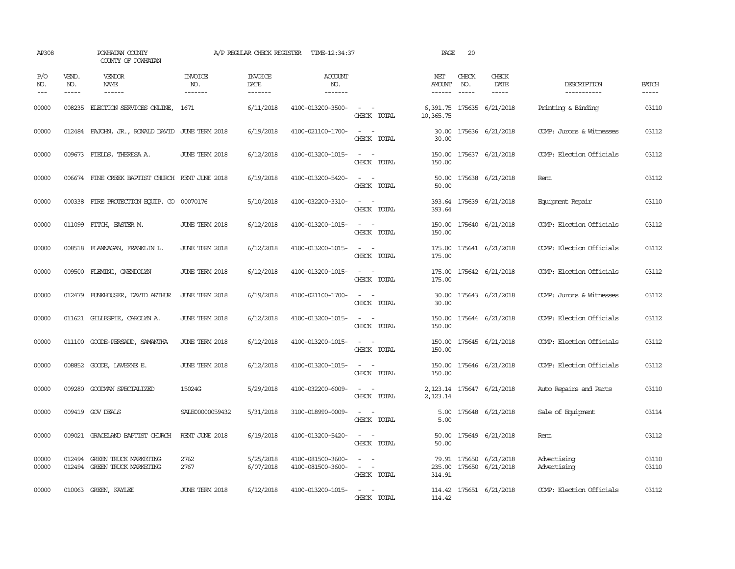AP308 POWHATAN COUNTY A/P REGULAR CHECK REGISTER TIME-12:34:37 PAGE 20

COUNTY OF POWHATAN

| P/O NO. | VEND. NO. | VENDOR NAME | INVOICE NO. | INVOICE DATE | ACCOUNT NO. | | NET AMOUNT | CHECK NO. | CHECK DATE | DESCRIPTION | BATCH |
|---|---|---|---|---|---|---|---|---|---|---|---|
| 00000 | 008235 | ELECTION SERVICES ONLINE, | 1671 | 6/11/2018 | 4100-013200-3500- | - - | 6,391.75 | 175635 | 6/21/2018 | Printing & Binding | 03110 |
| | | | | | | CHECK TOTAL | 10,365.75 | | | | |
| 00000 | 012484 | FAJOHN, JR., RONALD DAVID | JUNE TERM 2018 | 6/19/2018 | 4100-021100-1700- | - - | 30.00 | 175636 | 6/21/2018 | COMP: Jurors & Witnesses | 03112 |
| | | | | | | CHECK TOTAL | 30.00 | | | | |
| 00000 | 009673 | FIELDS, THERESA A. | JUNE TERM 2018 | 6/12/2018 | 4100-013200-1015- | - - | 150.00 | 175637 | 6/21/2018 | COMP: Election Officials | 03112 |
| | | | | | | CHECK TOTAL | 150.00 | | | | |
| 00000 | 006674 | FINE CREEK BAPTIST CHURCH | RENT JUNE 2018 | 6/19/2018 | 4100-013200-5420- | - - | 50.00 | 175638 | 6/21/2018 | Rent | 03112 |
| | | | | | | CHECK TOTAL | 50.00 | | | | |
| 00000 | 000338 | FIRE PROTECTION EQUIP. CO | 00070176 | 5/10/2018 | 4100-032200-3310- | - - | 393.64 | 175639 | 6/21/2018 | Equipment Repair | 03110 |
| | | | | | | CHECK TOTAL | 393.64 | | | | |
| 00000 | 011099 | FITCH, EASTER M. | JUNE TERM 2018 | 6/12/2018 | 4100-013200-1015- | - - | 150.00 | 175640 | 6/21/2018 | COMP: Election Officials | 03112 |
| | | | | | | CHECK TOTAL | 150.00 | | | | |
| 00000 | 008518 | FLANNAGAN, FRANKLIN L. | JUNE TERM 2018 | 6/12/2018 | 4100-013200-1015- | - - | 175.00 | 175641 | 6/21/2018 | COMP: Election Officials | 03112 |
| | | | | | | CHECK TOTAL | 175.00 | | | | |
| 00000 | 009500 | FLEMING, GWENDOLYN | JUNE TERM 2018 | 6/12/2018 | 4100-013200-1015- | - - | 175.00 | 175642 | 6/21/2018 | COMP: Election Officials | 03112 |
| | | | | | | CHECK TOTAL | 175.00 | | | | |
| 00000 | 012479 | FUNKHOUSER, DAVID ARTHUR | JUNE TERM 2018 | 6/19/2018 | 4100-021100-1700- | - - | 30.00 | 175643 | 6/21/2018 | COMP: Jurors & Witnesses | 03112 |
| | | | | | | CHECK TOTAL | 30.00 | | | | |
| 00000 | 011621 | GILLESPIE, CAROLYN A. | JUNE TERM 2018 | 6/12/2018 | 4100-013200-1015- | - - | 150.00 | 175644 | 6/21/2018 | COMP: Election Officials | 03112 |
| | | | | | | CHECK TOTAL | 150.00 | | | | |
| 00000 | 011100 | GOODE-PERSAUD, SAMANTHA | JUNE TERM 2018 | 6/12/2018 | 4100-013200-1015- | - - | 150.00 | 175645 | 6/21/2018 | COMP: Election Officials | 03112 |
| | | | | | | CHECK TOTAL | 150.00 | | | | |
| 00000 | 008852 | GOODE, LAVERNE E. | JUNE TERM 2018 | 6/12/2018 | 4100-013200-1015- | - - | 150.00 | 175646 | 6/21/2018 | COMP: Election Officials | 03112 |
| | | | | | | CHECK TOTAL | 150.00 | | | | |
| 00000 | 009280 | GOODMAN SPECIALIZED | 15024G | 5/29/2018 | 4100-032200-6009- | - - | 2,123.14 | 175647 | 6/21/2018 | Auto Repairs and Parts | 03110 |
| | | | | | | CHECK TOTAL | 2,123.14 | | | | |
| 00000 | 009419 | GOV DEALS | SALE00000059432 | 5/31/2018 | 3100-018990-0009- | - - | 5.00 | 175648 | 6/21/2018 | Sale of Equipment | 03114 |
| | | | | | | CHECK TOTAL | 5.00 | | | | |
| 00000 | 009021 | GRACELAND BAPTIST CHURCH | RENT JUNE 2018 | 6/19/2018 | 4100-013200-5420- | - - | 50.00 | 175649 | 6/21/2018 | Rent | 03112 |
| | | | | | | CHECK TOTAL | 50.00 | | | | |
| 00000 | 012494 | GREEN TRUCK MARKETING | 2762 | 5/25/2018 | 4100-081500-3600- | - - | 79.91 | 175650 | 6/21/2018 | Advertising | 03110 |
| 00000 | 012494 | GREEN TRUCK MARKETING | 2767 | 6/07/2018 | 4100-081500-3600- | - - | 235.00 | 175650 | 6/21/2018 | Advertising | 03110 |
| | | | | | | CHECK TOTAL | 314.91 | | | | |
| 00000 | 010063 | GREEN, KAYLEE | JUNE TERM 2018 | 6/12/2018 | 4100-013200-1015- | - - | 114.42 | 175651 | 6/21/2018 | COMP: Election Officials | 03112 |
| | | | | | | CHECK TOTAL | 114.42 | | | | |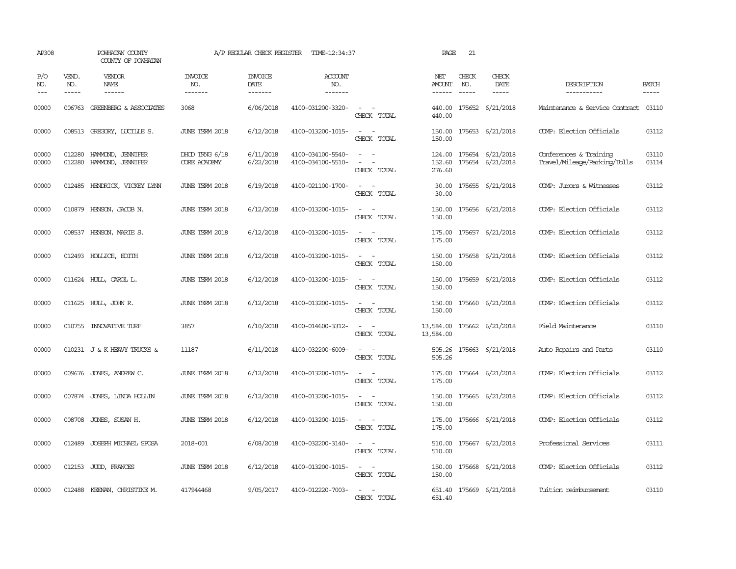AP308 POWHATAN COUNTY A/P REGULAR CHECK REGISTER TIME-12:34:37 PAGE 21

COUNTY OF POWHATAN

| P/O NO. | VEND. NO. | VENDOR NAME | INVOICE NO. | INVOICE DATE | ACCOUNT NO. | | NET AMOUNT | CHECK NO. | CHECK DATE | DESCRIPTION | BATCH |
|---|---|---|---|---|---|---|---|---|---|---|---|
| 00000 | 006763 | GREENBERG & ASSOCIATES | 3068 | 6/06/2018 | 4100-031200-3320- | - - | 440.00 | 175652 | 6/21/2018 | Maintenance & Service Contract | 03110 |
| | | | | | | CHECK TOTAL | 440.00 | | | | |
| 00000 | 008513 | GREGORY, LUCILLE S. | JUNE TERM 2018 | 6/12/2018 | 4100-013200-1015- | - - | 150.00 | 175653 | 6/21/2018 | COMP: Election Officials | 03112 |
| | | | | | | CHECK TOTAL | 150.00 | | | | |
| 00000 | 012280 | HAMMOND, JENNIFER | DHCD TRNG 6/18 | 6/11/2018 | 4100-034100-5540- | - - | 124.00 | 175654 | 6/21/2018 | Conferences & Training | 03110 |
| 00000 | 012280 | HAMMOND, JENNIFER | CORE ACADEMY | 6/22/2018 | 4100-034100-5510- | - - | 152.60 | 175654 | 6/21/2018 | Travel/Mileage/Parking/Tolls | 03114 |
| | | | | | | CHECK TOTAL | 276.60 | | | | |
| 00000 | 012485 | HENDRICK, VICKEY LYNN | JUNE TERM 2018 | 6/19/2018 | 4100-021100-1700- | - - | 30.00 | 175655 | 6/21/2018 | COMP: Jurors & Witnesses | 03112 |
| | | | | | | CHECK TOTAL | 30.00 | | | | |
| 00000 | 010879 | HENSON, JACOB N. | JUNE TERM 2018 | 6/12/2018 | 4100-013200-1015- | - - | 150.00 | 175656 | 6/21/2018 | COMP: Election Officials | 03112 |
| | | | | | | CHECK TOTAL | 150.00 | | | | |
| 00000 | 008537 | HENSON, MARIE S. | JUNE TERM 2018 | 6/12/2018 | 4100-013200-1015- | - - | 175.00 | 175657 | 6/21/2018 | COMP: Election Officials | 03112 |
| | | | | | | CHECK TOTAL | 175.00 | | | | |
| 00000 | 012493 | HOLLICE, EDITH | JUNE TERM 2018 | 6/12/2018 | 4100-013200-1015- | - - | 150.00 | 175658 | 6/21/2018 | COMP: Election Officials | 03112 |
| | | | | | | CHECK TOTAL | 150.00 | | | | |
| 00000 | 011624 | HULL, CAROL L. | JUNE TERM 2018 | 6/12/2018 | 4100-013200-1015- | - - | 150.00 | 175659 | 6/21/2018 | COMP: Election Officials | 03112 |
| | | | | | | CHECK TOTAL | 150.00 | | | | |
| 00000 | 011625 | HULL, JOHN R. | JUNE TERM 2018 | 6/12/2018 | 4100-013200-1015- | - - | 150.00 | 175660 | 6/21/2018 | COMP: Election Officials | 03112 |
| | | | | | | CHECK TOTAL | 150.00 | | | | |
| 00000 | 010755 | INNOVATIVE TURF | 3857 | 6/10/2018 | 4100-014600-3312- | - - | 13,584.00 | 175662 | 6/21/2018 | Field Maintenance | 03110 |
| | | | | | | CHECK TOTAL | 13,584.00 | | | | |
| 00000 | 010231 | J & K HEAVY TRUCKS & | 11187 | 6/11/2018 | 4100-032200-6009- | - - | 505.26 | 175663 | 6/21/2018 | Auto Repairs and Parts | 03110 |
| | | | | | | CHECK TOTAL | 505.26 | | | | |
| 00000 | 009676 | JONES, ANDREW C. | JUNE TERM 2018 | 6/12/2018 | 4100-013200-1015- | - - | 175.00 | 175664 | 6/21/2018 | COMP: Election Officials | 03112 |
| | | | | | | CHECK TOTAL | 175.00 | | | | |
| 00000 | 007874 | JONES, LINDA HOLLIN | JUNE TERM 2018 | 6/12/2018 | 4100-013200-1015- | - - | 150.00 | 175665 | 6/21/2018 | COMP: Election Officials | 03112 |
| | | | | | | CHECK TOTAL | 150.00 | | | | |
| 00000 | 008708 | JONES, SUSAN H. | JUNE TERM 2018 | 6/12/2018 | 4100-013200-1015- | - - | 175.00 | 175666 | 6/21/2018 | COMP: Election Officials | 03112 |
| | | | | | | CHECK TOTAL | 175.00 | | | | |
| 00000 | 012489 | JOSEPH MICHAEL SPOSA | 2018-001 | 6/08/2018 | 4100-032200-3140- | - - | 510.00 | 175667 | 6/21/2018 | Professional Services | 03111 |
| | | | | | | CHECK TOTAL | 510.00 | | | | |
| 00000 | 012153 | JUDD, FRANCES | JUNE TERM 2018 | 6/12/2018 | 4100-013200-1015- | - - | 150.00 | 175668 | 6/21/2018 | COMP: Election Officials | 03112 |
| | | | | | | CHECK TOTAL | 150.00 | | | | |
| 00000 | 012488 | KEENAN, CHRISTINE M. | 417944468 | 9/05/2017 | 4100-012220-7003- | - - | 651.40 | 175669 | 6/21/2018 | Tuition reimbursement | 03110 |
| | | | | | | CHECK TOTAL | 651.40 | | | | |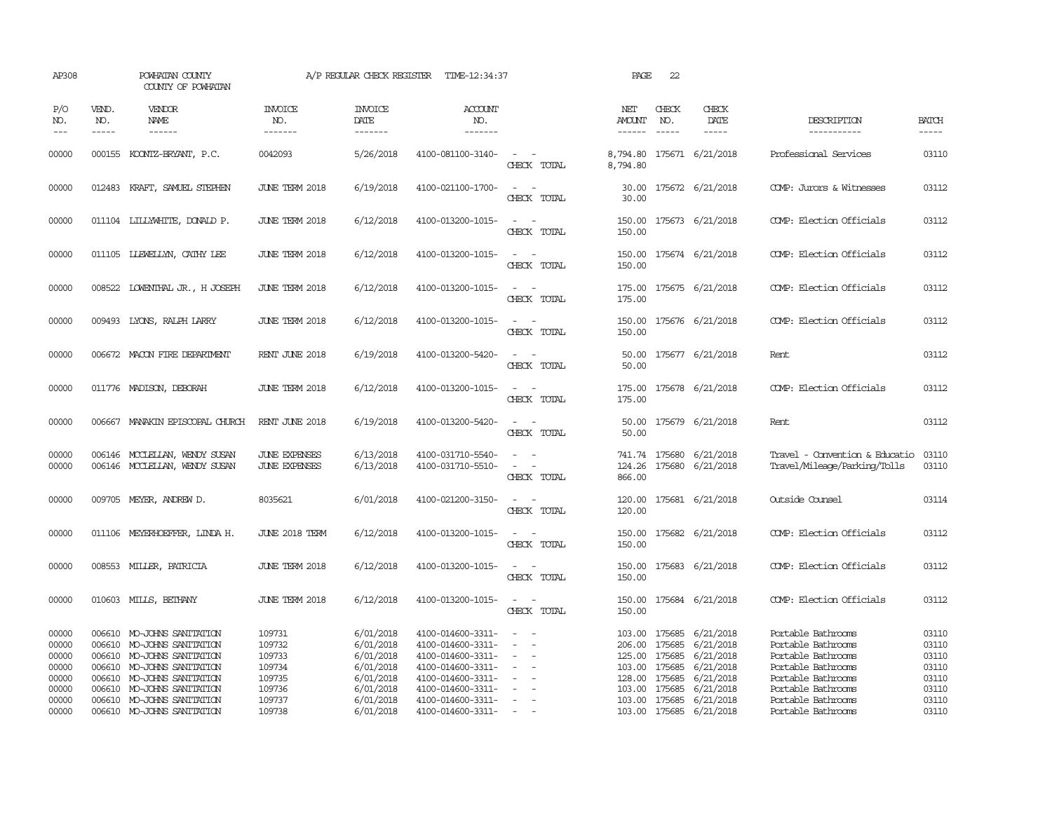AP308 POWHATAN COUNTY COUNTY OF POWHATAN A/P REGULAR CHECK REGISTER TIME-12:34:37 PAGE 22

| P/O NO. | VEND. NO. | VENDOR NAME | INVOICE NO. | INVOICE DATE | ACCOUNT NO. | | NET AMOUNT | CHECK NO. | CHECK DATE | DESCRIPTION | BATCH |
|---|---|---|---|---|---|---|---|---|---|---|---|
| 00000 | 000155 | KOONTZ-BRYANT, P.C. | 0042093 | 5/26/2018 | 4100-081100-3140- | - - | 8,794.80 | 175671 | 6/21/2018 | Professional Services | 03110 |
| | | | | | | CHECK TOTAL | 8,794.80 | | | | |
| 00000 | 012483 | KRAFT, SAMUEL STEPHEN | JUNE TERM 2018 | 6/19/2018 | 4100-021100-1700- | - - | 30.00 | 175672 | 6/21/2018 | COMP: Jurors & Witnesses | 03112 |
| | | | | | | CHECK TOTAL | 30.00 | | | | |
| 00000 | 011104 | LILLYWHITE, DONALD P. | JUNE TERM 2018 | 6/12/2018 | 4100-013200-1015- | - - | 150.00 | 175673 | 6/21/2018 | COMP: Election Officials | 03112 |
| | | | | | | CHECK TOTAL | 150.00 | | | | |
| 00000 | 011105 | LLEWELLYN, CATHY LEE | JUNE TERM 2018 | 6/12/2018 | 4100-013200-1015- | - - | 150.00 | 175674 | 6/21/2018 | COMP: Election Officials | 03112 |
| | | | | | | CHECK TOTAL | 150.00 | | | | |
| 00000 | 008522 | LOWENTHAL JR., H JOSEPH | JUNE TERM 2018 | 6/12/2018 | 4100-013200-1015- | - - | 175.00 | 175675 | 6/21/2018 | COMP: Election Officials | 03112 |
| | | | | | | CHECK TOTAL | 175.00 | | | | |
| 00000 | 009493 | LYONS, RALPH LARRY | JUNE TERM 2018 | 6/12/2018 | 4100-013200-1015- | - - | 150.00 | 175676 | 6/21/2018 | COMP: Election Officials | 03112 |
| | | | | | | CHECK TOTAL | 150.00 | | | | |
| 00000 | 006672 | MACON FIRE DEPARTMENT | RENT JUNE 2018 | 6/19/2018 | 4100-013200-5420- | - - | 50.00 | 175677 | 6/21/2018 | Rent | 03112 |
| | | | | | | CHECK TOTAL | 50.00 | | | | |
| 00000 | 011776 | MADISON, DEBORAH | JUNE TERM 2018 | 6/12/2018 | 4100-013200-1015- | - - | 175.00 | 175678 | 6/21/2018 | COMP: Election Officials | 03112 |
| | | | | | | CHECK TOTAL | 175.00 | | | | |
| 00000 | 006667 | MANAKIN EPISCOPAL CHURCH | RENT JUNE 2018 | 6/19/2018 | 4100-013200-5420- | - - | 50.00 | 175679 | 6/21/2018 | Rent | 03112 |
| | | | | | | CHECK TOTAL | 50.00 | | | | |
| 00000 | 006146 | MCCLELLAN, WENDY SUSAN | JUNE EXPENSES | 6/13/2018 | 4100-031710-5540- | - - | 741.74 | 175680 | 6/21/2018 | Travel - Convention & Educatio | 03110 |
| 00000 | 006146 | MCCLELLAN, WENDY SUSAN | JUNE EXPENSES | 6/13/2018 | 4100-031710-5510- | - - | 124.26 | 175680 | 6/21/2018 | Travel/Mileage/Parking/Tolls | 03110 |
| | | | | | | CHECK TOTAL | 866.00 | | | | |
| 00000 | 009705 | MEYER, ANDREW D. | 8035621 | 6/01/2018 | 4100-021200-3150- | - - | 120.00 | 175681 | 6/21/2018 | Outside Counsel | 03114 |
| | | | | | | CHECK TOTAL | 120.00 | | | | |
| 00000 | 011106 | MEYERHOEFFER, LINDA H. | JUNE 2018 TERM | 6/12/2018 | 4100-013200-1015- | - - | 150.00 | 175682 | 6/21/2018 | COMP: Election Officials | 03112 |
| | | | | | | CHECK TOTAL | 150.00 | | | | |
| 00000 | 008553 | MILLER, PATRICIA | JUNE TERM 2018 | 6/12/2018 | 4100-013200-1015- | - - | 150.00 | 175683 | 6/21/2018 | COMP: Election Officials | 03112 |
| | | | | | | CHECK TOTAL | 150.00 | | | | |
| 00000 | 010603 | MILLS, BETHANY | JUNE TERM 2018 | 6/12/2018 | 4100-013200-1015- | - - | 150.00 | 175684 | 6/21/2018 | COMP: Election Officials | 03112 |
| | | | | | | CHECK TOTAL | 150.00 | | | | |
| 00000 | 006610 | MO-JOHNS SANITATION | 109731 | 6/01/2018 | 4100-014600-3311- | - - | 103.00 | 175685 | 6/21/2018 | Portable Bathrooms | 03110 |
| 00000 | 006610 | MO-JOHNS SANITATION | 109732 | 6/01/2018 | 4100-014600-3311- | - - | 206.00 | 175685 | 6/21/2018 | Portable Bathrooms | 03110 |
| 00000 | 006610 | MO-JOHNS SANITATION | 109733 | 6/01/2018 | 4100-014600-3311- | - - | 125.00 | 175685 | 6/21/2018 | Portable Bathrooms | 03110 |
| 00000 | 006610 | MO-JOHNS SANITATION | 109734 | 6/01/2018 | 4100-014600-3311- | - - | 103.00 | 175685 | 6/21/2018 | Portable Bathrooms | 03110 |
| 00000 | 006610 | MO-JOHNS SANITATION | 109735 | 6/01/2018 | 4100-014600-3311- | - - | 128.00 | 175685 | 6/21/2018 | Portable Bathrooms | 03110 |
| 00000 | 006610 | MO-JOHNS SANITATION | 109736 | 6/01/2018 | 4100-014600-3311- | - - | 103.00 | 175685 | 6/21/2018 | Portable Bathrooms | 03110 |
| 00000 | 006610 | MO-JOHNS SANITATION | 109737 | 6/01/2018 | 4100-014600-3311- | - - | 103.00 | 175685 | 6/21/2018 | Portable Bathrooms | 03110 |
| 00000 | 006610 | MO-JOHNS SANITATION | 109738 | 6/01/2018 | 4100-014600-3311- | - - | 103.00 | 175685 | 6/21/2018 | Portable Bathrooms | 03110 |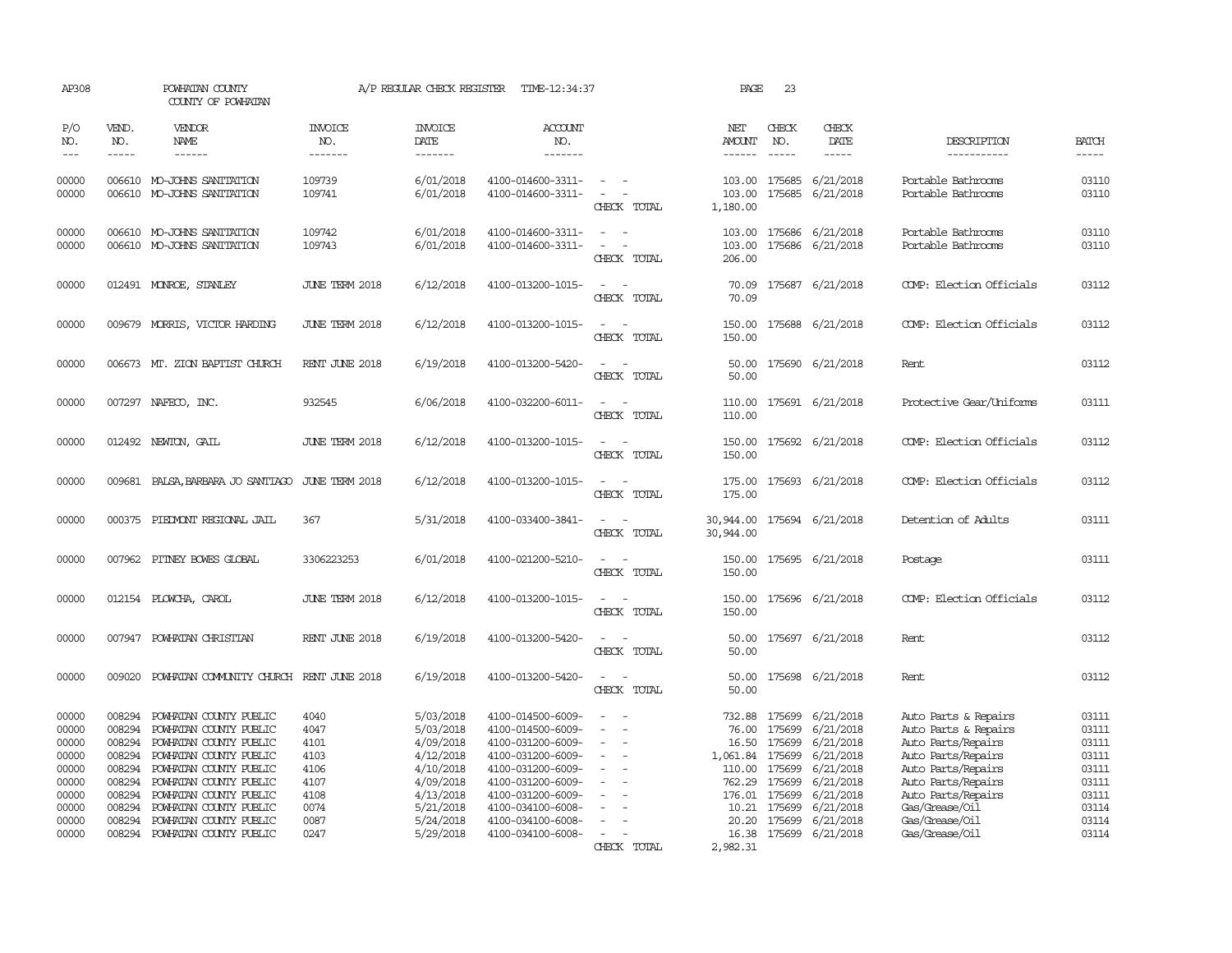AP308 POWHATAN COUNTY COUNTY OF POWHATAN — A/P REGULAR CHECK REGISTER TIME-12:34:37

| P/O NO. | VEND. NO. | VENDOR NAME | INVOICE NO. | INVOICE DATE | ACCOUNT NO. | | NET AMOUNT | CHECK NO. | CHECK DATE | DESCRIPTION | BATCH |
|---|---|---|---|---|---|---|---|---|---|---|---|
| 00000 | 006610 | MO-JOHNS SANITATION | 109739 | 6/01/2018 | 4100-014600-3311- | - - | 103.00 | 175685 | 6/21/2018 | Portable Bathrooms | 03110 |
| 00000 | 006610 | MO-JOHNS SANITATION | 109741 | 6/01/2018 | 4100-014600-3311- | - - | 103.00 | 175685 | 6/21/2018 | Portable Bathrooms | 03110 |
| | | | | | | CHECK TOTAL | 1,180.00 | | | | |
| 00000 | 006610 | MO-JOHNS SANITATION | 109742 | 6/01/2018 | 4100-014600-3311- | - - | 103.00 | 175686 | 6/21/2018 | Portable Bathrooms | 03110 |
| 00000 | 006610 | MO-JOHNS SANITATION | 109743 | 6/01/2018 | 4100-014600-3311- | - - | 103.00 | 175686 | 6/21/2018 | Portable Bathrooms | 03110 |
| | | | | | | CHECK TOTAL | 206.00 | | | | |
| 00000 | 012491 | MONROE, STANLEY | JUNE TERM 2018 | 6/12/2018 | 4100-013200-1015- | - - | 70.09 | 175687 | 6/21/2018 | COMP: Election Officials | 03112 |
| | | | | | | CHECK TOTAL | 70.09 | | | | |
| 00000 | 009679 | MORRIS, VICTOR HARDING | JUNE TERM 2018 | 6/12/2018 | 4100-013200-1015- | - - | 150.00 | 175688 | 6/21/2018 | COMP: Election Officials | 03112 |
| | | | | | | CHECK TOTAL | 150.00 | | | | |
| 00000 | 006673 | MT. ZION BAPTIST CHURCH | RENT JUNE 2018 | 6/19/2018 | 4100-013200-5420- | - - | 50.00 | 175690 | 6/21/2018 | Rent | 03112 |
| | | | | | | CHECK TOTAL | 50.00 | | | | |
| 00000 | 007297 | NAFECO, INC. | 932545 | 6/06/2018 | 4100-032200-6011- | - - | 110.00 | 175691 | 6/21/2018 | Protective Gear/Uniforms | 03111 |
| | | | | | | CHECK TOTAL | 110.00 | | | | |
| 00000 | 012492 | NEWTON, GAIL | JUNE TERM 2018 | 6/12/2018 | 4100-013200-1015- | - - | 150.00 | 175692 | 6/21/2018 | COMP: Election Officials | 03112 |
| | | | | | | CHECK TOTAL | 150.00 | | | | |
| 00000 | 009681 | PALSA,BARBARA JO SANTIAGO | JUNE TERM 2018 | 6/12/2018 | 4100-013200-1015- | - - | 175.00 | 175693 | 6/21/2018 | COMP: Election Officials | 03112 |
| | | | | | | CHECK TOTAL | 175.00 | | | | |
| 00000 | 000375 | PIEDMONT REGIONAL JAIL | 367 | 5/31/2018 | 4100-033400-3841- | - - | 30,944.00 | 175694 | 6/21/2018 | Detention of Adults | 03111 |
| | | | | | | CHECK TOTAL | 30,944.00 | | | | |
| 00000 | 007962 | PITNEY BOWES GLOBAL | 3306223253 | 6/01/2018 | 4100-021200-5210- | - - | 150.00 | 175695 | 6/21/2018 | Postage | 03111 |
| | | | | | | CHECK TOTAL | 150.00 | | | | |
| 00000 | 012154 | PLOWCHA, CAROL | JUNE TERM 2018 | 6/12/2018 | 4100-013200-1015- | - - | 150.00 | 175696 | 6/21/2018 | COMP: Election Officials | 03112 |
| | | | | | | CHECK TOTAL | 150.00 | | | | |
| 00000 | 007947 | POWHATAN CHRISTIAN | RENT JUNE 2018 | 6/19/2018 | 4100-013200-5420- | - - | 50.00 | 175697 | 6/21/2018 | Rent | 03112 |
| | | | | | | CHECK TOTAL | 50.00 | | | | |
| 00000 | 009020 | POWHATAN COMMUNITY CHURCH | RENT JUNE 2018 | 6/19/2018 | 4100-013200-5420- | - - | 50.00 | 175698 | 6/21/2018 | Rent | 03112 |
| | | | | | | CHECK TOTAL | 50.00 | | | | |
| 00000 | 008294 | POWHATAN COUNTY PUBLIC | 4040 | 5/03/2018 | 4100-014500-6009- | - - | 732.88 | 175699 | 6/21/2018 | Auto Parts & Repairs | 03111 |
| 00000 | 008294 | POWHATAN COUNTY PUBLIC | 4047 | 5/03/2018 | 4100-014500-6009- | - - | 76.00 | 175699 | 6/21/2018 | Auto Parts & Repairs | 03111 |
| 00000 | 008294 | POWHATAN COUNTY PUBLIC | 4101 | 4/09/2018 | 4100-031200-6009- | - - | 16.50 | 175699 | 6/21/2018 | Auto Parts/Repairs | 03111 |
| 00000 | 008294 | POWHATAN COUNTY PUBLIC | 4103 | 4/12/2018 | 4100-031200-6009- | - - | 1,061.84 | 175699 | 6/21/2018 | Auto Parts/Repairs | 03111 |
| 00000 | 008294 | POWHATAN COUNTY PUBLIC | 4106 | 4/10/2018 | 4100-031200-6009- | - - | 110.00 | 175699 | 6/21/2018 | Auto Parts/Repairs | 03111 |
| 00000 | 008294 | POWHATAN COUNTY PUBLIC | 4107 | 4/09/2018 | 4100-031200-6009- | - - | 762.29 | 175699 | 6/21/2018 | Auto Parts/Repairs | 03111 |
| 00000 | 008294 | POWHATAN COUNTY PUBLIC | 4108 | 4/13/2018 | 4100-031200-6009- | - - | 176.01 | 175699 | 6/21/2018 | Auto Parts/Repairs | 03111 |
| 00000 | 008294 | POWHATAN COUNTY PUBLIC | 0074 | 5/21/2018 | 4100-034100-6008- | - - | 10.21 | 175699 | 6/21/2018 | Gas/Grease/Oil | 03114 |
| 00000 | 008294 | POWHATAN COUNTY PUBLIC | 0087 | 5/24/2018 | 4100-034100-6008- | - - | 20.20 | 175699 | 6/21/2018 | Gas/Grease/Oil | 03114 |
| 00000 | 008294 | POWHATAN COUNTY PUBLIC | 0247 | 5/29/2018 | 4100-034100-6008- | - - | 16.38 | 175699 | 6/21/2018 | Gas/Grease/Oil | 03114 |
| | | | | | | CHECK TOTAL | 2,982.31 | | | | |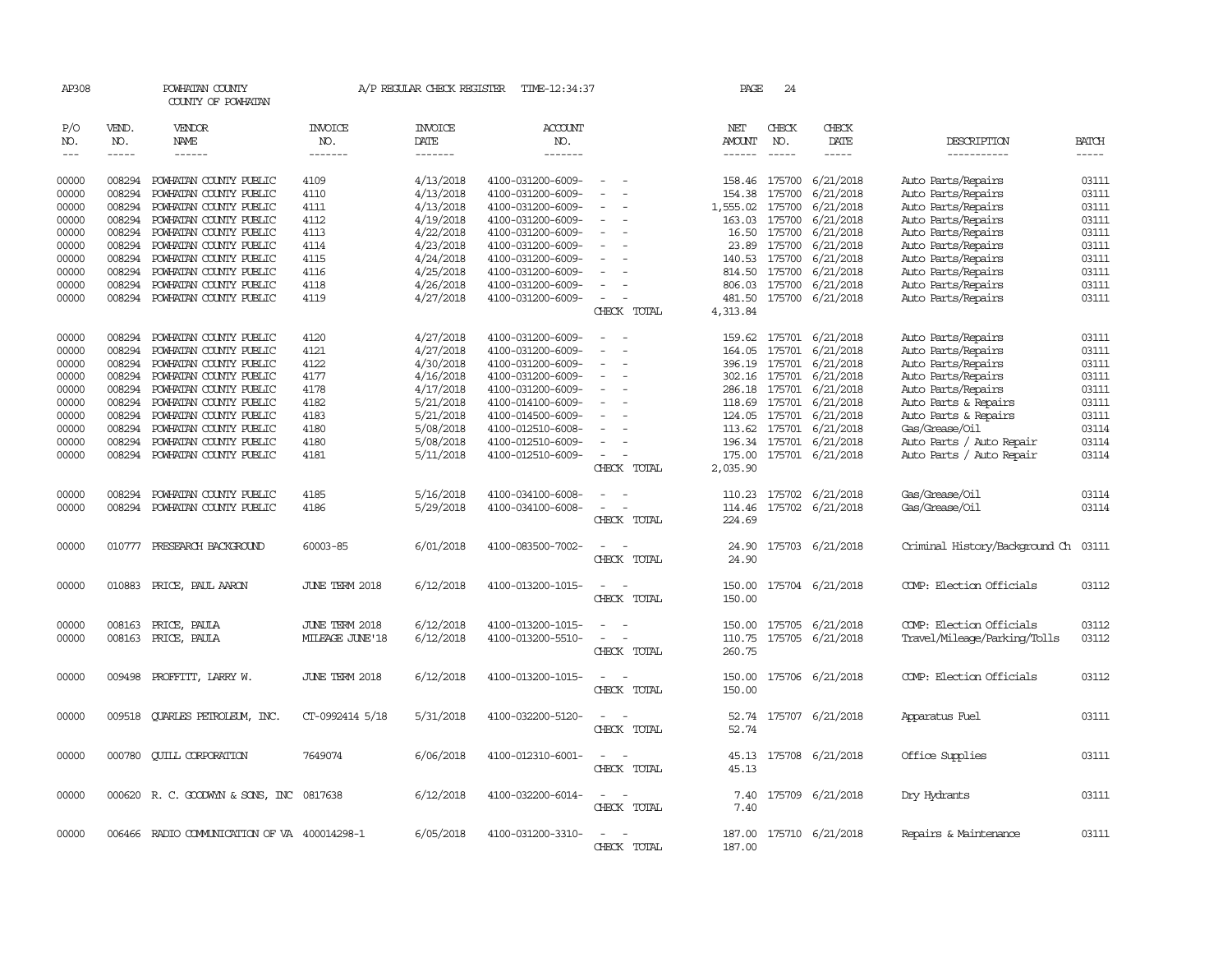AP308 POWHATAN COUNTY A/P REGULAR CHECK REGISTER TIME-12:34:37 PAGE 24

COUNTY OF POWHATAN

| P/O NO. | VEND. NO. | VENDOR NAME | INVOICE NO. | INVOICE DATE | ACCOUNT NO. | | NET AMOUNT | CHECK NO. | CHECK DATE | DESCRIPTION | BATCH |
|---|---|---|---|---|---|---|---|---|---|---|---|
| --- | ----- | ------ | ------- | ------- | ------- | | ------ | ----- | ----- | ----------- | ----- |
| 00000 | 008294 | POWHATAN COUNTY PUBLIC | 4109 | 4/13/2018 | 4100-031200-6009- | - - | 158.46 | 175700 | 6/21/2018 | Auto Parts/Repairs | 03111 |
| 00000 | 008294 | POWHATAN COUNTY PUBLIC | 4110 | 4/13/2018 | 4100-031200-6009- | - - | 154.38 | 175700 | 6/21/2018 | Auto Parts/Repairs | 03111 |
| 00000 | 008294 | POWHATAN COUNTY PUBLIC | 4111 | 4/13/2018 | 4100-031200-6009- | - - | 1,555.02 | 175700 | 6/21/2018 | Auto Parts/Repairs | 03111 |
| 00000 | 008294 | POWHATAN COUNTY PUBLIC | 4112 | 4/19/2018 | 4100-031200-6009- | - - | 163.03 | 175700 | 6/21/2018 | Auto Parts/Repairs | 03111 |
| 00000 | 008294 | POWHATAN COUNTY PUBLIC | 4113 | 4/22/2018 | 4100-031200-6009- | - - | 16.50 | 175700 | 6/21/2018 | Auto Parts/Repairs | 03111 |
| 00000 | 008294 | POWHATAN COUNTY PUBLIC | 4114 | 4/23/2018 | 4100-031200-6009- | - - | 23.89 | 175700 | 6/21/2018 | Auto Parts/Repairs | 03111 |
| 00000 | 008294 | POWHATAN COUNTY PUBLIC | 4115 | 4/24/2018 | 4100-031200-6009- | - - | 140.53 | 175700 | 6/21/2018 | Auto Parts/Repairs | 03111 |
| 00000 | 008294 | POWHATAN COUNTY PUBLIC | 4116 | 4/25/2018 | 4100-031200-6009- | - - | 814.50 | 175700 | 6/21/2018 | Auto Parts/Repairs | 03111 |
| 00000 | 008294 | POWHATAN COUNTY PUBLIC | 4118 | 4/26/2018 | 4100-031200-6009- | - - | 806.03 | 175700 | 6/21/2018 | Auto Parts/Repairs | 03111 |
| 00000 | 008294 | POWHATAN COUNTY PUBLIC | 4119 | 4/27/2018 | 4100-031200-6009- | - - | 481.50 | 175700 | 6/21/2018 | Auto Parts/Repairs | 03111 |
| | | | | | | CHECK TOTAL | 4,313.84 | | | | |
| 00000 | 008294 | POWHATAN COUNTY PUBLIC | 4120 | 4/27/2018 | 4100-031200-6009- | - - | 159.62 | 175701 | 6/21/2018 | Auto Parts/Repairs | 03111 |
| 00000 | 008294 | POWHATAN COUNTY PUBLIC | 4121 | 4/27/2018 | 4100-031200-6009- | - - | 164.05 | 175701 | 6/21/2018 | Auto Parts/Repairs | 03111 |
| 00000 | 008294 | POWHATAN COUNTY PUBLIC | 4122 | 4/30/2018 | 4100-031200-6009- | - - | 396.19 | 175701 | 6/21/2018 | Auto Parts/Repairs | 03111 |
| 00000 | 008294 | POWHATAN COUNTY PUBLIC | 4177 | 4/16/2018 | 4100-031200-6009- | - - | 302.16 | 175701 | 6/21/2018 | Auto Parts/Repairs | 03111 |
| 00000 | 008294 | POWHATAN COUNTY PUBLIC | 4178 | 4/17/2018 | 4100-031200-6009- | - - | 286.18 | 175701 | 6/21/2018 | Auto Parts/Repairs | 03111 |
| 00000 | 008294 | POWHATAN COUNTY PUBLIC | 4182 | 5/21/2018 | 4100-014100-6009- | - - | 118.69 | 175701 | 6/21/2018 | Auto Parts & Repairs | 03111 |
| 00000 | 008294 | POWHATAN COUNTY PUBLIC | 4183 | 5/21/2018 | 4100-014500-6009- | - - | 124.05 | 175701 | 6/21/2018 | Auto Parts & Repairs | 03111 |
| 00000 | 008294 | POWHATAN COUNTY PUBLIC | 4180 | 5/08/2018 | 4100-012510-6008- | - - | 113.62 | 175701 | 6/21/2018 | Gas/Grease/Oil | 03114 |
| 00000 | 008294 | POWHATAN COUNTY PUBLIC | 4180 | 5/08/2018 | 4100-012510-6009- | - - | 196.34 | 175701 | 6/21/2018 | Auto Parts / Auto Repair | 03114 |
| 00000 | 008294 | POWHATAN COUNTY PUBLIC | 4181 | 5/11/2018 | 4100-012510-6009- | - - | 175.00 | 175701 | 6/21/2018 | Auto Parts / Auto Repair | 03114 |
| | | | | | | CHECK TOTAL | 2,035.90 | | | | |
| 00000 | 008294 | POWHATAN COUNTY PUBLIC | 4185 | 5/16/2018 | 4100-034100-6008- | - - | 110.23 | 175702 | 6/21/2018 | Gas/Grease/Oil | 03114 |
| 00000 | 008294 | POWHATAN COUNTY PUBLIC | 4186 | 5/29/2018 | 4100-034100-6008- | - - | 114.46 | 175702 | 6/21/2018 | Gas/Grease/Oil | 03114 |
| | | | | | | CHECK TOTAL | 224.69 | | | | |
| 00000 | 010777 | PRESEARCH BACKGROUND | 60003-85 | 6/01/2018 | 4100-083500-7002- | - - | 24.90 | 175703 | 6/21/2018 | Criminal History/Background Ch | 03111 |
| | | | | | | CHECK TOTAL | 24.90 | | | | |
| 00000 | 010883 | PRICE, PAUL AARON | JUNE TERM 2018 | 6/12/2018 | 4100-013200-1015- | - - | 150.00 | 175704 | 6/21/2018 | COMP: Election Officials | 03112 |
| | | | | | | CHECK TOTAL | 150.00 | | | | |
| 00000 | 008163 | PRICE, PAULA | JUNE TERM 2018 | 6/12/2018 | 4100-013200-1015- | - - | 150.00 | 175705 | 6/21/2018 | COMP: Election Officials | 03112 |
| 00000 | 008163 | PRICE, PAULA | MILEAGE JUNE'18 | 6/12/2018 | 4100-013200-5510- | - - | 110.75 | 175705 | 6/21/2018 | Travel/Mileage/Parking/Tolls | 03112 |
| | | | | | | CHECK TOTAL | 260.75 | | | | |
| 00000 | 009498 | PROFFITT, LARRY W. | JUNE TERM 2018 | 6/12/2018 | 4100-013200-1015- | - - | 150.00 | 175706 | 6/21/2018 | COMP: Election Officials | 03112 |
| | | | | | | CHECK TOTAL | 150.00 | | | | |
| 00000 | 009518 | QUARLES PETROLEUM, INC. | CT-0992414 5/18 | 5/31/2018 | 4100-032200-5120- | - - | 52.74 | 175707 | 6/21/2018 | Apparatus Fuel | 03111 |
| | | | | | | CHECK TOTAL | 52.74 | | | | |
| 00000 | 000780 | QUILL CORPORATION | 7649074 | 6/06/2018 | 4100-012310-6001- | - - | 45.13 | 175708 | 6/21/2018 | Office Supplies | 03111 |
| | | | | | | CHECK TOTAL | 45.13 | | | | |
| 00000 | 000620 | R. C. GOODWYN & SONS, INC | 0817638 | 6/12/2018 | 4100-032200-6014- | - - | 7.40 | 175709 | 6/21/2018 | Dry Hydrants | 03111 |
| | | | | | | CHECK TOTAL | 7.40 | | | | |
| 00000 | 006466 | RADIO COMMUNICATION OF VA | 400014298-1 | 6/05/2018 | 4100-031200-3310- | - - | 187.00 | 175710 | 6/21/2018 | Repairs & Maintenance | 03111 |
| | | | | | | CHECK TOTAL | 187.00 | | | | |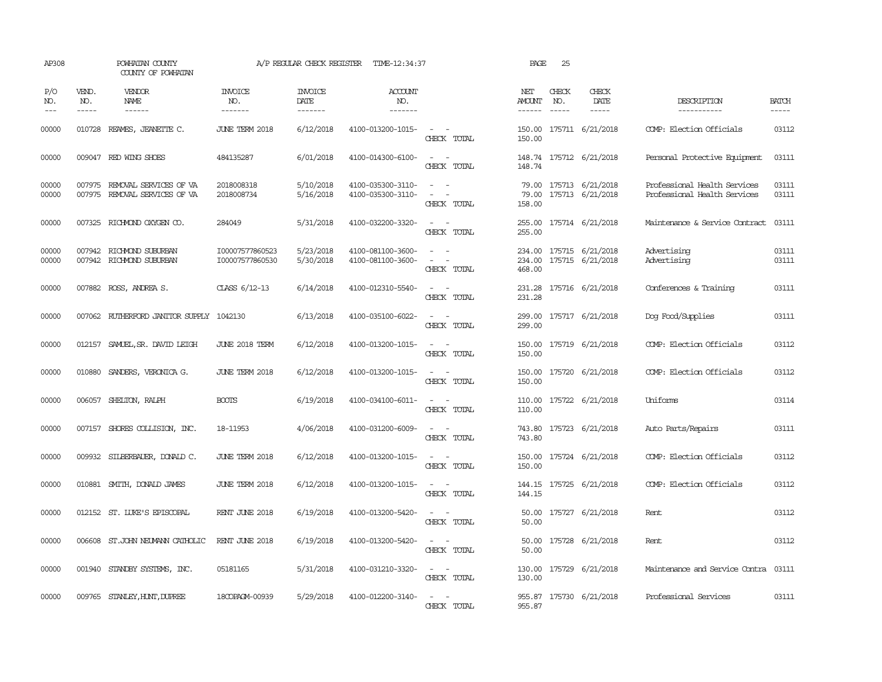AP308 POWHATAN COUNTY A/P REGULAR CHECK REGISTER TIME-12:34:37 PAGE 25

COUNTY OF POWHATAN

| P/O NO. | VEND. NO. | VENDOR NAME | INVOICE NO. | INVOICE DATE | ACCOUNT NO. | | NET AMOUNT | CHECK NO. | CHECK DATE | DESCRIPTION | BATCH |
|---|---|---|---|---|---|---|---|---|---|---|---|
| 00000 | 010728 | REAMES, JEANETTE C. | JUNE TERM 2018 | 6/12/2018 | 4100-013200-1015- | - - | 150.00 | 175711 | 6/21/2018 | COMP: Election Officials | 03112 |
| | | | | | | CHECK TOTAL | 150.00 | | | | |
| 00000 | 009047 | RED WING SHOES | 484135287 | 6/01/2018 | 4100-014300-6100- | - - | 148.74 | 175712 | 6/21/2018 | Personal Protective Equipment | 03111 |
| | | | | | | CHECK TOTAL | 148.74 | | | | |
| 00000 | 007975 | REMOVAL SERVICES OF VA | 2018008318 | 5/10/2018 | 4100-035300-3110- | - - | 79.00 | 175713 | 6/21/2018 | Professional Health Services | 03111 |
| 00000 | 007975 | REMOVAL SERVICES OF VA | 2018008734 | 5/16/2018 | 4100-035300-3110- | - - | 79.00 | 175713 | 6/21/2018 | Professional Health Services | 03111 |
| | | | | | | CHECK TOTAL | 158.00 | | | | |
| 00000 | 007325 | RICHMOND OXYGEN CO. | 284049 | 5/31/2018 | 4100-032200-3320- | - - | 255.00 | 175714 | 6/21/2018 | Maintenance & Service Contract | 03111 |
| | | | | | | CHECK TOTAL | 255.00 | | | | |
| 00000 | 007942 | RICHMOND SUBURBAN | I00007577860523 | 5/23/2018 | 4100-081100-3600- | - - | 234.00 | 175715 | 6/21/2018 | Advertising | 03111 |
| 00000 | 007942 | RICHMOND SUBURBAN | I00007577860530 | 5/30/2018 | 4100-081100-3600- | - - | 234.00 | 175715 | 6/21/2018 | Advertising | 03111 |
| | | | | | | CHECK TOTAL | 468.00 | | | | |
| 00000 | 007882 | ROSS, ANDREA S. | CLASS 6/12-13 | 6/14/2018 | 4100-012310-5540- | - - | 231.28 | 175716 | 6/21/2018 | Conferences & Training | 03111 |
| | | | | | | CHECK TOTAL | 231.28 | | | | |
| 00000 | 007062 | RUTHERFORD JANITOR SUPPLY | 1042130 | 6/13/2018 | 4100-035100-6022- | - - | 299.00 | 175717 | 6/21/2018 | Dog Food/Supplies | 03111 |
| | | | | | | CHECK TOTAL | 299.00 | | | | |
| 00000 | 012157 | SAMUEL,SR. DAVID LEIGH | JUNE 2018 TERM | 6/12/2018 | 4100-013200-1015- | - - | 150.00 | 175719 | 6/21/2018 | COMP: Election Officials | 03112 |
| | | | | | | CHECK TOTAL | 150.00 | | | | |
| 00000 | 010880 | SANDERS, VERONICA G. | JUNE TERM 2018 | 6/12/2018 | 4100-013200-1015- | - - | 150.00 | 175720 | 6/21/2018 | COMP: Election Officials | 03112 |
| | | | | | | CHECK TOTAL | 150.00 | | | | |
| 00000 | 006057 | SHELTON, RALPH | BOOTS | 6/19/2018 | 4100-034100-6011- | - - | 110.00 | 175722 | 6/21/2018 | Uniforms | 03114 |
| | | | | | | CHECK TOTAL | 110.00 | | | | |
| 00000 | 007157 | SHORES COLLISION, INC. | 18-11953 | 4/06/2018 | 4100-031200-6009- | - - | 743.80 | 175723 | 6/21/2018 | Auto Parts/Repairs | 03111 |
| | | | | | | CHECK TOTAL | 743.80 | | | | |
| 00000 | 009932 | SILBERBAUER, DONALD C. | JUNE TERM 2018 | 6/12/2018 | 4100-013200-1015- | - - | 150.00 | 175724 | 6/21/2018 | COMP: Election Officials | 03112 |
| | | | | | | CHECK TOTAL | 150.00 | | | | |
| 00000 | 010881 | SMITH, DONALD JAMES | JUNE TERM 2018 | 6/12/2018 | 4100-013200-1015- | - - | 144.15 | 175725 | 6/21/2018 | COMP: Election Officials | 03112 |
| | | | | | | CHECK TOTAL | 144.15 | | | | |
| 00000 | 012152 | ST. LUKE'S EPISCOPAL | RENT JUNE 2018 | 6/19/2018 | 4100-013200-5420- | - - | 50.00 | 175727 | 6/21/2018 | Rent | 03112 |
| | | | | | | CHECK TOTAL | 50.00 | | | | |
| 00000 | 006608 | ST.JOHN NEUMANN CATHOLIC | RENT JUNE 2018 | 6/19/2018 | 4100-013200-5420- | - - | 50.00 | 175728 | 6/21/2018 | Rent | 03112 |
| | | | | | | CHECK TOTAL | 50.00 | | | | |
| 00000 | 001940 | STANDBY SYSTEMS, INC. | 05181165 | 5/31/2018 | 4100-031210-3320- | - - | 130.00 | 175729 | 6/21/2018 | Maintenance and Service Contra | 03111 |
| | | | | | | CHECK TOTAL | 130.00 | | | | |
| 00000 | 009765 | STANLEY,HUNT,DUPREE | 18COPAGM-00939 | 5/29/2018 | 4100-012200-3140- | - - | 955.87 | 175730 | 6/21/2018 | Professional Services | 03111 |
| | | | | | | CHECK TOTAL | 955.87 | | | | |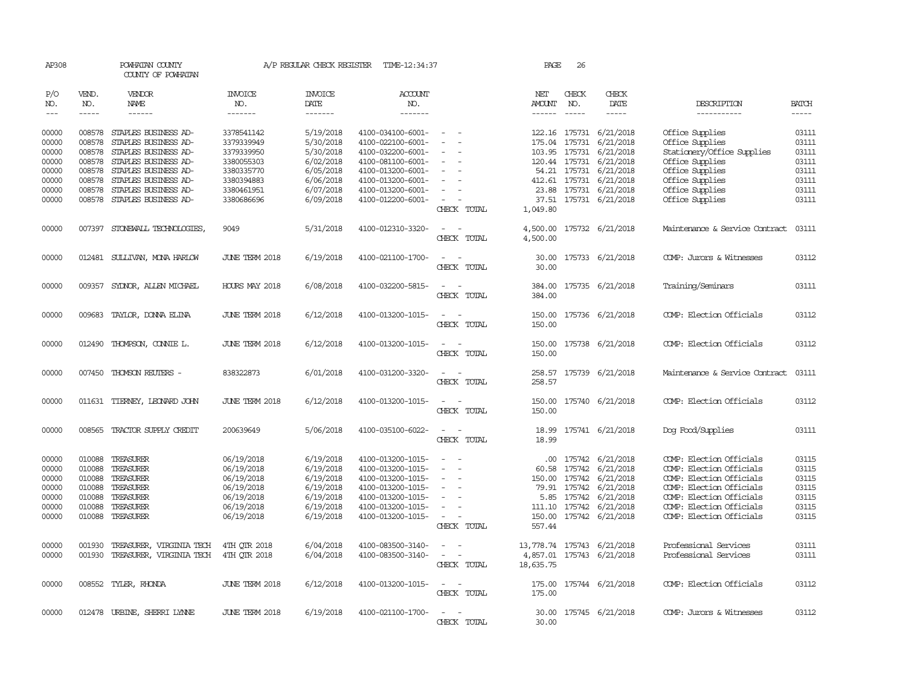AP308 POWHATAN COUNTY A/P REGULAR CHECK REGISTER TIME-12:34:37 PAGE 26

COUNTY OF POWHATAN

| P/O NO. | VEND. NO. | VENDOR NAME | INVOICE NO. | INVOICE DATE | ACCOUNT NO. | | NET AMOUNT | CHECK NO. | CHECK DATE | DESCRIPTION | BATCH |
|---|---|---|---|---|---|---|---|---|---|---|---|
| 00000 | 008578 | STAPLES BUSINESS AD- | 3378541142 | 5/19/2018 | 4100-034100-6001- | - - | 122.16 | 175731 | 6/21/2018 | Office Supplies | 03111 |
| 00000 | 008578 | STAPLES BUSINESS AD- | 3379339949 | 5/30/2018 | 4100-022100-6001- | - - | 175.04 | 175731 | 6/21/2018 | Office Supplies | 03111 |
| 00000 | 008578 | STAPLES BUSINESS AD- | 3379339950 | 5/30/2018 | 4100-032200-6001- | - - | 103.95 | 175731 | 6/21/2018 | Stationery/Office Supplies | 03111 |
| 00000 | 008578 | STAPLES BUSINESS AD- | 3380055303 | 6/02/2018 | 4100-081100-6001- | - - | 120.44 | 175731 | 6/21/2018 | Office Supplies | 03111 |
| 00000 | 008578 | STAPLES BUSINESS AD- | 3380335770 | 6/05/2018 | 4100-013200-6001- | - - | 54.21 | 175731 | 6/21/2018 | Office Supplies | 03111 |
| 00000 | 008578 | STAPLES BUSINESS AD- | 3380394883 | 6/06/2018 | 4100-013200-6001- | - - | 412.61 | 175731 | 6/21/2018 | Office Supplies | 03111 |
| 00000 | 008578 | STAPLES BUSINESS AD- | 3380461951 | 6/07/2018 | 4100-013200-6001- | - - | 23.88 | 175731 | 6/21/2018 | Office Supplies | 03111 |
| 00000 | 008578 | STAPLES BUSINESS AD- | 3380686696 | 6/09/2018 | 4100-012200-6001- | - - | 37.51 | 175731 | 6/21/2018 | Office Supplies | 03111 |
| | | | | | | CHECK TOTAL | 1,049.80 | | | | |
| 00000 | 007397 | STONEWALL TECHNOLOGIES, | 9049 | 5/31/2018 | 4100-012310-3320- | - - | 4,500.00 | 175732 | 6/21/2018 | Maintenance & Service Contract | 03111 |
| | | | | | | CHECK TOTAL | 4,500.00 | | | | |
| 00000 | 012481 | SULLIVAN, MONA HARLOW | JUNE TERM 2018 | 6/19/2018 | 4100-021100-1700- | - - | 30.00 | 175733 | 6/21/2018 | COMP: Jurors & Witnesses | 03112 |
| | | | | | | CHECK TOTAL | 30.00 | | | | |
| 00000 | 009357 | SYDNOR, ALLEN MICHAEL | HOURS MAY 2018 | 6/08/2018 | 4100-032200-5815- | - - | 384.00 | 175735 | 6/21/2018 | Training/Seminars | 03111 |
| | | | | | | CHECK TOTAL | 384.00 | | | | |
| 00000 | 009683 | TAYLOR, DONNA ELINA | JUNE TERM 2018 | 6/12/2018 | 4100-013200-1015- | - - | 150.00 | 175736 | 6/21/2018 | COMP: Election Officials | 03112 |
| | | | | | | CHECK TOTAL | 150.00 | | | | |
| 00000 | 012490 | THOMPSON, CONNIE L. | JUNE TERM 2018 | 6/12/2018 | 4100-013200-1015- | - - | 150.00 | 175738 | 6/21/2018 | COMP: Election Officials | 03112 |
| | | | | | | CHECK TOTAL | 150.00 | | | | |
| 00000 | 007450 | THOMSON REUTERS - | 838322873 | 6/01/2018 | 4100-031200-3320- | - - | 258.57 | 175739 | 6/21/2018 | Maintenance & Service Contract | 03111 |
| | | | | | | CHECK TOTAL | 258.57 | | | | |
| 00000 | 011631 | TIERNEY, LEONARD JOHN | JUNE TERM 2018 | 6/12/2018 | 4100-013200-1015- | - - | 150.00 | 175740 | 6/21/2018 | COMP: Election Officials | 03112 |
| | | | | | | CHECK TOTAL | 150.00 | | | | |
| 00000 | 008565 | TRACTOR SUPPLY CREDIT | 200639649 | 5/06/2018 | 4100-035100-6022- | - - | 18.99 | 175741 | 6/21/2018 | Dog Food/Supplies | 03111 |
| | | | | | | CHECK TOTAL | 18.99 | | | | |
| 00000 | 010088 | TREASURER | 06/19/2018 | 6/19/2018 | 4100-013200-1015- | - - | .00 | 175742 | 6/21/2018 | COMP: Election Officials | 03115 |
| 00000 | 010088 | TREASURER | 06/19/2018 | 6/19/2018 | 4100-013200-1015- | - - | 60.58 | 175742 | 6/21/2018 | COMP: Election Officials | 03115 |
| 00000 | 010088 | TREASURER | 06/19/2018 | 6/19/2018 | 4100-013200-1015- | - - | 150.00 | 175742 | 6/21/2018 | COMP: Election Officials | 03115 |
| 00000 | 010088 | TREASURER | 06/19/2018 | 6/19/2018 | 4100-013200-1015- | - - | 79.91 | 175742 | 6/21/2018 | COMP: Election Officials | 03115 |
| 00000 | 010088 | TREASURER | 06/19/2018 | 6/19/2018 | 4100-013200-1015- | - - | 5.85 | 175742 | 6/21/2018 | COMP: Election Officials | 03115 |
| 00000 | 010088 | TREASURER | 06/19/2018 | 6/19/2018 | 4100-013200-1015- | - - | 111.10 | 175742 | 6/21/2018 | COMP: Election Officials | 03115 |
| 00000 | 010088 | TREASURER | 06/19/2018 | 6/19/2018 | 4100-013200-1015- | - - | 150.00 | 175742 | 6/21/2018 | COMP: Election Officials | 03115 |
| | | | | | | CHECK TOTAL | 557.44 | | | | |
| 00000 | 001930 | TREASURER, VIRGINIA TECH | 4TH QTR 2018 | 6/04/2018 | 4100-083500-3140- | - - | 13,778.74 | 175743 | 6/21/2018 | Professional Services | 03111 |
| 00000 | 001930 | TREASURER, VIRGINIA TECH | 4TH QTR 2018 | 6/04/2018 | 4100-083500-3140- | - - | 4,857.01 | 175743 | 6/21/2018 | Professional Services | 03111 |
| | | | | | | CHECK TOTAL | 18,635.75 | | | | |
| 00000 | 008552 | TYLER, RHONDA | JUNE TERM 2018 | 6/12/2018 | 4100-013200-1015- | - - | 175.00 | 175744 | 6/21/2018 | COMP: Election Officials | 03112 |
| | | | | | | CHECK TOTAL | 175.00 | | | | |
| 00000 | 012478 | URBINE, SHERRI LYNNE | JUNE TERM 2018 | 6/19/2018 | 4100-021100-1700- | - - | 30.00 | 175745 | 6/21/2018 | COMP: Jurors & Witnesses | 03112 |
| | | | | | | CHECK TOTAL | 30.00 | | | | |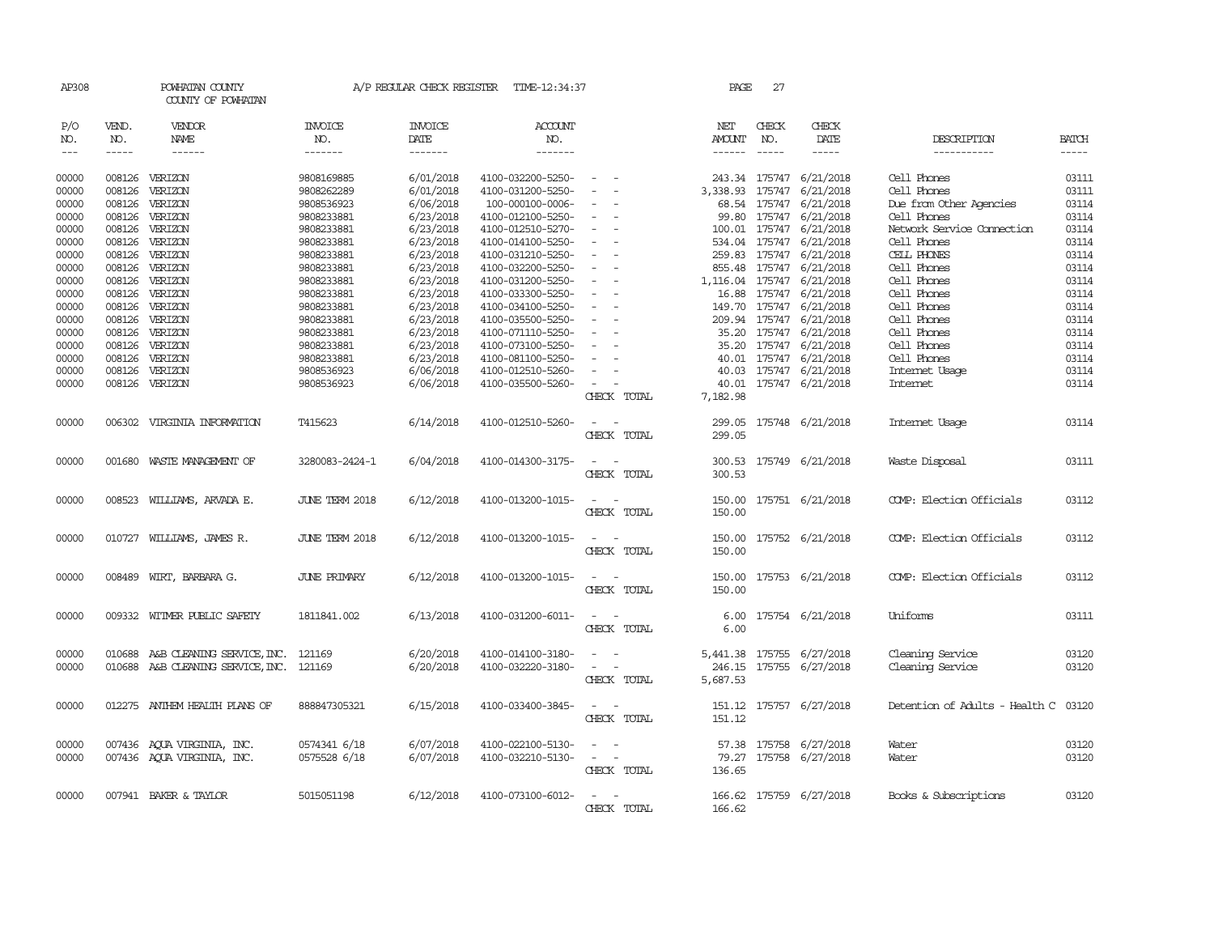AP308 POWHATAN COUNTY A/P REGULAR CHECK REGISTER TIME-12:34:37

COUNTY OF POWHATAN

| P/O NO. | VEND. NO. | VENDOR NAME | INVOICE NO. | INVOICE DATE | ACCOUNT NO. | | NET AMOUNT | CHECK NO. | CHECK DATE | DESCRIPTION | BATCH |
|---|---|---|---|---|---|---|---|---|---|---|---|
| --- | ----- | ------ | ------- | ------- | ------- | | ------ | ----- | ----- | ----------- | ----- |
| 00000 | 008126 | VERIZON | 9808169885 | 6/01/2018 | 4100-032200-5250- | - - | 243.34 | 175747 | 6/21/2018 | Cell Phones | 03111 |
| 00000 | 008126 | VERIZON | 9808262289 | 6/01/2018 | 4100-031200-5250- | - - | 3,338.93 | 175747 | 6/21/2018 | Cell Phones | 03111 |
| 00000 | 008126 | VERIZON | 9808536923 | 6/06/2018 | 100-000100-0006- | - - | 68.54 | 175747 | 6/21/2018 | Due from Other Agencies | 03114 |
| 00000 | 008126 | VERIZON | 9808233881 | 6/23/2018 | 4100-012100-5250- | - - | 99.80 | 175747 | 6/21/2018 | Cell Phones | 03114 |
| 00000 | 008126 | VERIZON | 9808233881 | 6/23/2018 | 4100-012510-5270- | - - | 100.01 | 175747 | 6/21/2018 | Network Service Connection | 03114 |
| 00000 | 008126 | VERIZON | 9808233881 | 6/23/2018 | 4100-014100-5250- | - - | 534.04 | 175747 | 6/21/2018 | Cell Phones | 03114 |
| 00000 | 008126 | VERIZON | 9808233881 | 6/23/2018 | 4100-031210-5250- | - - | 259.83 | 175747 | 6/21/2018 | CELL PHONES | 03114 |
| 00000 | 008126 | VERIZON | 9808233881 | 6/23/2018 | 4100-032200-5250- | - - | 855.48 | 175747 | 6/21/2018 | Cell Phones | 03114 |
| 00000 | 008126 | VERIZON | 9808233881 | 6/23/2018 | 4100-031200-5250- | - - | 1,116.04 | 175747 | 6/21/2018 | Cell Phones | 03114 |
| 00000 | 008126 | VERIZON | 9808233881 | 6/23/2018 | 4100-033300-5250- | - - | 16.88 | 175747 | 6/21/2018 | Cell Phones | 03114 |
| 00000 | 008126 | VERIZON | 9808233881 | 6/23/2018 | 4100-034100-5250- | - - | 149.70 | 175747 | 6/21/2018 | Cell Phones | 03114 |
| 00000 | 008126 | VERIZON | 9808233881 | 6/23/2018 | 4100-035500-5250- | - - | 209.94 | 175747 | 6/21/2018 | Cell Phones | 03114 |
| 00000 | 008126 | VERIZON | 9808233881 | 6/23/2018 | 4100-071110-5250- | - - | 35.20 | 175747 | 6/21/2018 | Cell Phones | 03114 |
| 00000 | 008126 | VERIZON | 9808233881 | 6/23/2018 | 4100-073100-5250- | - - | 35.20 | 175747 | 6/21/2018 | Cell Phones | 03114 |
| 00000 | 008126 | VERIZON | 9808233881 | 6/23/2018 | 4100-081100-5250- | - - | 40.01 | 175747 | 6/21/2018 | Cell Phones | 03114 |
| 00000 | 008126 | VERIZON | 9808536923 | 6/06/2018 | 4100-012510-5260- | - - | 40.03 | 175747 | 6/21/2018 | Internet Usage | 03114 |
| 00000 | 008126 | VERIZON | 9808536923 | 6/06/2018 | 4100-035500-5260- | - - | 40.01 | 175747 | 6/21/2018 | Internet | 03114 |
| | | | | | | CHECK TOTAL | 7,182.98 | | | | |
| 00000 | 006302 | VIRGINIA INFORMATION | T415623 | 6/14/2018 | 4100-012510-5260- | - - | 299.05 | 175748 | 6/21/2018 | Internet Usage | 03114 |
| | | | | | | CHECK TOTAL | 299.05 | | | | |
| 00000 | 001680 | WASTE MANAGEMENT OF | 3280083-2424-1 | 6/04/2018 | 4100-014300-3175- | - - | 300.53 | 175749 | 6/21/2018 | Waste Disposal | 03111 |
| | | | | | | CHECK TOTAL | 300.53 | | | | |
| 00000 | 008523 | WILLIAMS, ARVADA E. | JUNE TERM 2018 | 6/12/2018 | 4100-013200-1015- | - - | 150.00 | 175751 | 6/21/2018 | COMP: Election Officials | 03112 |
| | | | | | | CHECK TOTAL | 150.00 | | | | |
| 00000 | 010727 | WILLIAMS, JAMES R. | JUNE TERM 2018 | 6/12/2018 | 4100-013200-1015- | - - | 150.00 | 175752 | 6/21/2018 | COMP: Election Officials | 03112 |
| | | | | | | CHECK TOTAL | 150.00 | | | | |
| 00000 | 008489 | WIRT, BARBARA G. | JUNE PRIMARY | 6/12/2018 | 4100-013200-1015- | - - | 150.00 | 175753 | 6/21/2018 | COMP: Election Officials | 03112 |
| | | | | | | CHECK TOTAL | 150.00 | | | | |
| 00000 | 009332 | WITMER PUBLIC SAFETY | 1811841.002 | 6/13/2018 | 4100-031200-6011- | - - | 6.00 | 175754 | 6/21/2018 | Uniforms | 03111 |
| | | | | | | CHECK TOTAL | 6.00 | | | | |
| 00000 | 010688 | A&B CLEANING SERVICE,INC. | 121169 | 6/20/2018 | 4100-014100-3180- | - - | 5,441.38 | 175755 | 6/27/2018 | Cleaning Service | 03120 |
| 00000 | 010688 | A&B CLEANING SERVICE,INC. | 121169 | 6/20/2018 | 4100-032220-3180- | - - | 246.15 | 175755 | 6/27/2018 | Cleaning Service | 03120 |
| | | | | | | CHECK TOTAL | 5,687.53 | | | | |
| 00000 | 012275 | ANTHEM HEALTH PLANS OF | 888847305321 | 6/15/2018 | 4100-033400-3845- | - - | 151.12 | 175757 | 6/27/2018 | Detention of Adults - Health C | 03120 |
| | | | | | | CHECK TOTAL | 151.12 | | | | |
| 00000 | 007436 | AQUA VIRGINIA, INC. | 0574341 6/18 | 6/07/2018 | 4100-022100-5130- | - - | 57.38 | 175758 | 6/27/2018 | Water | 03120 |
| 00000 | 007436 | AQUA VIRGINIA, INC. | 0575528 6/18 | 6/07/2018 | 4100-032210-5130- | - - | 79.27 | 175758 | 6/27/2018 | Water | 03120 |
| | | | | | | CHECK TOTAL | 136.65 | | | | |
| 00000 | 007941 | BAKER & TAYLOR | 5015051198 | 6/12/2018 | 4100-073100-6012- | - - | 166.62 | 175759 | 6/27/2018 | Books & Subscriptions | 03120 |
| | | | | | | CHECK TOTAL | 166.62 | | | | |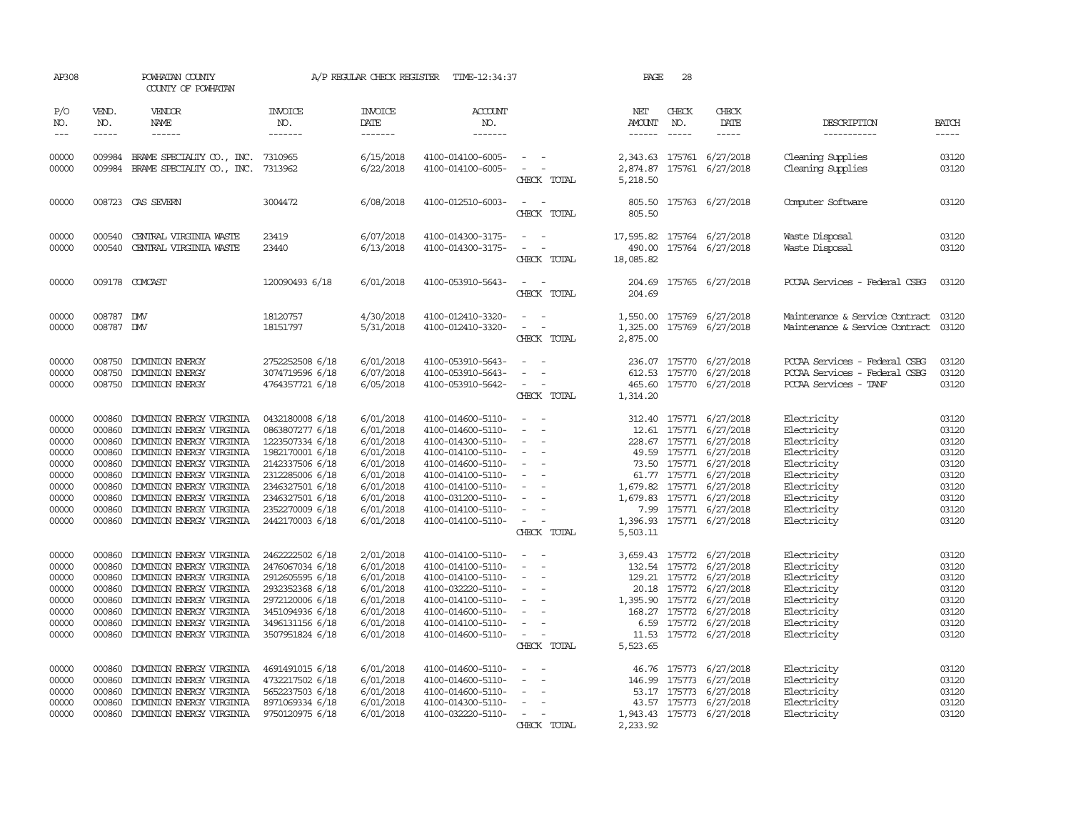AP308 POWHATAN COUNTY A/P REGULAR CHECK REGISTER TIME-12:34:37 PAGE 28
COUNTY OF POWHATAN

| P/O NO. | VEND. NO. | VENDOR NAME | INVOICE NO. | INVOICE DATE | ACCOUNT NO. | | NET AMOUNT | CHECK NO. | CHECK DATE | DESCRIPTION | BATCH |
|---|---|---|---|---|---|---|---|---|---|---|---|
| 00000 | 009984 | BRAME SPECIALTY CO., INC. | 7310965 | 6/15/2018 | 4100-014100-6005- | - - | 2,343.63 | 175761 | 6/27/2018 | Cleaning Supplies | 03120 |
| 00000 | 009984 | BRAME SPECIALTY CO., INC. | 7313962 | 6/22/2018 | 4100-014100-6005- | - - | 2,874.87 | 175761 | 6/27/2018 | Cleaning Supplies | 03120 |
| | | | | | | CHECK TOTAL | 5,218.50 | | | | |
| 00000 | 008723 | CAS SEVERN | 3004472 | 6/08/2018 | 4100-012510-6003- | - - | 805.50 | 175763 | 6/27/2018 | Computer Software | 03120 |
| | | | | | | CHECK TOTAL | 805.50 | | | | |
| 00000 | 000540 | CENTRAL VIRGINIA WASTE | 23419 | 6/07/2018 | 4100-014300-3175- | - - | 17,595.82 | 175764 | 6/27/2018 | Waste Disposal | 03120 |
| 00000 | 000540 | CENTRAL VIRGINIA WASTE | 23440 | 6/13/2018 | 4100-014300-3175- | - - | 490.00 | 175764 | 6/27/2018 | Waste Disposal | 03120 |
| | | | | | | CHECK TOTAL | 18,085.82 | | | | |
| 00000 | 009178 | COMCAST | 120090493 6/18 | 6/01/2018 | 4100-053910-5643- | - - | 204.69 | 175765 | 6/27/2018 | PCCAA Services - Federal CSBG | 03120 |
| | | | | | | CHECK TOTAL | 204.69 | | | | |
| 00000 | 008787 | DMV | 18120757 | 4/30/2018 | 4100-012410-3320- | - - | 1,550.00 | 175769 | 6/27/2018 | Maintenance & Service Contract | 03120 |
| 00000 | 008787 | DMV | 18151797 | 5/31/2018 | 4100-012410-3320- | - - | 1,325.00 | 175769 | 6/27/2018 | Maintenance & Service Contract | 03120 |
| | | | | | | CHECK TOTAL | 2,875.00 | | | | |
| 00000 | 008750 | DOMINION ENERGY | 2752252508 6/18 | 6/01/2018 | 4100-053910-5643- | - - | 236.07 | 175770 | 6/27/2018 | PCCAA Services - Federal CSBG | 03120 |
| 00000 | 008750 | DOMINION ENERGY | 3074719596 6/18 | 6/07/2018 | 4100-053910-5643- | - - | 612.53 | 175770 | 6/27/2018 | PCCAA Services - Federal CSBG | 03120 |
| 00000 | 008750 | DOMINION ENERGY | 4764357721 6/18 | 6/05/2018 | 4100-053910-5642- | - - | 465.60 | 175770 | 6/27/2018 | PCCAA Services - TANF | 03120 |
| | | | | | | CHECK TOTAL | 1,314.20 | | | | |
| 00000 | 000860 | DOMINION ENERGY VIRGINIA | 0432180008 6/18 | 6/01/2018 | 4100-014600-5110- | - - | 312.40 | 175771 | 6/27/2018 | Electricity | 03120 |
| 00000 | 000860 | DOMINION ENERGY VIRGINIA | 0863807277 6/18 | 6/01/2018 | 4100-014600-5110- | - - | 12.61 | 175771 | 6/27/2018 | Electricity | 03120 |
| 00000 | 000860 | DOMINION ENERGY VIRGINIA | 1223507334 6/18 | 6/01/2018 | 4100-014300-5110- | - - | 228.67 | 175771 | 6/27/2018 | Electricity | 03120 |
| 00000 | 000860 | DOMINION ENERGY VIRGINIA | 1982170001 6/18 | 6/01/2018 | 4100-014100-5110- | - - | 49.59 | 175771 | 6/27/2018 | Electricity | 03120 |
| 00000 | 000860 | DOMINION ENERGY VIRGINIA | 2142337506 6/18 | 6/01/2018 | 4100-014600-5110- | - - | 73.50 | 175771 | 6/27/2018 | Electricity | 03120 |
| 00000 | 000860 | DOMINION ENERGY VIRGINIA | 2312285006 6/18 | 6/01/2018 | 4100-014100-5110- | - - | 61.77 | 175771 | 6/27/2018 | Electricity | 03120 |
| 00000 | 000860 | DOMINION ENERGY VIRGINIA | 2346327501 6/18 | 6/01/2018 | 4100-014100-5110- | - - | 1,679.82 | 175771 | 6/27/2018 | Electricity | 03120 |
| 00000 | 000860 | DOMINION ENERGY VIRGINIA | 2346327501 6/18 | 6/01/2018 | 4100-031200-5110- | - - | 1,679.83 | 175771 | 6/27/2018 | Electricity | 03120 |
| 00000 | 000860 | DOMINION ENERGY VIRGINIA | 2352270009 6/18 | 6/01/2018 | 4100-014100-5110- | - - | 7.99 | 175771 | 6/27/2018 | Electricity | 03120 |
| 00000 | 000860 | DOMINION ENERGY VIRGINIA | 2442170003 6/18 | 6/01/2018 | 4100-014100-5110- | - - | 1,396.93 | 175771 | 6/27/2018 | Electricity | 03120 |
| | | | | | | CHECK TOTAL | 5,503.11 | | | | |
| 00000 | 000860 | DOMINION ENERGY VIRGINIA | 2462222502 6/18 | 2/01/2018 | 4100-014100-5110- | - - | 3,659.43 | 175772 | 6/27/2018 | Electricity | 03120 |
| 00000 | 000860 | DOMINION ENERGY VIRGINIA | 2476067034 6/18 | 6/01/2018 | 4100-014100-5110- | - - | 132.54 | 175772 | 6/27/2018 | Electricity | 03120 |
| 00000 | 000860 | DOMINION ENERGY VIRGINIA | 2912605595 6/18 | 6/01/2018 | 4100-014100-5110- | - - | 129.21 | 175772 | 6/27/2018 | Electricity | 03120 |
| 00000 | 000860 | DOMINION ENERGY VIRGINIA | 2932352368 6/18 | 6/01/2018 | 4100-032220-5110- | - - | 20.18 | 175772 | 6/27/2018 | Electricity | 03120 |
| 00000 | 000860 | DOMINION ENERGY VIRGINIA | 2972120006 6/18 | 6/01/2018 | 4100-014100-5110- | - - | 1,395.90 | 175772 | 6/27/2018 | Electricity | 03120 |
| 00000 | 000860 | DOMINION ENERGY VIRGINIA | 3451094936 6/18 | 6/01/2018 | 4100-014600-5110- | - - | 168.27 | 175772 | 6/27/2018 | Electricity | 03120 |
| 00000 | 000860 | DOMINION ENERGY VIRGINIA | 3496131156 6/18 | 6/01/2018 | 4100-014100-5110- | - - | 6.59 | 175772 | 6/27/2018 | Electricity | 03120 |
| 00000 | 000860 | DOMINION ENERGY VIRGINIA | 3507951824 6/18 | 6/01/2018 | 4100-014600-5110- | - - | 11.53 | 175772 | 6/27/2018 | Electricity | 03120 |
| | | | | | | CHECK TOTAL | 5,523.65 | | | | |
| 00000 | 000860 | DOMINION ENERGY VIRGINIA | 4691491015 6/18 | 6/01/2018 | 4100-014600-5110- | - - | 46.76 | 175773 | 6/27/2018 | Electricity | 03120 |
| 00000 | 000860 | DOMINION ENERGY VIRGINIA | 4732217502 6/18 | 6/01/2018 | 4100-014600-5110- | - - | 146.99 | 175773 | 6/27/2018 | Electricity | 03120 |
| 00000 | 000860 | DOMINION ENERGY VIRGINIA | 5652237503 6/18 | 6/01/2018 | 4100-014600-5110- | - - | 53.17 | 175773 | 6/27/2018 | Electricity | 03120 |
| 00000 | 000860 | DOMINION ENERGY VIRGINIA | 8971069334 6/18 | 6/01/2018 | 4100-014300-5110- | - - | 43.57 | 175773 | 6/27/2018 | Electricity | 03120 |
| 00000 | 000860 | DOMINION ENERGY VIRGINIA | 9750120975 6/18 | 6/01/2018 | 4100-032220-5110- | - - | 1,943.43 | 175773 | 6/27/2018 | Electricity | 03120 |
| | | | | | | CHECK TOTAL | 2,233.92 | | | | |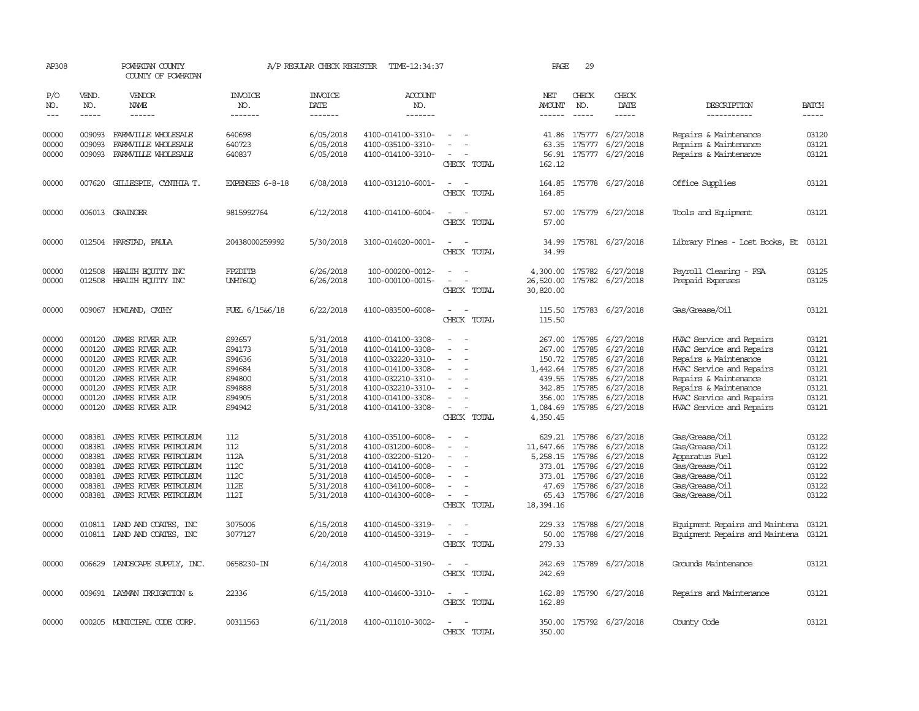AP308 POWHATAN COUNTY A/P REGULAR CHECK REGISTER TIME-12:34:37 PAGE 29
COUNTY OF POWHATAN

| P/O NO. | VEND. NO. | VENDOR NAME | INVOICE NO. | INVOICE DATE | ACCOUNT NO. | | NET AMOUNT | CHECK NO. | CHECK DATE | DESCRIPTION | BATCH |
|---|---|---|---|---|---|---|---|---|---|---|---|
| 00000 | 009093 | FARMVILLE WHOLESALE | 640698 | 6/05/2018 | 4100-014100-3310- | - - | 41.86 | 175777 | 6/27/2018 | Repairs & Maintenance | 03120 |
| 00000 | 009093 | FARMVILLE WHOLESALE | 640723 | 6/05/2018 | 4100-035100-3310- | - - | 63.35 | 175777 | 6/27/2018 | Repairs & Maintenance | 03121 |
| 00000 | 009093 | FARMVILLE WHOLESALE | 640837 | 6/05/2018 | 4100-014100-3310- | - - | 56.91 | 175777 | 6/27/2018 | Repairs & Maintenance | 03121 |
| | | | | | | CHECK TOTAL | 162.12 | | | | |
| 00000 | 007620 | GILLESPIE, CYNTHIA T. | EXPENSES 6-8-18 | 6/08/2018 | 4100-031210-6001- | - - | 164.85 | 175778 | 6/27/2018 | Office Supplies | 03121 |
| | | | | | | CHECK TOTAL | 164.85 | | | | |
| 00000 | 006013 | GRAINGER | 9815992764 | 6/12/2018 | 4100-014100-6004- | - - | 57.00 | 175779 | 6/27/2018 | Tools and Equipment | 03121 |
| | | | | | | CHECK TOTAL | 57.00 | | | | |
| 00000 | 012504 | HARSTAD, PAULA | 20438000259992 | 5/30/2018 | 3100-014020-0001- | - - | 34.99 | 175781 | 6/27/2018 | Library Fines - Lost Books, Et | 03121 |
| | | | | | | CHECK TOTAL | 34.99 | | | | |
| 00000 | 012508 | HEALTH EQUITY INC | FP2DITB | 6/26/2018 | 100-000200-0012- | - - | 4,300.00 | 175782 | 6/27/2018 | Payroll Clearing - FSA | 03125 |
| 00000 | 012508 | HEALTH EQUITY INC | UNHT6GQ | 6/26/2018 | 100-000100-0015- | - - | 26,520.00 | 175782 | 6/27/2018 | Prepaid Expenses | 03125 |
| | | | | | | CHECK TOTAL | 30,820.00 | | | | |
| 00000 | 009067 | HOWLAND, CATHY | FUEL 6/15&6/18 | 6/22/2018 | 4100-083500-6008- | - - | 115.50 | 175783 | 6/27/2018 | Gas/Grease/Oil | 03121 |
| | | | | | | CHECK TOTAL | 115.50 | | | | |
| 00000 | 000120 | JAMES RIVER AIR | S93657 | 5/31/2018 | 4100-014100-3308- | - - | 267.00 | 175785 | 6/27/2018 | HVAC Service and Repairs | 03121 |
| 00000 | 000120 | JAMES RIVER AIR | S94173 | 5/31/2018 | 4100-014100-3308- | - - | 267.00 | 175785 | 6/27/2018 | HVAC Service and Repairs | 03121 |
| 00000 | 000120 | JAMES RIVER AIR | S94636 | 5/31/2018 | 4100-032220-3310- | - - | 150.72 | 175785 | 6/27/2018 | Repairs & Maintenance | 03121 |
| 00000 | 000120 | JAMES RIVER AIR | S94684 | 5/31/2018 | 4100-014100-3308- | - - | 1,442.64 | 175785 | 6/27/2018 | HVAC Service and Repairs | 03121 |
| 00000 | 000120 | JAMES RIVER AIR | S94800 | 5/31/2018 | 4100-032210-3310- | - - | 439.55 | 175785 | 6/27/2018 | Repairs & Maintenance | 03121 |
| 00000 | 000120 | JAMES RIVER AIR | S94888 | 5/31/2018 | 4100-032210-3310- | - - | 342.85 | 175785 | 6/27/2018 | Repairs & Maintenance | 03121 |
| 00000 | 000120 | JAMES RIVER AIR | S94905 | 5/31/2018 | 4100-014100-3308- | - - | 356.00 | 175785 | 6/27/2018 | HVAC Service and Repairs | 03121 |
| 00000 | 000120 | JAMES RIVER AIR | S94942 | 5/31/2018 | 4100-014100-3308- | - - | 1,084.69 | 175785 | 6/27/2018 | HVAC Service and Repairs | 03121 |
| | | | | | | CHECK TOTAL | 4,350.45 | | | | |
| 00000 | 008381 | JAMES RIVER PETROLEUM | 112 | 5/31/2018 | 4100-035100-6008- | - - | 629.21 | 175786 | 6/27/2018 | Gas/Grease/Oil | 03122 |
| 00000 | 008381 | JAMES RIVER PETROLEUM | 112 | 5/31/2018 | 4100-031200-6008- | - - | 11,647.66 | 175786 | 6/27/2018 | Gas/Grease/Oil | 03122 |
| 00000 | 008381 | JAMES RIVER PETROLEUM | 112A | 5/31/2018 | 4100-032200-5120- | - - | 5,258.15 | 175786 | 6/27/2018 | Apparatus Fuel | 03122 |
| 00000 | 008381 | JAMES RIVER PETROLEUM | 112C | 5/31/2018 | 4100-014100-6008- | - - | 373.01 | 175786 | 6/27/2018 | Gas/Grease/Oil | 03122 |
| 00000 | 008381 | JAMES RIVER PETROLEUM | 112C | 5/31/2018 | 4100-014500-6008- | - - | 373.01 | 175786 | 6/27/2018 | Gas/Grease/Oil | 03122 |
| 00000 | 008381 | JAMES RIVER PETROLEUM | 112E | 5/31/2018 | 4100-034100-6008- | - - | 47.69 | 175786 | 6/27/2018 | Gas/Grease/Oil | 03122 |
| 00000 | 008381 | JAMES RIVER PETROLEUM | 112I | 5/31/2018 | 4100-014300-6008- | - - | 65.43 | 175786 | 6/27/2018 | Gas/Grease/Oil | 03122 |
| | | | | | | CHECK TOTAL | 18,394.16 | | | | |
| 00000 | 010811 | LAND AND COATES, INC | 3075006 | 6/15/2018 | 4100-014500-3319- | - - | 229.33 | 175788 | 6/27/2018 | Equipment Repairs and Maintena | 03121 |
| 00000 | 010811 | LAND AND COATES, INC | 3077127 | 6/20/2018 | 4100-014500-3319- | - - | 50.00 | 175788 | 6/27/2018 | Equipment Repairs and Maintena | 03121 |
| | | | | | | CHECK TOTAL | 279.33 | | | | |
| 00000 | 006629 | LANDSCAPE SUPPLY, INC. | 0658230-IN | 6/14/2018 | 4100-014500-3190- | - - | 242.69 | 175789 | 6/27/2018 | Grounds Maintenance | 03121 |
| | | | | | | CHECK TOTAL | 242.69 | | | | |
| 00000 | 009691 | LAYMAN IRRIGATION & | 22336 | 6/15/2018 | 4100-014600-3310- | - - | 162.89 | 175790 | 6/27/2018 | Repairs and Maintenance | 03121 |
| | | | | | | CHECK TOTAL | 162.89 | | | | |
| 00000 | 000205 | MUNICIPAL CODE CORP. | 00311563 | 6/11/2018 | 4100-011010-3002- | - - | 350.00 | 175792 | 6/27/2018 | County Code | 03121 |
| | | | | | | CHECK TOTAL | 350.00 | | | | |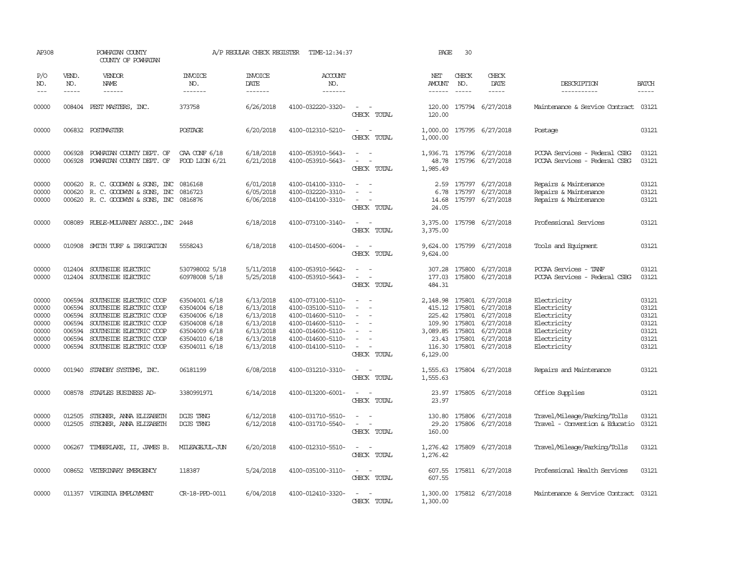AP308 POWHATAN COUNTY A/P REGULAR CHECK REGISTER TIME-12:34:37 PAGE 30

COUNTY OF POWHATAN

| P/O NO. | VEND. NO. | VENDOR NAME | INVOICE NO. | INVOICE DATE | ACCOUNT NO. | | NET AMOUNT | CHECK NO. | CHECK DATE | DESCRIPTION | BATCH |
|---|---|---|---|---|---|---|---|---|---|---|---|
| 00000 | 008404 | PEST MASTERS, INC. | 373758 | 6/26/2018 | 4100-032220-3320- | - - | 120.00 | 175794 | 6/27/2018 | Maintenance & Service Contract | 03121 |
| | | | | | | CHECK TOTAL | 120.00 | | | | |
| 00000 | 006832 | POSTMASTER | POSTAGE | 6/20/2018 | 4100-012310-5210- | - - | 1,000.00 | 175795 | 6/27/2018 | Postage | 03121 |
| | | | | | | CHECK TOTAL | 1,000.00 | | | | |
| 00000 | 006928 | POWHATAN COUNTY DEPT. OF | CAA CONF 6/18 | 6/18/2018 | 4100-053910-5643- | - - | 1,936.71 | 175796 | 6/27/2018 | PCCAA Services - Federal CSBG | 03121 |
| 00000 | 006928 | POWHATAN COUNTY DEPT. OF | FOOD LION 6/21 | 6/21/2018 | 4100-053910-5643- | - - | 48.78 | 175796 | 6/27/2018 | PCCAA Services - Federal CSBG | 03121 |
| | | | | | | CHECK TOTAL | 1,985.49 | | | | |
| 00000 | 000620 | R. C. GOODWYN & SONS, INC | 0816168 | 6/01/2018 | 4100-014100-3310- | - - | 2.59 | 175797 | 6/27/2018 | Repairs & Maintenance | 03121 |
| 00000 | 000620 | R. C. GOODWYN & SONS, INC | 0816723 | 6/05/2018 | 4100-032220-3310- | - - | 6.78 | 175797 | 6/27/2018 | Repairs & Maintenance | 03121 |
| 00000 | 000620 | R. C. GOODWYN & SONS, INC | 0816876 | 6/06/2018 | 4100-014100-3310- | - - | 14.68 | 175797 | 6/27/2018 | Repairs & Maintenance | 03121 |
| | | | | | | CHECK TOTAL | 24.05 | | | | |
| 00000 | 008089 | RUBLE-MULVANEY ASSOC.,INC | 2448 | 6/18/2018 | 4100-073100-3140- | - - | 3,375.00 | 175798 | 6/27/2018 | Professional Services | 03121 |
| | | | | | | CHECK TOTAL | 3,375.00 | | | | |
| 00000 | 010908 | SMITH TURF & IRRIGATION | 5558243 | 6/18/2018 | 4100-014500-6004- | - - | 9,624.00 | 175799 | 6/27/2018 | Tools and Equipment | 03121 |
| | | | | | | CHECK TOTAL | 9,624.00 | | | | |
| 00000 | 012404 | SOUTHSIDE ELECTRIC | 530798002 5/18 | 5/11/2018 | 4100-053910-5642- | - - | 307.28 | 175800 | 6/27/2018 | PCCAA Services - TANF | 03121 |
| 00000 | 012404 | SOUTHSIDE ELECTRIC | 60978008 5/18 | 5/25/2018 | 4100-053910-5643- | - - | 177.03 | 175800 | 6/27/2018 | PCCAA Services - Federal CSBG | 03121 |
| | | | | | | CHECK TOTAL | 484.31 | | | | |
| 00000 | 006594 | SOUTHSIDE ELECTRIC COOP | 63504001 6/18 | 6/13/2018 | 4100-073100-5110- | - - | 2,148.98 | 175801 | 6/27/2018 | Electricity | 03121 |
| 00000 | 006594 | SOUTHSIDE ELECTRIC COOP | 63504004 6/18 | 6/13/2018 | 4100-035100-5110- | - - | 415.12 | 175801 | 6/27/2018 | Electricity | 03121 |
| 00000 | 006594 | SOUTHSIDE ELECTRIC COOP | 63504006 6/18 | 6/13/2018 | 4100-014600-5110- | - - | 225.42 | 175801 | 6/27/2018 | Electricity | 03121 |
| 00000 | 006594 | SOUTHSIDE ELECTRIC COOP | 63504008 6/18 | 6/13/2018 | 4100-014600-5110- | - - | 109.90 | 175801 | 6/27/2018 | Electricity | 03121 |
| 00000 | 006594 | SOUTHSIDE ELECTRIC COOP | 63504009 6/18 | 6/13/2018 | 4100-014600-5110- | - - | 3,089.85 | 175801 | 6/27/2018 | Electricity | 03121 |
| 00000 | 006594 | SOUTHSIDE ELECTRIC COOP | 63504010 6/18 | 6/13/2018 | 4100-014600-5110- | - - | 23.43 | 175801 | 6/27/2018 | Electricity | 03121 |
| 00000 | 006594 | SOUTHSIDE ELECTRIC COOP | 63504011 6/18 | 6/13/2018 | 4100-014100-5110- | - - | 116.30 | 175801 | 6/27/2018 | Electricity | 03121 |
| | | | | | | CHECK TOTAL | 6,129.00 | | | | |
| 00000 | 001940 | STANDBY SYSTEMS, INC. | 06181199 | 6/08/2018 | 4100-031210-3310- | - - | 1,555.63 | 175804 | 6/27/2018 | Repairs and Maintenance | 03121 |
| | | | | | | CHECK TOTAL | 1,555.63 | | | | |
| 00000 | 008578 | STAPLES BUSINESS AD- | 3380991971 | 6/14/2018 | 4100-013200-6001- | - - | 23.97 | 175805 | 6/27/2018 | Office Supplies | 03121 |
| | | | | | | CHECK TOTAL | 23.97 | | | | |
| 00000 | 012505 | STEGNER, ANNA ELIZABETH | DCJS TRNG | 6/12/2018 | 4100-031710-5510- | - - | 130.80 | 175806 | 6/27/2018 | Travel/Mileage/Parking/Tolls | 03121 |
| 00000 | 012505 | STEGNER, ANNA ELIZABETH | DCJS TRNG | 6/12/2018 | 4100-031710-5540- | - - | 29.20 | 175806 | 6/27/2018 | Travel - Convention & Educatio | 03121 |
| | | | | | | CHECK TOTAL | 160.00 | | | | |
| 00000 | 006267 | TIMBERLAKE, II, JAMES B. | MILEAGEJUL-JUN | 6/20/2018 | 4100-012310-5510- | - - | 1,276.42 | 175809 | 6/27/2018 | Travel/Mileage/Parking/Tolls | 03121 |
| | | | | | | CHECK TOTAL | 1,276.42 | | | | |
| 00000 | 008652 | VETERINARY EMERGENCY | 118387 | 5/24/2018 | 4100-035100-3110- | - - | 607.55 | 175811 | 6/27/2018 | Professional Health Services | 03121 |
| | | | | | | CHECK TOTAL | 607.55 | | | | |
| 00000 | 011357 | VIRGINIA EMPLOYMENT | CR-18-PPD-0011 | 6/04/2018 | 4100-012410-3320- | - - | 1,300.00 | 175812 | 6/27/2018 | Maintenance & Service Contract | 03121 |
| | | | | | | CHECK TOTAL | 1,300.00 | | | | |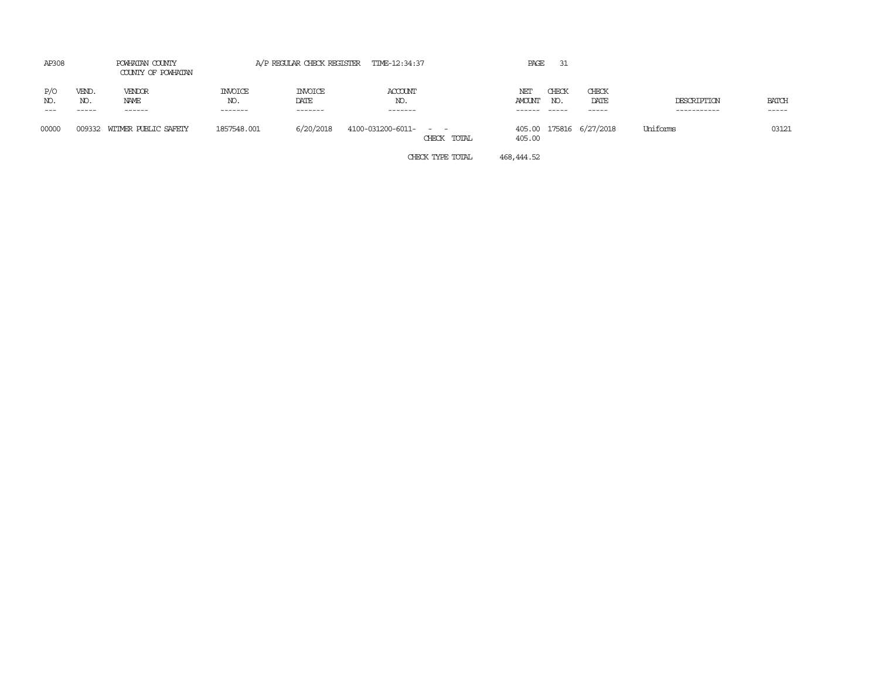AP308 POWHATAN COUNTY A/P REGULAR CHECK REGISTER TIME-12:34:37

COUNTY OF POWHATAN

| P/O NO. | VEND. NO. | VENDOR NAME | INVOICE NO. | INVOICE DATE | ACCOUNT NO. | | NET AMOUNT | CHECK NO. | CHECK DATE | DESCRIPTION | BATCH |
|---|---|---|---|---|---|---|---|---|---|---|---|
| 00000 | 009332 | WITMER PUBLIC SAFETY | 1857548.001 | 6/20/2018 | 4100-031200-6011- - - | | 405.00 | 175816 | 6/27/2018 | Uniforms | 03121 |
| | | | | | | CHECK TOTAL | 405.00 | | | | |
| | | | | | | CHECK TYPE TOTAL | 468,444.52 | | | | |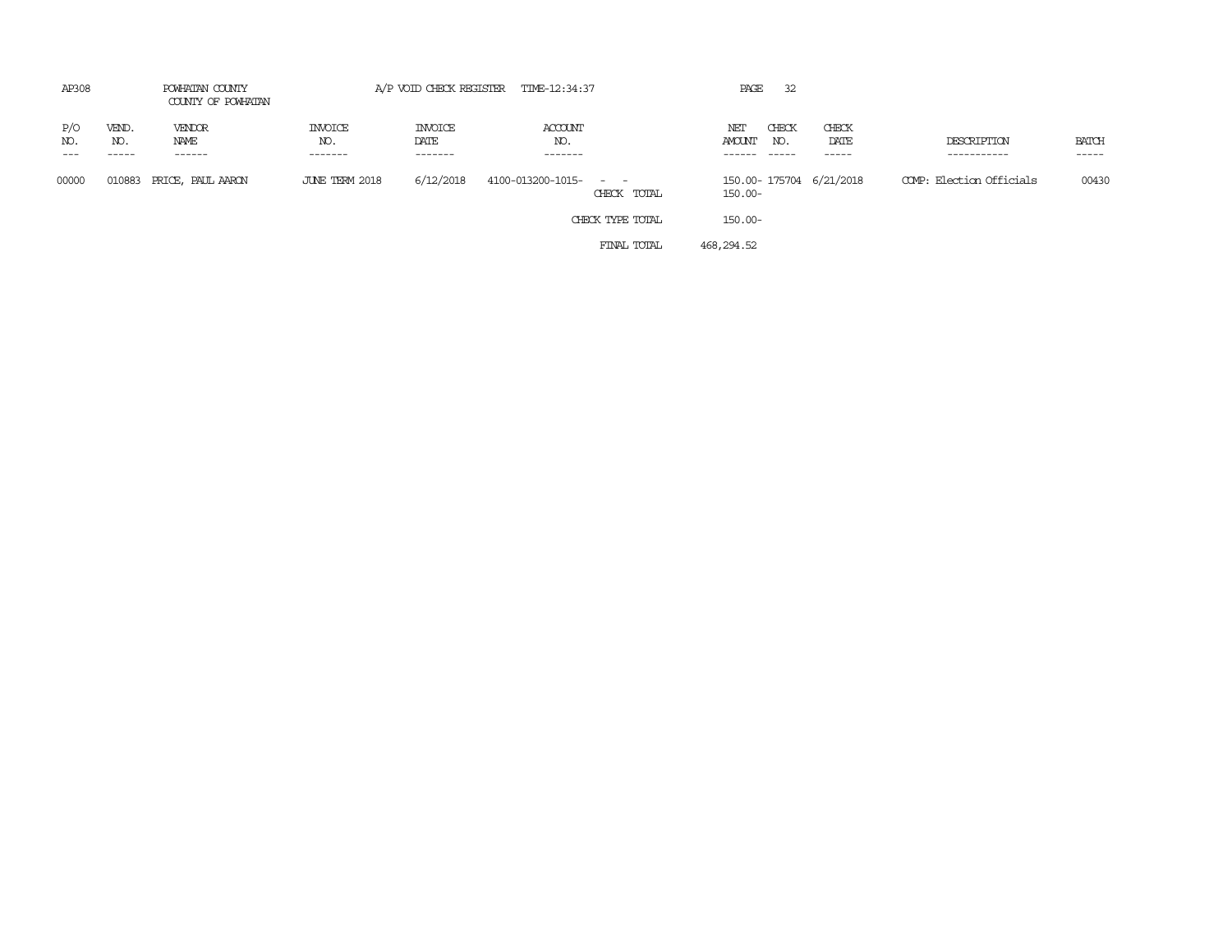AP308 POWHATAN COUNTY A/P VOID CHECK REGISTER TIME-12:34:37

COUNTY OF POWHATAN

| P/O NO. | VEND. NO. | VENDOR NAME | INVOICE NO. | INVOICE DATE | ACCOUNT NO. | | NET AMOUNT | CHECK NO. | CHECK DATE | DESCRIPTION | BATCH |
|---|---|---|---|---|---|---|---|---|---|---|---|
| 00000 | 010883 | PRICE, PAUL AARON | JUNE TERM 2018 | 6/12/2018 | 4100-013200-1015- - - | | 150.00- | 175704 | 6/21/2018 | COMP: Election Officials | 00430 |
| | | | | | | CHECK TOTAL | 150.00- | | | | |
| | | | | | | CHECK TYPE TOTAL | 150.00- | | | | |
| | | | | | | FINAL TOTAL | 468,294.52 | | | | |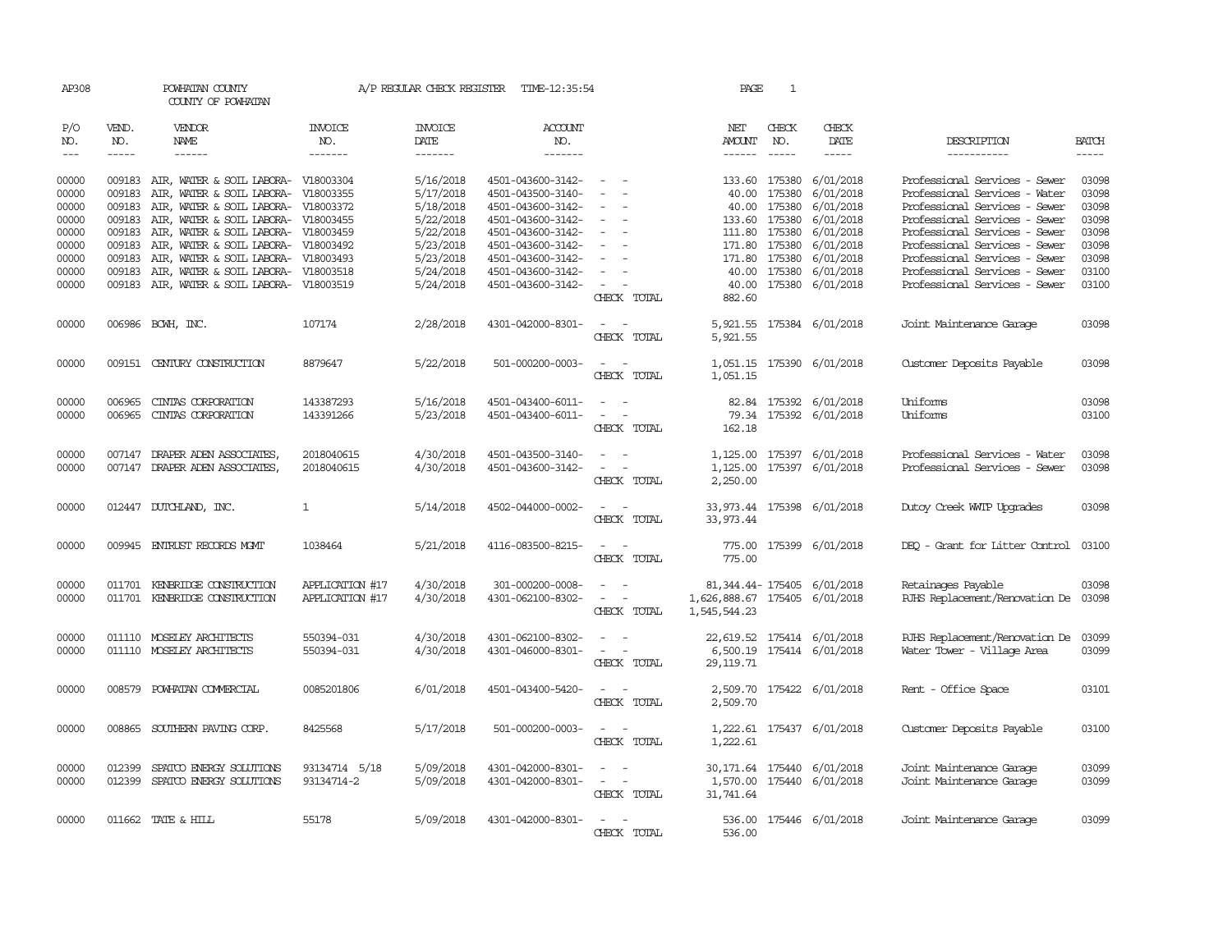AP308 POWHATAN COUNTY A/P REGULAR CHECK REGISTER TIME-12:35:54 PAGE 1

COUNTY OF POWHATAN

| P/O NO. | VEND. NO. | VENDOR NAME | INVOICE NO. | INVOICE DATE | ACCOUNT NO. | | NET AMOUNT | CHECK NO. | CHECK DATE | DESCRIPTION | BATCH |
|---|---|---|---|---|---|---|---|---|---|---|---|
| 00000 | 009183 | AIR, WATER & SOIL LABORA- | V18003304 | 5/16/2018 | 4501-043600-3142- | - - | 133.60 | 175380 | 6/01/2018 | Professional Services - Sewer | 03098 |
| 00000 | 009183 | AIR, WATER & SOIL LABORA- | V18003355 | 5/17/2018 | 4501-043500-3140- | - - | 40.00 | 175380 | 6/01/2018 | Professional Services - Water | 03098 |
| 00000 | 009183 | AIR, WATER & SOIL LABORA- | V18003372 | 5/18/2018 | 4501-043600-3142- | - - | 40.00 | 175380 | 6/01/2018 | Professional Services - Sewer | 03098 |
| 00000 | 009183 | AIR, WATER & SOIL LABORA- | V18003455 | 5/22/2018 | 4501-043600-3142- | - - | 133.60 | 175380 | 6/01/2018 | Professional Services - Sewer | 03098 |
| 00000 | 009183 | AIR, WATER & SOIL LABORA- | V18003459 | 5/22/2018 | 4501-043600-3142- | - - | 111.80 | 175380 | 6/01/2018 | Professional Services - Sewer | 03098 |
| 00000 | 009183 | AIR, WATER & SOIL LABORA- | V18003492 | 5/23/2018 | 4501-043600-3142- | - - | 171.80 | 175380 | 6/01/2018 | Professional Services - Sewer | 03098 |
| 00000 | 009183 | AIR, WATER & SOIL LABORA- | V18003493 | 5/23/2018 | 4501-043600-3142- | - - | 171.80 | 175380 | 6/01/2018 | Professional Services - Sewer | 03098 |
| 00000 | 009183 | AIR, WATER & SOIL LABORA- | V18003518 | 5/24/2018 | 4501-043600-3142- | - - | 40.00 | 175380 | 6/01/2018 | Professional Services - Sewer | 03100 |
| 00000 | 009183 | AIR, WATER & SOIL LABORA- | V18003519 | 5/24/2018 | 4501-043600-3142- | - - | 40.00 | 175380 | 6/01/2018 | Professional Services - Sewer | 03100 |
| | | | | | | CHECK TOTAL | 882.60 | | | | |
| 00000 | 006986 | BCWH, INC. | 107174 | 2/28/2018 | 4301-042000-8301- | - - | 5,921.55 | 175384 | 6/01/2018 | Joint Maintenance Garage | 03098 |
| | | | | | | CHECK TOTAL | 5,921.55 | | | | |
| 00000 | 009151 | CENTURY CONSTRUCTION | 8879647 | 5/22/2018 | 501-000200-0003- | - - | 1,051.15 | 175390 | 6/01/2018 | Customer Deposits Payable | 03098 |
| | | | | | | CHECK TOTAL | 1,051.15 | | | | |
| 00000 | 006965 | CINTAS CORPORATION | 143387293 | 5/16/2018 | 4501-043400-6011- | - - | 82.84 | 175392 | 6/01/2018 | Uniforms | 03098 |
| 00000 | 006965 | CINTAS CORPORATION | 143391266 | 5/23/2018 | 4501-043400-6011- | - - | 79.34 | 175392 | 6/01/2018 | Uniforms | 03100 |
| | | | | | | CHECK TOTAL | 162.18 | | | | |
| 00000 | 007147 | DRAPER ADEN ASSOCIATES, | 2018040615 | 4/30/2018 | 4501-043500-3140- | - - | 1,125.00 | 175397 | 6/01/2018 | Professional Services - Water | 03098 |
| 00000 | 007147 | DRAPER ADEN ASSOCIATES, | 2018040615 | 4/30/2018 | 4501-043600-3142- | - - | 1,125.00 | 175397 | 6/01/2018 | Professional Services - Sewer | 03098 |
| | | | | | | CHECK TOTAL | 2,250.00 | | | | |
| 00000 | 012447 | DUTCHLAND, INC. | 1 | 5/14/2018 | 4502-044000-0002- | - - | 33,973.44 | 175398 | 6/01/2018 | Dutoy Creek WWTP Upgrades | 03098 |
| | | | | | | CHECK TOTAL | 33,973.44 | | | | |
| 00000 | 009945 | ENTRUST RECORDS MGMT | 1038464 | 5/21/2018 | 4116-083500-8215- | - - | 775.00 | 175399 | 6/01/2018 | DEQ - Grant for Litter Control | 03100 |
| | | | | | | CHECK TOTAL | 775.00 | | | | |
| 00000 | 011701 | KENBRIDGE CONSTRUCTION | APPLICATION #17 | 4/30/2018 | 301-000200-0008- | - - | 81,344.44- | 175405 | 6/01/2018 | Retainages Payable | 03098 |
| 00000 | 011701 | KENBRIDGE CONSTRUCTION | APPLICATION #17 | 4/30/2018 | 4301-062100-8302- | - - | 1,626,888.67 | 175405 | 6/01/2018 | PJHS Replacement/Renovation De | 03098 |
| | | | | | | CHECK TOTAL | 1,545,544.23 | | | | |
| 00000 | 011110 | MOSELEY ARCHITECTS | 550394-031 | 4/30/2018 | 4301-062100-8302- | - - | 22,619.52 | 175414 | 6/01/2018 | PJHS Replacement/Renovation De | 03099 |
| 00000 | 011110 | MOSELEY ARCHITECTS | 550394-031 | 4/30/2018 | 4301-046000-8301- | - - | 6,500.19 | 175414 | 6/01/2018 | Water Tower - Village Area | 03099 |
| | | | | | | CHECK TOTAL | 29,119.71 | | | | |
| 00000 | 008579 | POWHATAN COMMERCIAL | 0085201806 | 6/01/2018 | 4501-043400-5420- | - - | 2,509.70 | 175422 | 6/01/2018 | Rent - Office Space | 03101 |
| | | | | | | CHECK TOTAL | 2,509.70 | | | | |
| 00000 | 008865 | SOUTHERN PAVING CORP. | 8425568 | 5/17/2018 | 501-000200-0003- | - - | 1,222.61 | 175437 | 6/01/2018 | Customer Deposits Payable | 03100 |
| | | | | | | CHECK TOTAL | 1,222.61 | | | | |
| 00000 | 012399 | SPATCO ENERGY SOLUTIONS | 93134714 5/18 | 5/09/2018 | 4301-042000-8301- | - - | 30,171.64 | 175440 | 6/01/2018 | Joint Maintenance Garage | 03099 |
| 00000 | 012399 | SPATCO ENERGY SOLUTIONS | 93134714-2 | 5/09/2018 | 4301-042000-8301- | - - | 1,570.00 | 175440 | 6/01/2018 | Joint Maintenance Garage | 03099 |
| | | | | | | CHECK TOTAL | 31,741.64 | | | | |
| 00000 | 011662 | TATE & HILL | 55178 | 5/09/2018 | 4301-042000-8301- | - - | 536.00 | 175446 | 6/01/2018 | Joint Maintenance Garage | 03099 |
| | | | | | | CHECK TOTAL | 536.00 | | | | |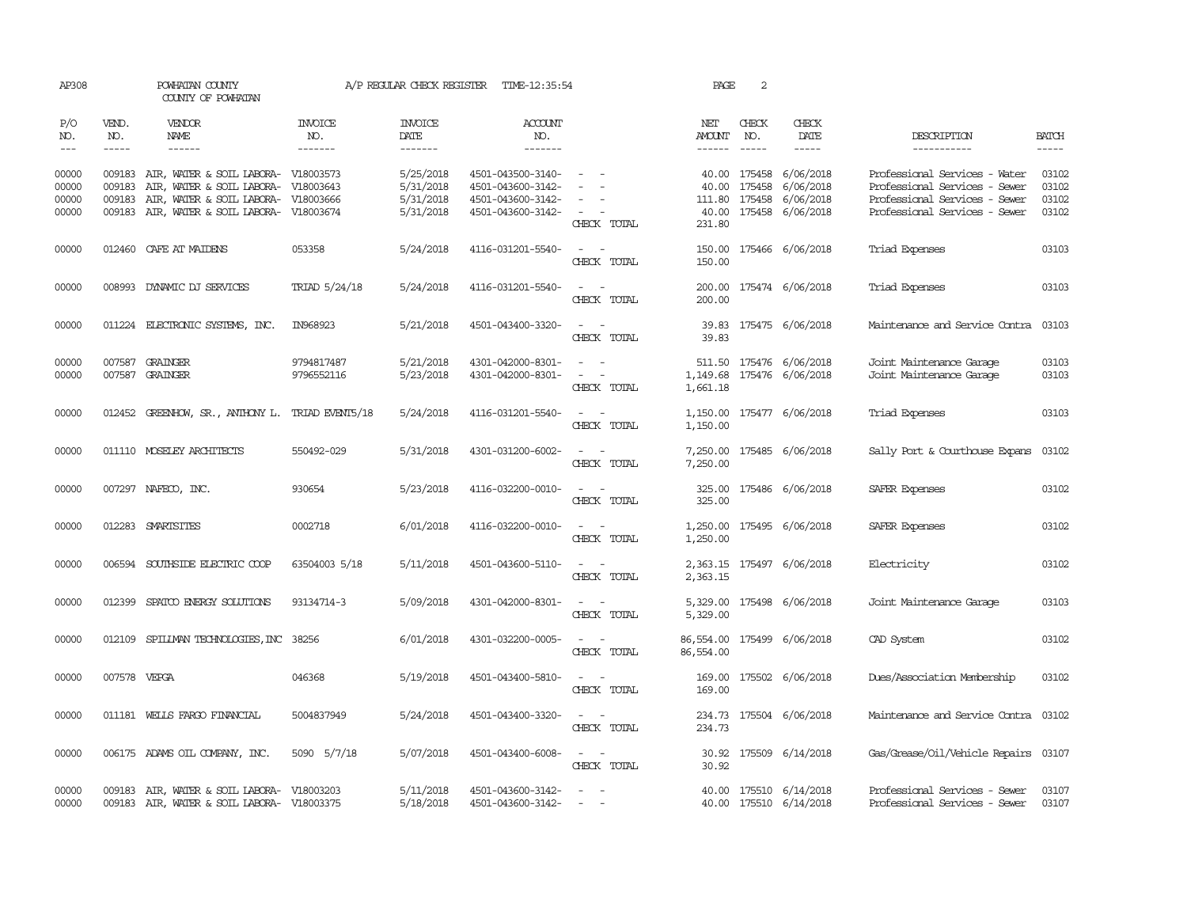AP308 POWHATAN COUNTY A/P REGULAR CHECK REGISTER TIME-12:35:54 PAGE 2

COUNTY OF POWHATAN

| P/O NO. | VEND. NO. | VENDOR NAME | INVOICE NO. | INVOICE DATE | ACCOUNT NO. | | NET AMOUNT | CHECK NO. | CHECK DATE | DESCRIPTION | BATCH |
|---|---|---|---|---|---|---|---|---|---|---|---|
| --- | ----- | ------ | ------- | ------- | ------- | | ------ | ----- | ----- | ----------- | ----- |
| 00000 | 009183 | AIR, WATER & SOIL LABORA- | V18003573 | 5/25/2018 | 4501-043500-3140- | - - | 40.00 | 175458 | 6/06/2018 | Professional Services - Water | 03102 |
| 00000 | 009183 | AIR, WATER & SOIL LABORA- | V18003643 | 5/31/2018 | 4501-043600-3142- | - - | 40.00 | 175458 | 6/06/2018 | Professional Services - Sewer | 03102 |
| 00000 | 009183 | AIR, WATER & SOIL LABORA- | V18003666 | 5/31/2018 | 4501-043600-3142- | - - | 111.80 | 175458 | 6/06/2018 | Professional Services - Sewer | 03102 |
| 00000 | 009183 | AIR, WATER & SOIL LABORA- | V18003674 | 5/31/2018 | 4501-043600-3142- | - - | 40.00 | 175458 | 6/06/2018 | Professional Services - Sewer | 03102 |
| | | | | | | CHECK TOTAL | 231.80 | | | | |
| 00000 | 012460 | CAFE AT MAIDENS | 053358 | 5/24/2018 | 4116-031201-5540- | - - | 150.00 | 175466 | 6/06/2018 | Triad Expenses | 03103 |
| | | | | | | CHECK TOTAL | 150.00 | | | | |
| 00000 | 008993 | DYNAMIC DJ SERVICES | TRIAD 5/24/18 | 5/24/2018 | 4116-031201-5540- | - - | 200.00 | 175474 | 6/06/2018 | Triad Expenses | 03103 |
| | | | | | | CHECK TOTAL | 200.00 | | | | |
| 00000 | 011224 | ELECTRONIC SYSTEMS, INC. | IN968923 | 5/21/2018 | 4501-043400-3320- | - - | 39.83 | 175475 | 6/06/2018 | Maintenance and Service Contra | 03103 |
| | | | | | | CHECK TOTAL | 39.83 | | | | |
| 00000 | 007587 | GRAINGER | 9794817487 | 5/21/2018 | 4301-042000-8301- | - - | 511.50 | 175476 | 6/06/2018 | Joint Maintenance Garage | 03103 |
| 00000 | 007587 | GRAINGER | 9796552116 | 5/23/2018 | 4301-042000-8301- | - - | 1,149.68 | 175476 | 6/06/2018 | Joint Maintenance Garage | 03103 |
| | | | | | | CHECK TOTAL | 1,661.18 | | | | |
| 00000 | 012452 | GREENHOW, SR., ANTHONY L. | TRIAD EVENT5/18 | 5/24/2018 | 4116-031201-5540- | - - | 1,150.00 | 175477 | 6/06/2018 | Triad Expenses | 03103 |
| | | | | | | CHECK TOTAL | 1,150.00 | | | | |
| 00000 | 011110 | MOSELEY ARCHITECTS | 550492-029 | 5/31/2018 | 4301-031200-6002- | - - | 7,250.00 | 175485 | 6/06/2018 | Sally Port & Courthouse Expans | 03102 |
| | | | | | | CHECK TOTAL | 7,250.00 | | | | |
| 00000 | 007297 | NAFECO, INC. | 930654 | 5/23/2018 | 4116-032200-0010- | - - | 325.00 | 175486 | 6/06/2018 | SAFER Expenses | 03102 |
| | | | | | | CHECK TOTAL | 325.00 | | | | |
| 00000 | 012283 | SMARTSITES | 0002718 | 6/01/2018 | 4116-032200-0010- | - - | 1,250.00 | 175495 | 6/06/2018 | SAFER Expenses | 03102 |
| | | | | | | CHECK TOTAL | 1,250.00 | | | | |
| 00000 | 006594 | SOUTHSIDE ELECTRIC COOP | 63504003 5/18 | 5/11/2018 | 4501-043600-5110- | - - | 2,363.15 | 175497 | 6/06/2018 | Electricity | 03102 |
| | | | | | | CHECK TOTAL | 2,363.15 | | | | |
| 00000 | 012399 | SPATCO ENERGY SOLUTIONS | 93134714-3 | 5/09/2018 | 4301-042000-8301- | - - | 5,329.00 | 175498 | 6/06/2018 | Joint Maintenance Garage | 03103 |
| | | | | | | CHECK TOTAL | 5,329.00 | | | | |
| 00000 | 012109 | SPILLMAN TECHNOLOGIES,INC | 38256 | 6/01/2018 | 4301-032200-0005- | - - | 86,554.00 | 175499 | 6/06/2018 | CAD System | 03102 |
| | | | | | | CHECK TOTAL | 86,554.00 | | | | |
| 00000 | 007578 | VEPGA | 046368 | 5/19/2018 | 4501-043400-5810- | - - | 169.00 | 175502 | 6/06/2018 | Dues/Association Membership | 03102 |
| | | | | | | CHECK TOTAL | 169.00 | | | | |
| 00000 | 011181 | WELLS FARGO FINANCIAL | 5004837949 | 5/24/2018 | 4501-043400-3320- | - - | 234.73 | 175504 | 6/06/2018 | Maintenance and Service Contra | 03102 |
| | | | | | | CHECK TOTAL | 234.73 | | | | |
| 00000 | 006175 | ADAMS OIL COMPANY, INC. | 5090 5/7/18 | 5/07/2018 | 4501-043400-6008- | - - | 30.92 | 175509 | 6/14/2018 | Gas/Grease/Oil/Vehicle Repairs | 03107 |
| | | | | | | CHECK TOTAL | 30.92 | | | | |
| 00000 | 009183 | AIR, WATER & SOIL LABORA- | V18003203 | 5/11/2018 | 4501-043600-3142- | - - | 40.00 | 175510 | 6/14/2018 | Professional Services - Sewer | 03107 |
| 00000 | 009183 | AIR, WATER & SOIL LABORA- | V18003375 | 5/18/2018 | 4501-043600-3142- | - - | 40.00 | 175510 | 6/14/2018 | Professional Services - Sewer | 03107 |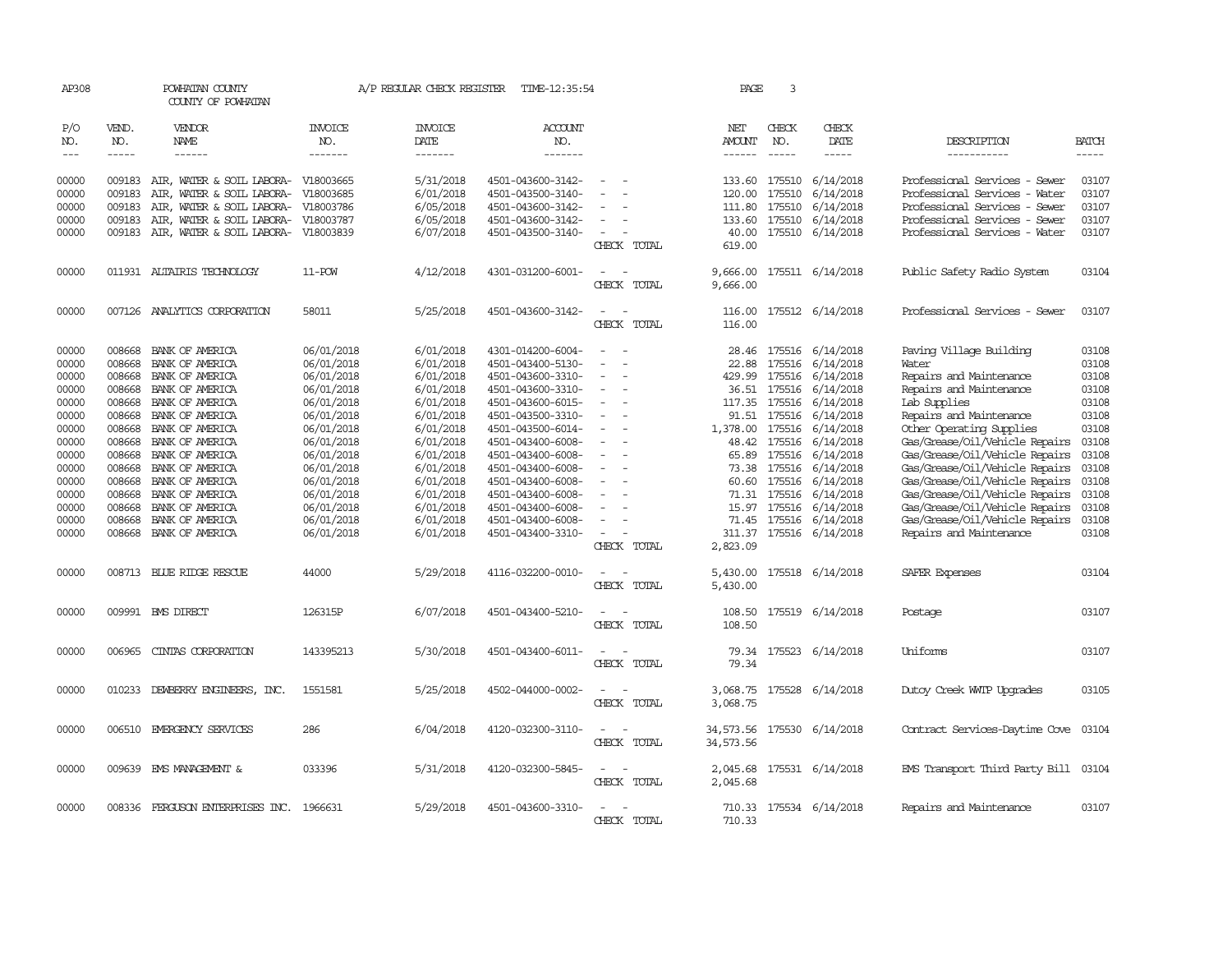AP308 POWHATAN COUNTY A/P REGULAR CHECK REGISTER TIME-12:35:54 PAGE 3

COUNTY OF POWHATAN

| P/O NO. | VEND. NO. | VENDOR NAME | INVOICE NO. | INVOICE DATE | ACCOUNT NO. | | NET AMOUNT | CHECK NO. | CHECK DATE | DESCRIPTION | BATCH |
|---|---|---|---|---|---|---|---|---|---|---|---|
| --- | ----- | ------ | ------- | ------- | ------- | | ------ | ----- | ----- | ----------- | ----- |
| 00000 | 009183 | AIR, WATER & SOIL LABORA- | V18003665 | 5/31/2018 | 4501-043600-3142- | - - | 133.60 | 175510 | 6/14/2018 | Professional Services - Sewer | 03107 |
| 00000 | 009183 | AIR, WATER & SOIL LABORA- | V18003685 | 6/01/2018 | 4501-043500-3140- | - - | 120.00 | 175510 | 6/14/2018 | Professional Services - Water | 03107 |
| 00000 | 009183 | AIR, WATER & SOIL LABORA- | V18003786 | 6/05/2018 | 4501-043600-3142- | - - | 111.80 | 175510 | 6/14/2018 | Professional Services - Sewer | 03107 |
| 00000 | 009183 | AIR, WATER & SOIL LABORA- | V18003787 | 6/05/2018 | 4501-043600-3142- | - - | 133.60 | 175510 | 6/14/2018 | Professional Services - Sewer | 03107 |
| 00000 | 009183 | AIR, WATER & SOIL LABORA- | V18003839 | 6/07/2018 | 4501-043500-3140- | - - | 40.00 | 175510 | 6/14/2018 | Professional Services - Water | 03107 |
| | | | | | | CHECK TOTAL | 619.00 | | | | |
| 00000 | 011931 | ALTAIRIS TECHNOLOGY | 11-POW | 4/12/2018 | 4301-031200-6001- | - - | 9,666.00 | 175511 | 6/14/2018 | Public Safety Radio System | 03104 |
| | | | | | | CHECK TOTAL | 9,666.00 | | | | |
| 00000 | 007126 | ANALYTICS CORPORATION | 58011 | 5/25/2018 | 4501-043600-3142- | - - | 116.00 | 175512 | 6/14/2018 | Professional Services - Sewer | 03107 |
| | | | | | | CHECK TOTAL | 116.00 | | | | |
| 00000 | 008668 | BANK OF AMERICA | 06/01/2018 | 6/01/2018 | 4301-014200-6004- | - - | 28.46 | 175516 | 6/14/2018 | Paving Village Building | 03108 |
| 00000 | 008668 | BANK OF AMERICA | 06/01/2018 | 6/01/2018 | 4501-043400-5130- | - - | 22.88 | 175516 | 6/14/2018 | Water | 03108 |
| 00000 | 008668 | BANK OF AMERICA | 06/01/2018 | 6/01/2018 | 4501-043600-3310- | - - | 429.99 | 175516 | 6/14/2018 | Repairs and Maintenance | 03108 |
| 00000 | 008668 | BANK OF AMERICA | 06/01/2018 | 6/01/2018 | 4501-043600-3310- | - - | 36.51 | 175516 | 6/14/2018 | Repairs and Maintenance | 03108 |
| 00000 | 008668 | BANK OF AMERICA | 06/01/2018 | 6/01/2018 | 4501-043600-6015- | - - | 117.35 | 175516 | 6/14/2018 | Lab Supplies | 03108 |
| 00000 | 008668 | BANK OF AMERICA | 06/01/2018 | 6/01/2018 | 4501-043500-3310- | - - | 91.51 | 175516 | 6/14/2018 | Repairs and Maintenance | 03108 |
| 00000 | 008668 | BANK OF AMERICA | 06/01/2018 | 6/01/2018 | 4501-043500-6014- | - - | 1,378.00 | 175516 | 6/14/2018 | Other Operating Supplies | 03108 |
| 00000 | 008668 | BANK OF AMERICA | 06/01/2018 | 6/01/2018 | 4501-043400-6008- | - - | 48.42 | 175516 | 6/14/2018 | Gas/Grease/Oil/Vehicle Repairs | 03108 |
| 00000 | 008668 | BANK OF AMERICA | 06/01/2018 | 6/01/2018 | 4501-043400-6008- | - - | 65.89 | 175516 | 6/14/2018 | Gas/Grease/Oil/Vehicle Repairs | 03108 |
| 00000 | 008668 | BANK OF AMERICA | 06/01/2018 | 6/01/2018 | 4501-043400-6008- | - - | 73.38 | 175516 | 6/14/2018 | Gas/Grease/Oil/Vehicle Repairs | 03108 |
| 00000 | 008668 | BANK OF AMERICA | 06/01/2018 | 6/01/2018 | 4501-043400-6008- | - - | 60.60 | 175516 | 6/14/2018 | Gas/Grease/Oil/Vehicle Repairs | 03108 |
| 00000 | 008668 | BANK OF AMERICA | 06/01/2018 | 6/01/2018 | 4501-043400-6008- | - - | 71.31 | 175516 | 6/14/2018 | Gas/Grease/Oil/Vehicle Repairs | 03108 |
| 00000 | 008668 | BANK OF AMERICA | 06/01/2018 | 6/01/2018 | 4501-043400-6008- | - - | 15.97 | 175516 | 6/14/2018 | Gas/Grease/Oil/Vehicle Repairs | 03108 |
| 00000 | 008668 | BANK OF AMERICA | 06/01/2018 | 6/01/2018 | 4501-043400-6008- | - - | 71.45 | 175516 | 6/14/2018 | Gas/Grease/Oil/Vehicle Repairs | 03108 |
| 00000 | 008668 | BANK OF AMERICA | 06/01/2018 | 6/01/2018 | 4501-043400-3310- | - - | 311.37 | 175516 | 6/14/2018 | Repairs and Maintenance | 03108 |
| | | | | | | CHECK TOTAL | 2,823.09 | | | | |
| 00000 | 008713 | BLUE RIDGE RESCUE | 44000 | 5/29/2018 | 4116-032200-0010- | - - | 5,430.00 | 175518 | 6/14/2018 | SAFER Expenses | 03104 |
| | | | | | | CHECK TOTAL | 5,430.00 | | | | |
| 00000 | 009991 | BMS DIRECT | 126315P | 6/07/2018 | 4501-043400-5210- | - - | 108.50 | 175519 | 6/14/2018 | Postage | 03107 |
| | | | | | | CHECK TOTAL | 108.50 | | | | |
| 00000 | 006965 | CINTAS CORPORATION | 143395213 | 5/30/2018 | 4501-043400-6011- | - - | 79.34 | 175523 | 6/14/2018 | Uniforms | 03107 |
| | | | | | | CHECK TOTAL | 79.34 | | | | |
| 00000 | 010233 | DEWBERRY ENGINEERS, INC. | 1551581 | 5/25/2018 | 4502-044000-0002- | - - | 3,068.75 | 175528 | 6/14/2018 | Dutoy Creek WWTP Upgrades | 03105 |
| | | | | | | CHECK TOTAL | 3,068.75 | | | | |
| 00000 | 006510 | EMERGENCY SERVICES | 286 | 6/04/2018 | 4120-032300-3110- | - - | 34,573.56 | 175530 | 6/14/2018 | Contract Services-Daytime Cove | 03104 |
| | | | | | | CHECK TOTAL | 34,573.56 | | | | |
| 00000 | 009639 | EMS MANAGEMENT & | 033396 | 5/31/2018 | 4120-032300-5845- | - - | 2,045.68 | 175531 | 6/14/2018 | EMS Transport Third Party Bill | 03104 |
| | | | | | | CHECK TOTAL | 2,045.68 | | | | |
| 00000 | 008336 | FERGUSON ENTERPRISES INC. | 1966631 | 5/29/2018 | 4501-043600-3310- | - - | 710.33 | 175534 | 6/14/2018 | Repairs and Maintenance | 03107 |
| | | | | | | CHECK TOTAL | 710.33 | | | | |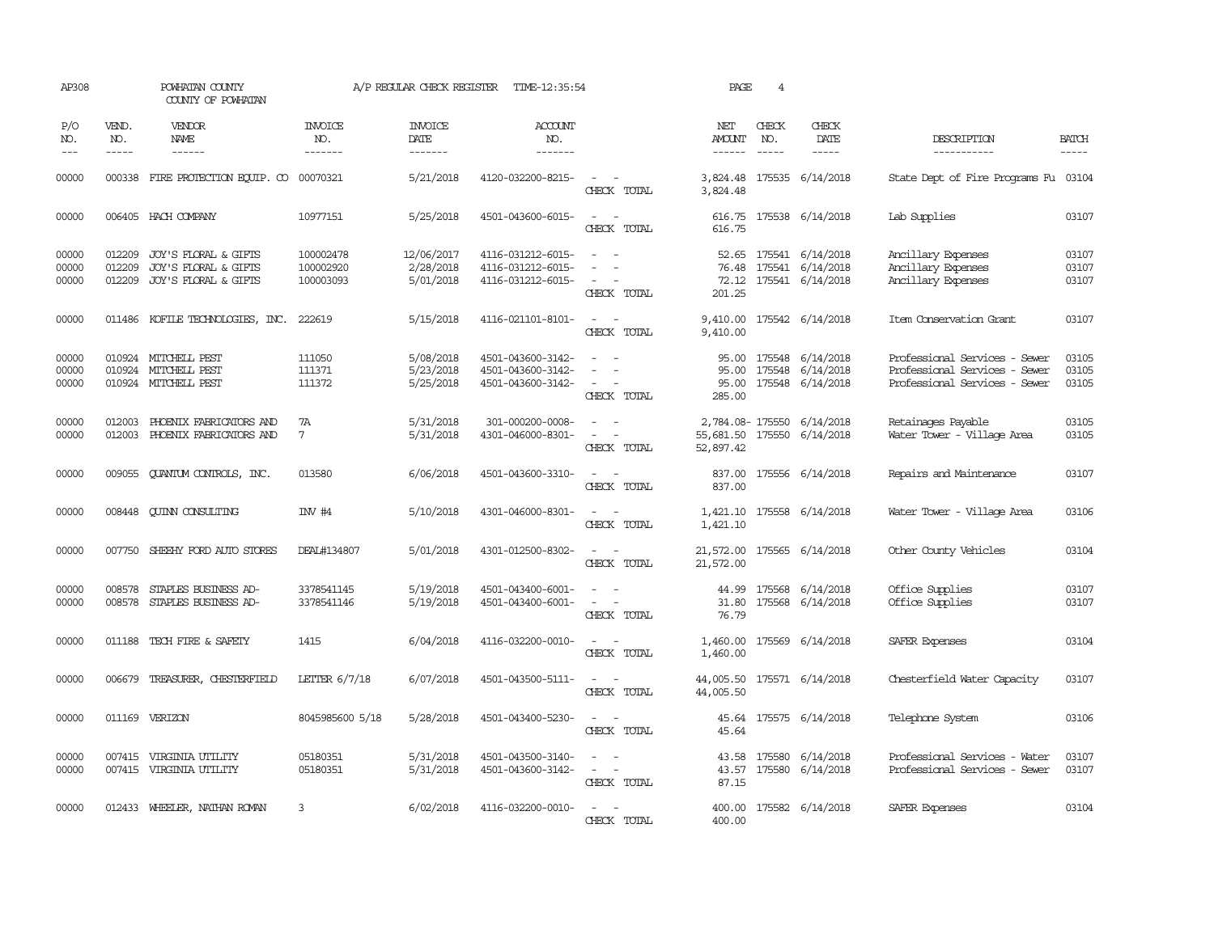AP308 POWHATAN COUNTY A/P REGULAR CHECK REGISTER TIME-12:35:54 PAGE 4

COUNTY OF POWHATAN

| P/O NO. | VEND. NO. | VENDOR NAME | INVOICE NO. | INVOICE DATE | ACCOUNT NO. | | NET AMOUNT | CHECK NO. | CHECK DATE | DESCRIPTION | BATCH |
|---|---|---|---|---|---|---|---|---|---|---|---|
| 00000 | 000338 | FIRE PROTECTION EQUIP. CO | 00070321 | 5/21/2018 | 4120-032200-8215- | - - | 3,824.48 | 175535 | 6/14/2018 | State Dept of Fire Programs Fu | 03104 |
| | | | | | | CHECK TOTAL | 3,824.48 | | | | |
| 00000 | 006405 | HACH COMPANY | 10977151 | 5/25/2018 | 4501-043600-6015- | - - | 616.75 | 175538 | 6/14/2018 | Lab Supplies | 03107 |
| | | | | | | CHECK TOTAL | 616.75 | | | | |
| 00000 | 012209 | JOY'S FLORAL & GIFTS | 100002478 | 12/06/2017 | 4116-031212-6015- | - - | 52.65 | 175541 | 6/14/2018 | Ancillary Expenses | 03107 |
| 00000 | 012209 | JOY'S FLORAL & GIFTS | 100002920 | 2/28/2018 | 4116-031212-6015- | - - | 76.48 | 175541 | 6/14/2018 | Ancillary Expenses | 03107 |
| 00000 | 012209 | JOY'S FLORAL & GIFTS | 100003093 | 5/01/2018 | 4116-031212-6015- | - - | 72.12 | 175541 | 6/14/2018 | Ancillary Expenses | 03107 |
| | | | | | | CHECK TOTAL | 201.25 | | | | |
| 00000 | 011486 | KOFILE TECHNOLOGIES, INC. | 222619 | 5/15/2018 | 4116-021101-8101- | - - | 9,410.00 | 175542 | 6/14/2018 | Item Conservation Grant | 03107 |
| | | | | | | CHECK TOTAL | 9,410.00 | | | | |
| 00000 | 010924 | MITCHELL PEST | 111050 | 5/08/2018 | 4501-043600-3142- | - - | 95.00 | 175548 | 6/14/2018 | Professional Services - Sewer | 03105 |
| 00000 | 010924 | MITCHELL PEST | 111371 | 5/23/2018 | 4501-043600-3142- | - - | 95.00 | 175548 | 6/14/2018 | Professional Services - Sewer | 03105 |
| 00000 | 010924 | MITCHELL PEST | 111372 | 5/25/2018 | 4501-043600-3142- | - - | 95.00 | 175548 | 6/14/2018 | Professional Services - Sewer | 03105 |
| | | | | | | CHECK TOTAL | 285.00 | | | | |
| 00000 | 012003 | PHOENIX FABRICATORS AND | 7A | 5/31/2018 | 301-000200-0008- | - - | 2,784.08- | 175550 | 6/14/2018 | Retainages Payable | 03105 |
| 00000 | 012003 | PHOENIX FABRICATORS AND | 7 | 5/31/2018 | 4301-046000-8301- | - - | 55,681.50 | 175550 | 6/14/2018 | Water Tower - Village Area | 03105 |
| | | | | | | CHECK TOTAL | 52,897.42 | | | | |
| 00000 | 009055 | QUANTUM CONTROLS, INC. | 013580 | 6/06/2018 | 4501-043600-3310- | - - | 837.00 | 175556 | 6/14/2018 | Repairs and Maintenance | 03107 |
| | | | | | | CHECK TOTAL | 837.00 | | | | |
| 00000 | 008448 | QUINN CONSULTING | INV #4 | 5/10/2018 | 4301-046000-8301- | - - | 1,421.10 | 175558 | 6/14/2018 | Water Tower - Village Area | 03106 |
| | | | | | | CHECK TOTAL | 1,421.10 | | | | |
| 00000 | 007750 | SHEEHY FORD AUTO STORES | DEAL#134807 | 5/01/2018 | 4301-012500-8302- | - - | 21,572.00 | 175565 | 6/14/2018 | Other County Vehicles | 03104 |
| | | | | | | CHECK TOTAL | 21,572.00 | | | | |
| 00000 | 008578 | STAPLES BUSINESS AD- | 3378541145 | 5/19/2018 | 4501-043400-6001- | - - | 44.99 | 175568 | 6/14/2018 | Office Supplies | 03107 |
| 00000 | 008578 | STAPLES BUSINESS AD- | 3378541146 | 5/19/2018 | 4501-043400-6001- | - - | 31.80 | 175568 | 6/14/2018 | Office Supplies | 03107 |
| | | | | | | CHECK TOTAL | 76.79 | | | | |
| 00000 | 011188 | TECH FIRE & SAFETY | 1415 | 6/04/2018 | 4116-032200-0010- | - - | 1,460.00 | 175569 | 6/14/2018 | SAFER Expenses | 03104 |
| | | | | | | CHECK TOTAL | 1,460.00 | | | | |
| 00000 | 006679 | TREASURER, CHESTERFIELD | LETTER 6/7/18 | 6/07/2018 | 4501-043500-5111- | - - | 44,005.50 | 175571 | 6/14/2018 | Chesterfield Water Capacity | 03107 |
| | | | | | | CHECK TOTAL | 44,005.50 | | | | |
| 00000 | 011169 | VERIZON | 8045985600 5/18 | 5/28/2018 | 4501-043400-5230- | - - | 45.64 | 175575 | 6/14/2018 | Telephone System | 03106 |
| | | | | | | CHECK TOTAL | 45.64 | | | | |
| 00000 | 007415 | VIRGINIA UTILITY | 05180351 | 5/31/2018 | 4501-043500-3140- | - - | 43.58 | 175580 | 6/14/2018 | Professional Services - Water | 03107 |
| 00000 | 007415 | VIRGINIA UTILITY | 05180351 | 5/31/2018 | 4501-043600-3142- | - - | 43.57 | 175580 | 6/14/2018 | Professional Services - Sewer | 03107 |
| | | | | | | CHECK TOTAL | 87.15 | | | | |
| 00000 | 012433 | WHEELER, NATHAN ROMAN | 3 | 6/02/2018 | 4116-032200-0010- | - - | 400.00 | 175582 | 6/14/2018 | SAFER Expenses | 03104 |
| | | | | | | CHECK TOTAL | 400.00 | | | | |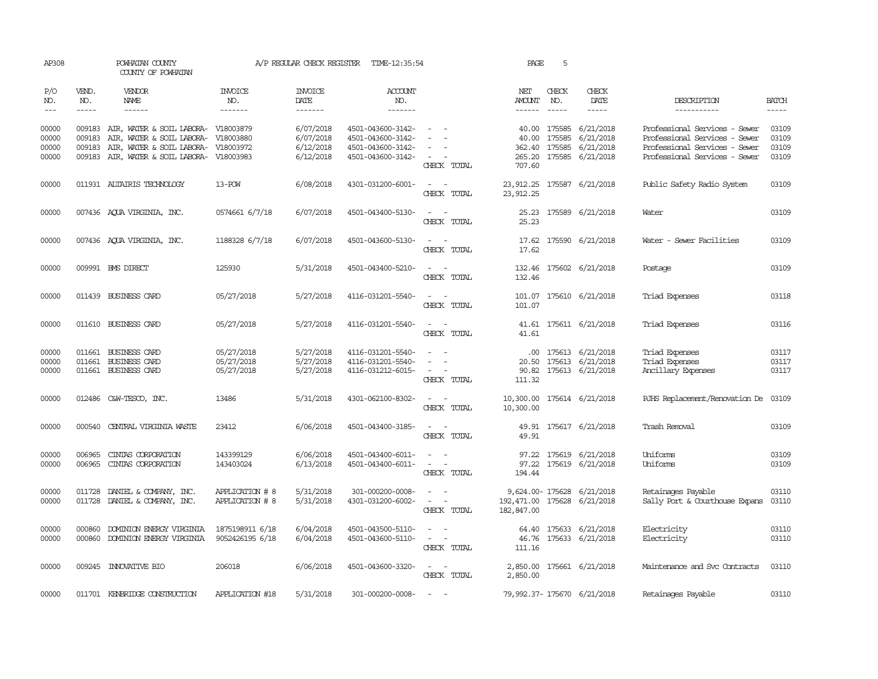AP308 POWHATAN COUNTY A/P REGULAR CHECK REGISTER TIME-12:35:54 PAGE 5

COUNTY OF POWHATAN

| P/O NO. | VEND. NO. | VENDOR NAME | INVOICE NO. | INVOICE DATE | ACCOUNT NO. | | NET AMOUNT | CHECK NO. | CHECK DATE | DESCRIPTION | BATCH |
|---|---|---|---|---|---|---|---|---|---|---|---|
| --- | ----- | ------ | ------- | ------- | ------- | | ------ | ----- | ----- | ----------- | ----- |
| 00000 | 009183 | AIR, WATER & SOIL LABORA- | V18003879 | 6/07/2018 | 4501-043600-3142- | - - | 40.00 | 175585 | 6/21/2018 | Professional Services - Sewer | 03109 |
| 00000 | 009183 | AIR, WATER & SOIL LABORA- | V18003880 | 6/07/2018 | 4501-043600-3142- | - - | 40.00 | 175585 | 6/21/2018 | Professional Services - Sewer | 03109 |
| 00000 | 009183 | AIR, WATER & SOIL LABORA- | V18003972 | 6/12/2018 | 4501-043600-3142- | - - | 362.40 | 175585 | 6/21/2018 | Professional Services - Sewer | 03109 |
| 00000 | 009183 | AIR, WATER & SOIL LABORA- | V18003983 | 6/12/2018 | 4501-043600-3142- | - - | 265.20 | 175585 | 6/21/2018 | Professional Services - Sewer | 03109 |
| | | | | | | CHECK TOTAL | 707.60 | | | | |
| 00000 | 011931 | ALTAIRIS TECHNOLOGY | 13-POW | 6/08/2018 | 4301-031200-6001- | - - | 23,912.25 | 175587 | 6/21/2018 | Public Safety Radio System | 03109 |
| | | | | | | CHECK TOTAL | 23,912.25 | | | | |
| 00000 | 007436 | AQUA VIRGINIA, INC. | 0574661 6/7/18 | 6/07/2018 | 4501-043400-5130- | - - | 25.23 | 175589 | 6/21/2018 | Water | 03109 |
| | | | | | | CHECK TOTAL | 25.23 | | | | |
| 00000 | 007436 | AQUA VIRGINIA, INC. | 1188328 6/7/18 | 6/07/2018 | 4501-043600-5130- | - - | 17.62 | 175590 | 6/21/2018 | Water - Sewer Facilities | 03109 |
| | | | | | | CHECK TOTAL | 17.62 | | | | |
| 00000 | 009991 | BMS DIRECT | 125930 | 5/31/2018 | 4501-043400-5210- | - - | 132.46 | 175602 | 6/21/2018 | Postage | 03109 |
| | | | | | | CHECK TOTAL | 132.46 | | | | |
| 00000 | 011439 | BUSINESS CARD | 05/27/2018 | 5/27/2018 | 4116-031201-5540- | - - | 101.07 | 175610 | 6/21/2018 | Triad Expenses | 03118 |
| | | | | | | CHECK TOTAL | 101.07 | | | | |
| 00000 | 011610 | BUSINESS CARD | 05/27/2018 | 5/27/2018 | 4116-031201-5540- | - - | 41.61 | 175611 | 6/21/2018 | Triad Expenses | 03116 |
| | | | | | | CHECK TOTAL | 41.61 | | | | |
| 00000 | 011661 | BUSINESS CARD | 05/27/2018 | 5/27/2018 | 4116-031201-5540- | - - | .00 | 175613 | 6/21/2018 | Triad Expenses | 03117 |
| 00000 | 011661 | BUSINESS CARD | 05/27/2018 | 5/27/2018 | 4116-031201-5540- | - - | 20.50 | 175613 | 6/21/2018 | Triad Expenses | 03117 |
| 00000 | 011661 | BUSINESS CARD | 05/27/2018 | 5/27/2018 | 4116-031212-6015- | - - | 90.82 | 175613 | 6/21/2018 | Ancillary Expenses | 03117 |
| | | | | | | CHECK TOTAL | 111.32 | | | | |
| 00000 | 012486 | C&W-TESCO, INC. | 13486 | 5/31/2018 | 4301-062100-8302- | - - | 10,300.00 | 175614 | 6/21/2018 | PJHS Replacement/Renovation De | 03109 |
| | | | | | | CHECK TOTAL | 10,300.00 | | | | |
| 00000 | 000540 | CENTRAL VIRGINIA WASTE | 23412 | 6/06/2018 | 4501-043400-3185- | - - | 49.91 | 175617 | 6/21/2018 | Trash Removal | 03109 |
| | | | | | | CHECK TOTAL | 49.91 | | | | |
| 00000 | 006965 | CINTAS CORPORATION | 143399129 | 6/06/2018 | 4501-043400-6011- | - - | 97.22 | 175619 | 6/21/2018 | Uniforms | 03109 |
| 00000 | 006965 | CINTAS CORPORATION | 143403024 | 6/13/2018 | 4501-043400-6011- | - - | 97.22 | 175619 | 6/21/2018 | Uniforms | 03109 |
| | | | | | | CHECK TOTAL | 194.44 | | | | |
| 00000 | 011728 | DANIEL & COMPANY, INC. | APPLICATION # 8 | 5/31/2018 | 301-000200-0008- | - - | 9,624.00- | 175628 | 6/21/2018 | Retainages Payable | 03110 |
| 00000 | 011728 | DANIEL & COMPANY, INC. | APPLICATION # 8 | 5/31/2018 | 4301-031200-6002- | - - | 192,471.00 | 175628 | 6/21/2018 | Sally Port & Courthouse Expans | 03110 |
| | | | | | | CHECK TOTAL | 182,847.00 | | | | |
| 00000 | 000860 | DOMINION ENERGY VIRGINIA | 1875198911 6/18 | 6/04/2018 | 4501-043500-5110- | - - | 64.40 | 175633 | 6/21/2018 | Electricity | 03110 |
| 00000 | 000860 | DOMINION ENERGY VIRGINIA | 9052426195 6/18 | 6/04/2018 | 4501-043600-5110- | - - | 46.76 | 175633 | 6/21/2018 | Electricity | 03110 |
| | | | | | | CHECK TOTAL | 111.16 | | | | |
| 00000 | 009245 | INNOVATIVE BIO | 206018 | 6/06/2018 | 4501-043600-3320- | - - | 2,850.00 | 175661 | 6/21/2018 | Maintenance and Svc Contracts | 03110 |
| | | | | | | CHECK TOTAL | 2,850.00 | | | | |
| 00000 | 011701 | KENBRIDGE CONSTRUCTION | APPLICATION #18 | 5/31/2018 | 301-000200-0008- | - - | 79,992.37- | 175670 | 6/21/2018 | Retainages Payable | 03110 |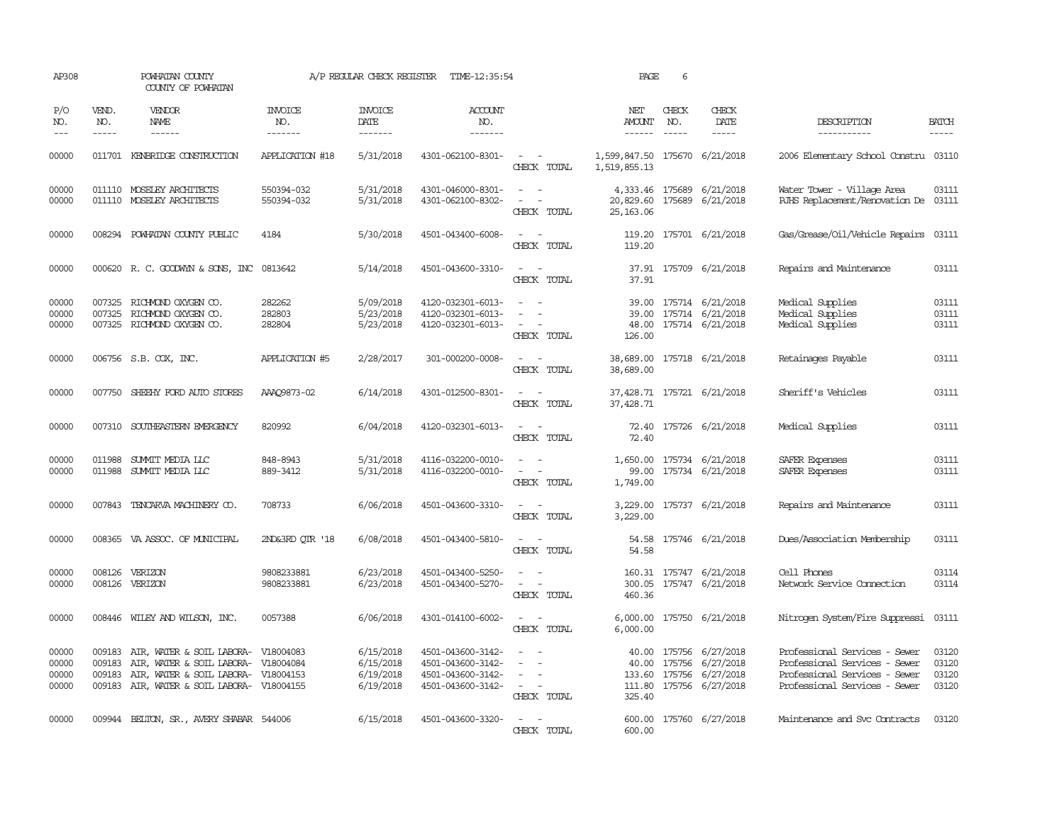AP308 POWHATAN COUNTY COUNTY OF POWHATAN A/P REGULAR CHECK REGISTER TIME-12:35:54 PAGE 6

| P/O NO. | VEND. NO. | VENDOR NAME | INVOICE NO. | INVOICE DATE | ACCOUNT NO. | | NET AMOUNT | CHECK NO. | CHECK DATE | DESCRIPTION | BATCH |
|---|---|---|---|---|---|---|---|---|---|---|---|
| 00000 | 011701 | KENBRIDGE CONSTRUCTION | APPLICATION #18 | 5/31/2018 | 4301-062100-8301- | - - | 1,599,847.50 | 175670 | 6/21/2018 | 2006 Elementary School Constru | 03110 |
| | | | | | | CHECK TOTAL | 1,519,855.13 | | | | |
| 00000 | 011110 | MOSELEY ARCHITECTS | 550394-032 | 5/31/2018 | 4301-046000-8301- | - - | 4,333.46 | 175689 | 6/21/2018 | Water Tower - Village Area | 03111 |
| 00000 | 011110 | MOSELEY ARCHITECTS | 550394-032 | 5/31/2018 | 4301-062100-8302- | - - | 20,829.60 | 175689 | 6/21/2018 | PJHS Replacement/Renovation De | 03111 |
| | | | | | | CHECK TOTAL | 25,163.06 | | | | |
| 00000 | 008294 | POWHATAN COUNTY PUBLIC | 4184 | 5/30/2018 | 4501-043400-6008- | - - | 119.20 | 175701 | 6/21/2018 | Gas/Grease/Oil/Vehicle Repairs | 03111 |
| | | | | | | CHECK TOTAL | 119.20 | | | | |
| 00000 | 000620 | R. C. GOODWYN & SONS, INC | 0813642 | 5/14/2018 | 4501-043600-3310- | - - | 37.91 | 175709 | 6/21/2018 | Repairs and Maintenance | 03111 |
| | | | | | | CHECK TOTAL | 37.91 | | | | |
| 00000 | 007325 | RICHMOND OXYGEN CO. | 282262 | 5/09/2018 | 4120-032301-6013- | - - | 39.00 | 175714 | 6/21/2018 | Medical Supplies | 03111 |
| 00000 | 007325 | RICHMOND OXYGEN CO. | 282803 | 5/23/2018 | 4120-032301-6013- | - - | 39.00 | 175714 | 6/21/2018 | Medical Supplies | 03111 |
| 00000 | 007325 | RICHMOND OXYGEN CO. | 282804 | 5/23/2018 | 4120-032301-6013- | - - | 48.00 | 175714 | 6/21/2018 | Medical Supplies | 03111 |
| | | | | | | CHECK TOTAL | 126.00 | | | | |
| 00000 | 006756 | S.B. COX, INC. | APPLICATION #5 | 2/28/2017 | 301-000200-0008- | - - | 38,689.00 | 175718 | 6/21/2018 | Retainages Payable | 03111 |
| | | | | | | CHECK TOTAL | 38,689.00 | | | | |
| 00000 | 007750 | SHEEHY FORD AUTO STORES | AAAQ9873-02 | 6/14/2018 | 4301-012500-8301- | - - | 37,428.71 | 175721 | 6/21/2018 | Sheriff's Vehicles | 03111 |
| | | | | | | CHECK TOTAL | 37,428.71 | | | | |
| 00000 | 007310 | SOUTHEASTERN EMERGENCY | 820992 | 6/04/2018 | 4120-032301-6013- | - - | 72.40 | 175726 | 6/21/2018 | Medical Supplies | 03111 |
| | | | | | | CHECK TOTAL | 72.40 | | | | |
| 00000 | 011988 | SUMMIT MEDIA LLC | 848-8943 | 5/31/2018 | 4116-032200-0010- | - - | 1,650.00 | 175734 | 6/21/2018 | SAFER Expenses | 03111 |
| 00000 | 011988 | SUMMIT MEDIA LLC | 889-3412 | 5/31/2018 | 4116-032200-0010- | - - | 99.00 | 175734 | 6/21/2018 | SAFER Expenses | 03111 |
| | | | | | | CHECK TOTAL | 1,749.00 | | | | |
| 00000 | 007843 | TENCARVA MACHINERY CO. | 708733 | 6/06/2018 | 4501-043600-3310- | - - | 3,229.00 | 175737 | 6/21/2018 | Repairs and Maintenance | 03111 |
| | | | | | | CHECK TOTAL | 3,229.00 | | | | |
| 00000 | 008365 | VA ASSOC. OF MUNICIPAL | 2ND&3RD QTR '18 | 6/08/2018 | 4501-043400-5810- | - - | 54.58 | 175746 | 6/21/2018 | Dues/Association Membership | 03111 |
| | | | | | | CHECK TOTAL | 54.58 | | | | |
| 00000 | 008126 | VERIZON | 9808233881 | 6/23/2018 | 4501-043400-5250- | - - | 160.31 | 175747 | 6/21/2018 | Cell Phones | 03114 |
| 00000 | 008126 | VERIZON | 9808233881 | 6/23/2018 | 4501-043400-5270- | - - | 300.05 | 175747 | 6/21/2018 | Network Service Connection | 03114 |
| | | | | | | CHECK TOTAL | 460.36 | | | | |
| 00000 | 008446 | WILEY AND WILSON, INC. | 0057388 | 6/06/2018 | 4301-014100-6002- | - - | 6,000.00 | 175750 | 6/21/2018 | Nitrogen System/Fire Suppressi | 03111 |
| | | | | | | CHECK TOTAL | 6,000.00 | | | | |
| 00000 | 009183 | AIR, WATER & SOIL LABORA- | V18004083 | 6/15/2018 | 4501-043600-3142- | - - | 40.00 | 175756 | 6/27/2018 | Professional Services - Sewer | 03120 |
| 00000 | 009183 | AIR, WATER & SOIL LABORA- | V18004084 | 6/15/2018 | 4501-043600-3142- | - - | 40.00 | 175756 | 6/27/2018 | Professional Services - Sewer | 03120 |
| 00000 | 009183 | AIR, WATER & SOIL LABORA- | V18004153 | 6/19/2018 | 4501-043600-3142- | - - | 133.60 | 175756 | 6/27/2018 | Professional Services - Sewer | 03120 |
| 00000 | 009183 | AIR, WATER & SOIL LABORA- | V18004155 | 6/19/2018 | 4501-043600-3142- | - - | 111.80 | 175756 | 6/27/2018 | Professional Services - Sewer | 03120 |
| | | | | | | CHECK TOTAL | 325.40 | | | | |
| 00000 | 009944 | BELTON, SR., AVERY SHABAR | 544006 | 6/15/2018 | 4501-043600-3320- | - - | 600.00 | 175760 | 6/27/2018 | Maintenance and Svc Contracts | 03120 |
| | | | | | | CHECK TOTAL | 600.00 | | | | |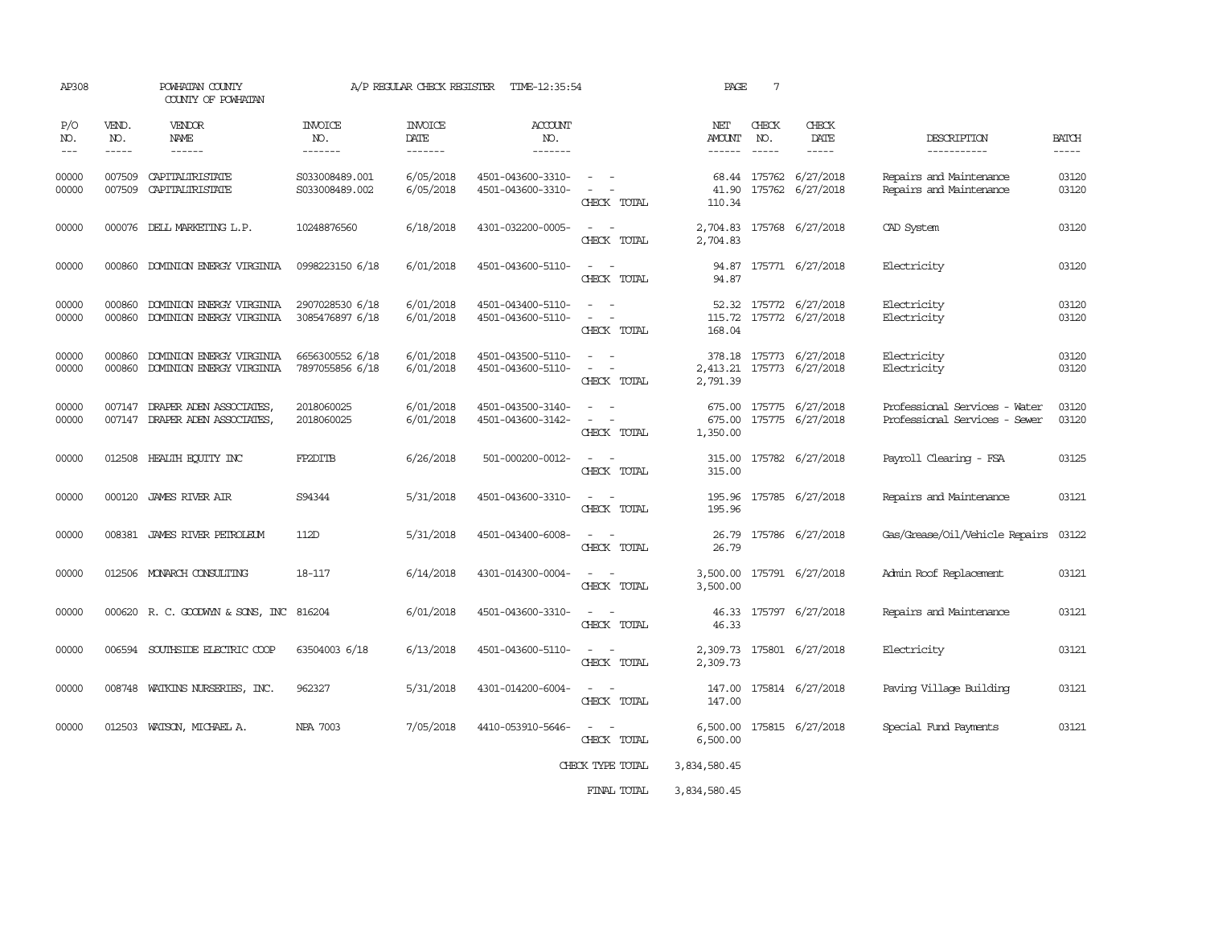AP308 POWHATAN COUNTY A/P REGULAR CHECK REGISTER TIME-12:35:54 PAGE 7

COUNTY OF POWHATAN

| P/O NO. | VEND. NO. | VENDOR NAME | INVOICE NO. | INVOICE DATE | ACCOUNT NO. | | NET AMOUNT | CHECK NO. | CHECK DATE | DESCRIPTION | BATCH |
|---|---|---|---|---|---|---|---|---|---|---|---|
| 00000 | 007509 | CAPITALTRISTATE | S033008489.001 | 6/05/2018 | 4501-043600-3310- | - - | 68.44 | 175762 | 6/27/2018 | Repairs and Maintenance | 03120 |
| 00000 | 007509 | CAPITALTRISTATE | S033008489.002 | 6/05/2018 | 4501-043600-3310- | - - | 41.90 | 175762 | 6/27/2018 | Repairs and Maintenance | 03120 |
| | | | | | | CHECK TOTAL | 110.34 | | | | |
| 00000 | 000076 | DELL MARKETING L.P. | 10248876560 | 6/18/2018 | 4301-032200-0005- | - - | 2,704.83 | 175768 | 6/27/2018 | CAD System | 03120 |
| | | | | | | CHECK TOTAL | 2,704.83 | | | | |
| 00000 | 000860 | DOMINION ENERGY VIRGINIA | 0998223150 6/18 | 6/01/2018 | 4501-043600-5110- | - - | 94.87 | 175771 | 6/27/2018 | Electricity | 03120 |
| | | | | | | CHECK TOTAL | 94.87 | | | | |
| 00000 | 000860 | DOMINION ENERGY VIRGINIA | 2907028530 6/18 | 6/01/2018 | 4501-043400-5110- | - - | 52.32 | 175772 | 6/27/2018 | Electricity | 03120 |
| 00000 | 000860 | DOMINION ENERGY VIRGINIA | 3085476897 6/18 | 6/01/2018 | 4501-043600-5110- | - - | 115.72 | 175772 | 6/27/2018 | Electricity | 03120 |
| | | | | | | CHECK TOTAL | 168.04 | | | | |
| 00000 | 000860 | DOMINION ENERGY VIRGINIA | 6656300552 6/18 | 6/01/2018 | 4501-043500-5110- | - - | 378.18 | 175773 | 6/27/2018 | Electricity | 03120 |
| 00000 | 000860 | DOMINION ENERGY VIRGINIA | 7897055856 6/18 | 6/01/2018 | 4501-043600-5110- | - - | 2,413.21 | 175773 | 6/27/2018 | Electricity | 03120 |
| | | | | | | CHECK TOTAL | 2,791.39 | | | | |
| 00000 | 007147 | DRAPER ADEN ASSOCIATES, | 2018060025 | 6/01/2018 | 4501-043500-3140- | - - | 675.00 | 175775 | 6/27/2018 | Professional Services - Water | 03120 |
| 00000 | 007147 | DRAPER ADEN ASSOCIATES, | 2018060025 | 6/01/2018 | 4501-043600-3142- | - - | 675.00 | 175775 | 6/27/2018 | Professional Services - Sewer | 03120 |
| | | | | | | CHECK TOTAL | 1,350.00 | | | | |
| 00000 | 012508 | HEALTH EQUITY INC | FP2DITB | 6/26/2018 | 501-000200-0012- | - - | 315.00 | 175782 | 6/27/2018 | Payroll Clearing - FSA | 03125 |
| | | | | | | CHECK TOTAL | 315.00 | | | | |
| 00000 | 000120 | JAMES RIVER AIR | S94344 | 5/31/2018 | 4501-043600-3310- | - - | 195.96 | 175785 | 6/27/2018 | Repairs and Maintenance | 03121 |
| | | | | | | CHECK TOTAL | 195.96 | | | | |
| 00000 | 008381 | JAMES RIVER PETROLEUM | 112D | 5/31/2018 | 4501-043400-6008- | - - | 26.79 | 175786 | 6/27/2018 | Gas/Grease/Oil/Vehicle Repairs | 03122 |
| | | | | | | CHECK TOTAL | 26.79 | | | | |
| 00000 | 012506 | MONARCH CONSULTING | 18-117 | 6/14/2018 | 4301-014300-0004- | - - | 3,500.00 | 175791 | 6/27/2018 | Admin Roof Replacement | 03121 |
| | | | | | | CHECK TOTAL | 3,500.00 | | | | |
| 00000 | 000620 | R. C. GOODWYN & SONS, INC | 816204 | 6/01/2018 | 4501-043600-3310- | - - | 46.33 | 175797 | 6/27/2018 | Repairs and Maintenance | 03121 |
| | | | | | | CHECK TOTAL | 46.33 | | | | |
| 00000 | 006594 | SOUTHSIDE ELECTRIC COOP | 63504003 6/18 | 6/13/2018 | 4501-043600-5110- | - - | 2,309.73 | 175801 | 6/27/2018 | Electricity | 03121 |
| | | | | | | CHECK TOTAL | 2,309.73 | | | | |
| 00000 | 008748 | WATKINS NURSERIES, INC. | 962327 | 5/31/2018 | 4301-014200-6004- | - - | 147.00 | 175814 | 6/27/2018 | Paving Village Building | 03121 |
| | | | | | | CHECK TOTAL | 147.00 | | | | |
| 00000 | 012503 | WATSON, MICHAEL A. | NPA 7003 | 7/05/2018 | 4410-053910-5646- | - - | 6,500.00 | 175815 | 6/27/2018 | Special Fund Payments | 03121 |
| | | | | | | CHECK TOTAL | 6,500.00 | | | | |
| | | | | | | CHECK TYPE TOTAL | 3,834,580.45 | | | | |
| | | | | | | FINAL TOTAL | 3,834,580.45 | | | | |